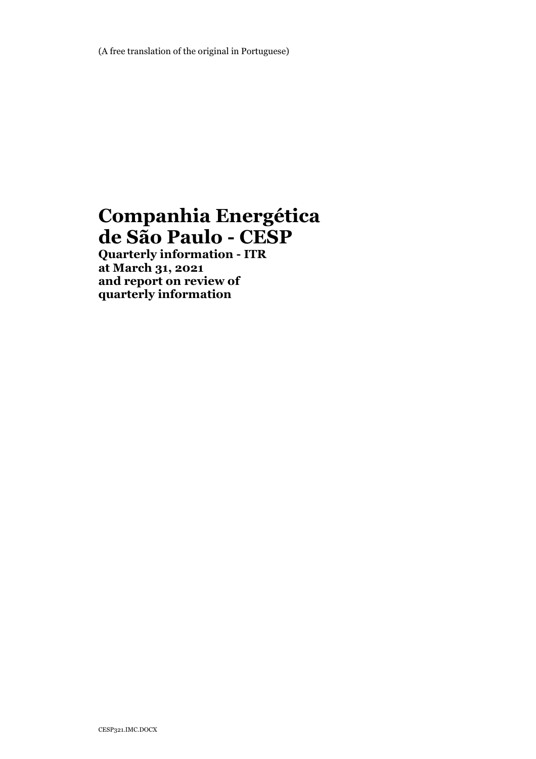(A free translation of the original in Portuguese)

# Companhia Energética de São Paulo - CESP

**Quarterly information - ITR at March 31, 2021 and report on review of quarterly information**

CESP321.IMC.DOCX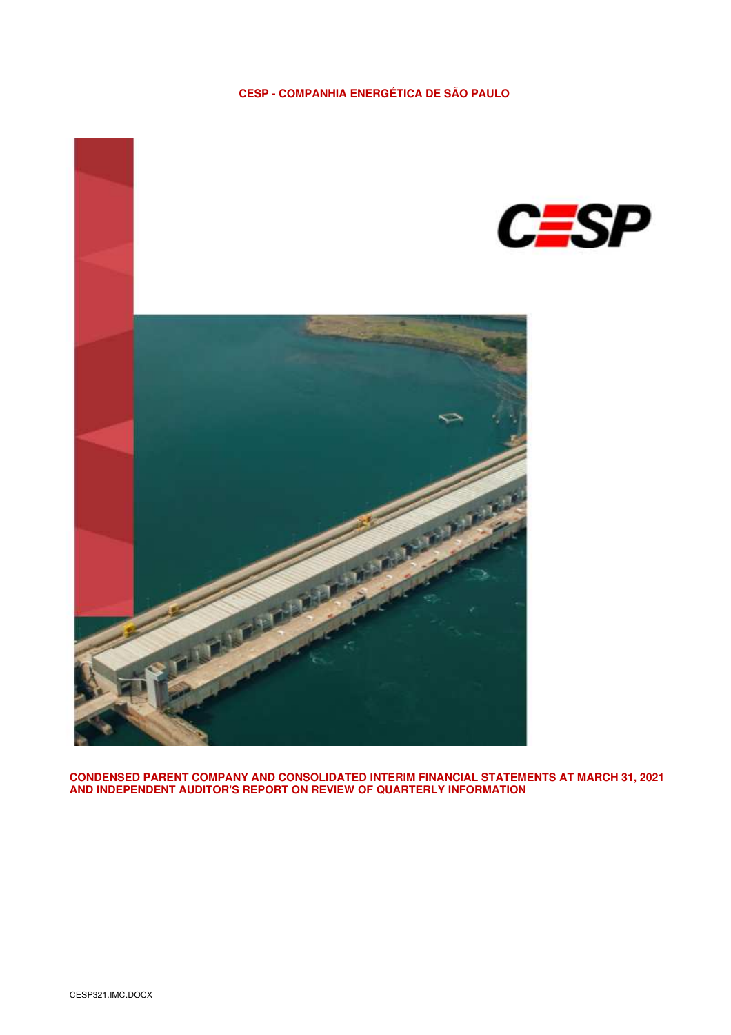**CESP - COMPANHIA ENERGÉTICA DE SÃO PAULO**

**CONDENSED PARENT COMPANY AND CONSOLIDATED INTERIM FINANCIAL STATEMENTS AT MARCH 31, 2021 AND INDEPENDENT AUDITOR'S REPORT ON REVIEW OF QUARTERLY INFORMATION**

CESP321.IMC.DOCX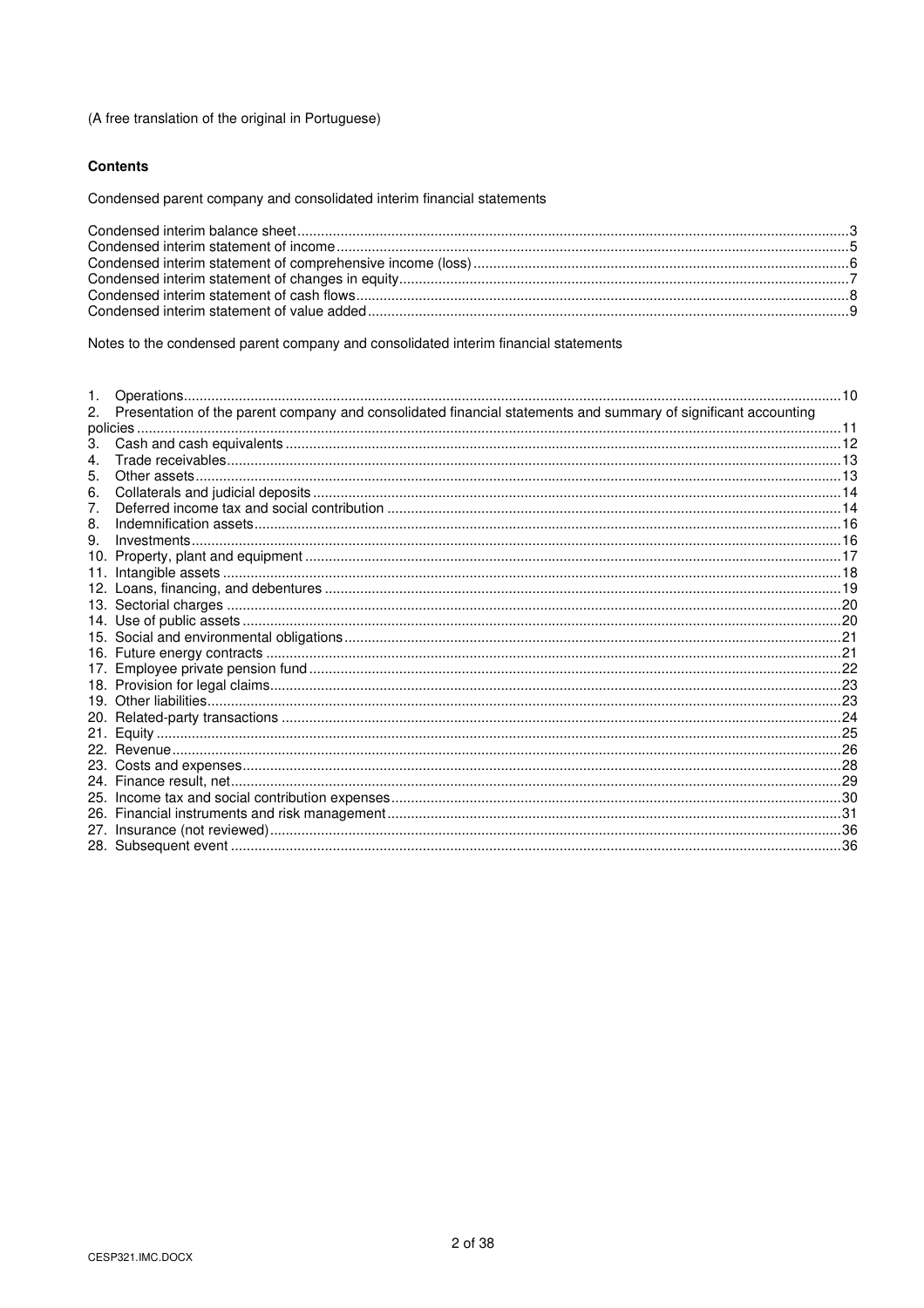(A free translation of the original in Portuguese)

**Contents**

Condensed parent company and consolidated interim financial statements

Condensed interim balance sheet ........................................ 3
Condensed interim statement of income ........................................ 5
Condensed interim statement of comprehensive income (loss) ........................................ 6
Condensed interim statement of changes in equity ........................................ 7
Condensed interim statement of cash flows ........................................ 8
Condensed interim statement of value added ........................................ 9

Notes to the condensed parent company and consolidated interim financial statements

1. Operations ........................................ 10
2. Presentation of the parent company and consolidated financial statements and summary of significant accounting policies ........................................ 11
3. Cash and cash equivalents ........................................ 12
4. Trade receivables ........................................ 13
5. Other assets ........................................ 13
6. Collaterals and judicial deposits ........................................ 14
7. Deferred income tax and social contribution ........................................ 14
8. Indemnification assets ........................................ 16
9. Investments ........................................ 16
10. Property, plant and equipment ........................................ 17
11. Intangible assets ........................................ 18
12. Loans, financing, and debentures ........................................ 19
13. Sectorial charges ........................................ 20
14. Use of public assets ........................................ 20
15. Social and environmental obligations ........................................ 21
16. Future energy contracts ........................................ 21
17. Employee private pension fund ........................................ 22
18. Provision for legal claims ........................................ 23
19. Other liabilities ........................................ 23
20. Related-party transactions ........................................ 24
21. Equity ........................................ 25
22. Revenue ........................................ 26
23. Costs and expenses ........................................ 28
24. Finance result, net ........................................ 29
25. Income tax and social contribution expenses ........................................ 30
26. Financial instruments and risk management ........................................ 31
27. Insurance (not reviewed) ........................................ 36
28. Subsequent event ........................................ 36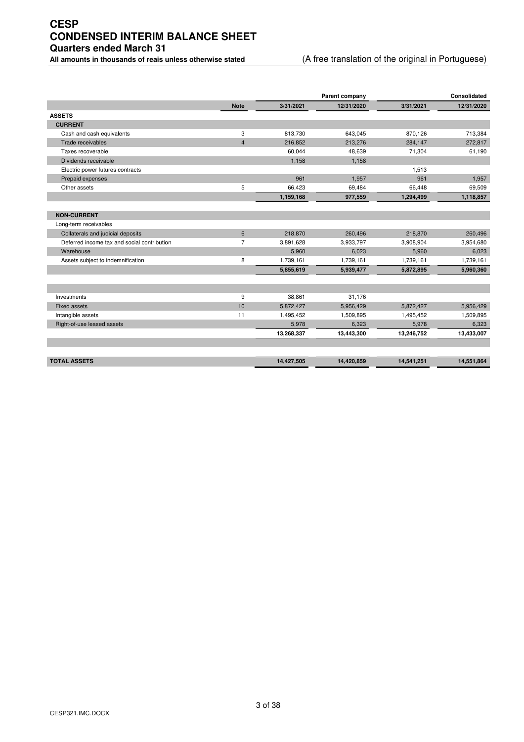# CESP
# CONDENSED INTERIM BALANCE SHEET
## Quarters ended March 31

**All amounts in thousands of reais unless otherwise stated** (A free translation of the original in Portuguese)

| | | Parent company | | Consolidated | |
|---|---|---|---|---|---|
| | **Note** | **3/31/2021** | **12/31/2020** | **3/31/2021** | **12/31/2020** |
| **ASSETS** | | | | | |
| **CURRENT** | | | | | |
| Cash and cash equivalents | 3 | 813,730 | 643,045 | 870,126 | 713,384 |
| Trade receivables | 4 | 216,852 | 213,276 | 284,147 | 272,817 |
| Taxes recoverable | | 60,044 | 48,639 | 71,304 | 61,190 |
| Dividends receivable | | 1,158 | 1,158 | | |
| Electric power futures contracts | | | | 1,513 | |
| Prepaid expenses | | 961 | 1,957 | 961 | 1,957 |
| Other assets | 5 | 66,423 | 69,484 | 66,448 | 69,509 |
| | | **1,159,168** | **977,559** | **1,294,499** | **1,118,857** |
| **NON-CURRENT** | | | | | |
| Long-term receivables | | | | | |
| Collaterals and judicial deposits | 6 | 218,870 | 260,496 | 218,870 | 260,496 |
| Deferred income tax and social contribution | 7 | 3,891,628 | 3,933,797 | 3,908,904 | 3,954,680 |
| Warehouse | | 5,960 | 6,023 | 5,960 | 6,023 |
| Assets subject to indemnification | 8 | 1,739,161 | 1,739,161 | 1,739,161 | 1,739,161 |
| | | **5,855,619** | **5,939,477** | **5,872,895** | **5,960,360** |
| Investments | 9 | 38,861 | 31,176 | | |
| Fixed assets | 10 | 5,872,427 | 5,956,429 | 5,872,427 | 5,956,429 |
| Intangible assets | 11 | 1,495,452 | 1,509,895 | 1,495,452 | 1,509,895 |
| Right-of-use leased assets | | 5,978 | 6,323 | 5,978 | 6,323 |
| | | **13,268,337** | **13,443,300** | **13,246,752** | **13,433,007** |
| **TOTAL ASSETS** | | **14,427,505** | **14,420,859** | **14,541,251** | **14,551,864** |

CESP321.IMC.DOCX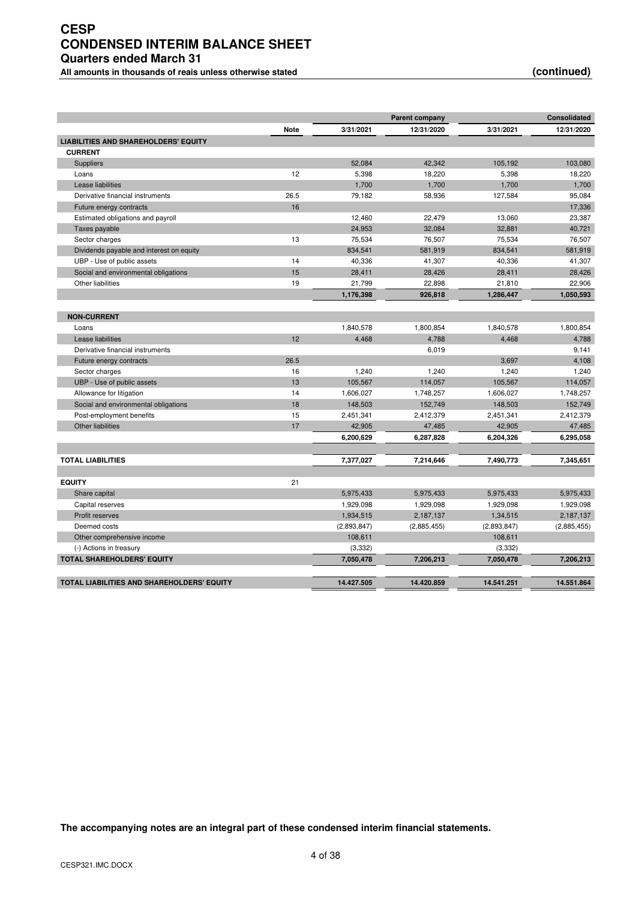# CESP
# CONDENSED INTERIM BALANCE SHEET
## Quarters ended March 31

**All amounts in thousands of reais unless otherwise stated** **(continued)**

| | Note | Parent company | | Consolidated | |
|---|---|---|---|---|---|
| | | 3/31/2021 | 12/31/2020 | 3/31/2021 | 12/31/2020 |
| **LIABILITIES AND SHAREHOLDERS' EQUITY** | | | | | |
| **CURRENT** | | | | | |
| Suppliers | | 52,084 | 42,342 | 105,192 | 103,080 |
| Loans | 12 | 5,398 | 18,220 | 5,398 | 18,220 |
| Lease liabilities | | 1,700 | 1,700 | 1,700 | 1,700 |
| Derivative financial instruments | 26.5 | 79,182 | 58,936 | 127,584 | 95,084 |
| Future energy contracts | 16 | | | | 17,336 |
| Estimated obligations and payroll | | 12,460 | 22,479 | 13,060 | 23,387 |
| Taxes payable | | 24,953 | 32,084 | 32,881 | 40,721 |
| Sector charges | 13 | 75,534 | 76,507 | 75,534 | 76,507 |
| Dividends payable and interest on equity | | 834,541 | 581,919 | 834,541 | 581,919 |
| UBP - Use of public assets | 14 | 40,336 | 41,307 | 40,336 | 41,307 |
| Social and environmental obligations | 15 | 28,411 | 28,426 | 28,411 | 28,426 |
| Other liabilities | 19 | 21,799 | 22,898 | 21,810 | 22,906 |
| | | **1,176,398** | **926,818** | **1,286,447** | **1,050,593** |
| **NON-CURRENT** | | | | | |
| Loans | | 1,840,578 | 1,800,854 | 1,840,578 | 1,800,854 |
| Lease liabilities | 12 | 4,468 | 4,788 | 4,468 | 4,788 |
| Derivative financial instruments | | | 6,019 | | 9,141 |
| Future energy contracts | 26.5 | | | 3,697 | 4,108 |
| Sector charges | 16 | 1,240 | 1,240 | 1,240 | 1,240 |
| UBP - Use of public assets | 13 | 105,567 | 114,057 | 105,567 | 114,057 |
| Allowance for litigation | 14 | 1,606,027 | 1,748,257 | 1,606,027 | 1,748,257 |
| Social and environmental obligations | 18 | 148,503 | 152,749 | 148,503 | 152,749 |
| Post-employment benefits | 15 | 2,451,341 | 2,412,379 | 2,451,341 | 2,412,379 |
| Other liabilities | 17 | 42,905 | 47,485 | 42,905 | 47,485 |
| | | **6,200,629** | **6,287,828** | **6,204,326** | **6,295,058** |
| **TOTAL LIABILITIES** | | **7,377,027** | **7,214,646** | **7,490,773** | **7,345,651** |
| **EQUITY** | 21 | | | | |
| Share capital | | 5,975,433 | 5,975,433 | 5,975,433 | 5,975,433 |
| Capital reserves | | 1,929,098 | 1,929,098 | 1,929,098 | 1,929,098 |
| Profit reserves | | 1,934,515 | 2,187,137 | 1,34,515 | 2,187,137 |
| Deemed costs | | (2,893,847) | (2,885,455) | (2,893,847) | (2,885,455) |
| Other comprehensive income | | 108,611 | | 108,611 | |
| (-) Actions in treasury | | (3,332) | | (3,332) | |
| **TOTAL SHAREHOLDERS' EQUITY** | | **7,050,478** | **7,206,213** | **7,050,478** | **7,206,213** |
| **TOTAL LIABILITIES AND SHAREHOLDERS' EQUITY** | | **14.427.505** | **14.420.859** | **14.541.251** | **14.551.864** |

**The accompanying notes are an integral part of these condensed interim financial statements.**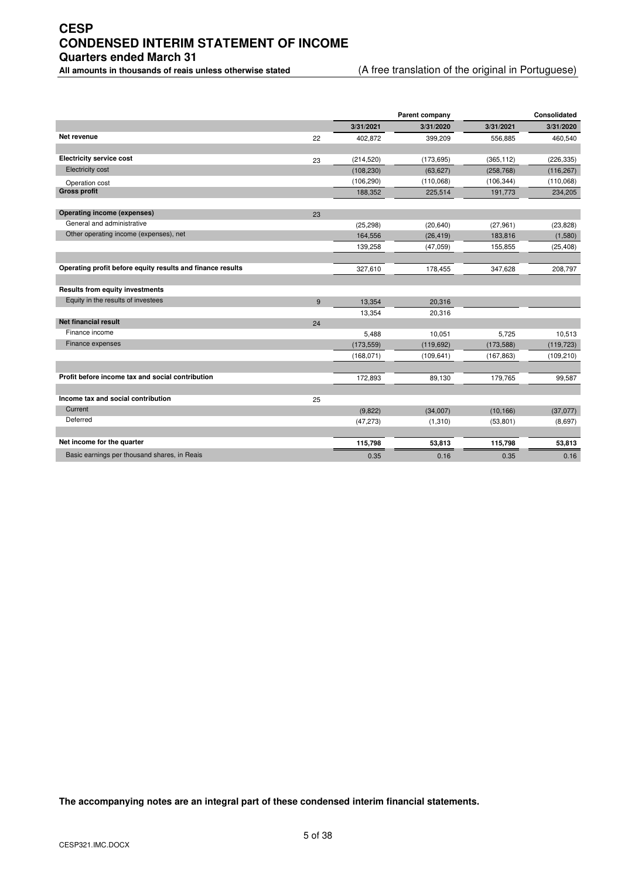# CESP
# CONDENSED INTERIM STATEMENT OF INCOME
## Quarters ended March 31

**All amounts in thousands of reais unless otherwise stated** (A free translation of the original in Portuguese)

| | | Parent company | | Consolidated | |
|---|---|---|---|---|---|
| | | 3/31/2021 | 3/31/2020 | 3/31/2021 | 3/31/2020 |
| **Net revenue** | 22 | 402,872 | 399,209 | 556,885 | 460,540 |
| | | | | | |
| **Electricity service cost** | 23 | (214,520) | (173,695) | (365,112) | (226,335) |
| Electricity cost | | (108,230) | (63,627) | (258,768) | (116,267) |
| Operation cost | | (106,290) | (110,068) | (106,344) | (110,068) |
| **Gross profit** | | 188,352 | 225,514 | 191,773 | 234,205 |
| | | | | | |
| **Operating income (expenses)** | 23 | | | | |
| General and administrative | | (25,298) | (20,640) | (27,961) | (23,828) |
| Other operating income (expenses), net | | 164,556 | (26,419) | 183,816 | (1,580) |
| | | 139,258 | (47,059) | 155,855 | (25,408) |
| | | | | | |
| **Operating profit before equity results and finance results** | | 327,610 | 178,455 | 347,628 | 208,797 |
| | | | | | |
| **Results from equity investments** | | | | | |
| Equity in the results of investees | 9 | 13,354 | 20,316 | | |
| | | 13,354 | 20,316 | | |
| **Net financial result** | 24 | | | | |
| Finance income | | 5,488 | 10,051 | 5,725 | 10,513 |
| Finance expenses | | (173,559) | (119,692) | (173,588) | (119,723) |
| | | (168,071) | (109,641) | (167,863) | (109,210) |
| | | | | | |
| **Profit before income tax and social contribution** | | 172,893 | 89,130 | 179,765 | 99,587 |
| | | | | | |
| **Income tax and social contribution** | 25 | | | | |
| Current | | (9,822) | (34,007) | (10,166) | (37,077) |
| Deferred | | (47,273) | (1,310) | (53,801) | (8,697) |
| | | | | | |
| **Net income for the quarter** | | **115,798** | **53,813** | **115,798** | **53,813** |
| Basic earnings per thousand shares, in Reais | | 0.35 | 0.16 | 0.35 | 0.16 |

**The accompanying notes are an integral part of these condensed interim financial statements.**

CESP321.IMC.DOCX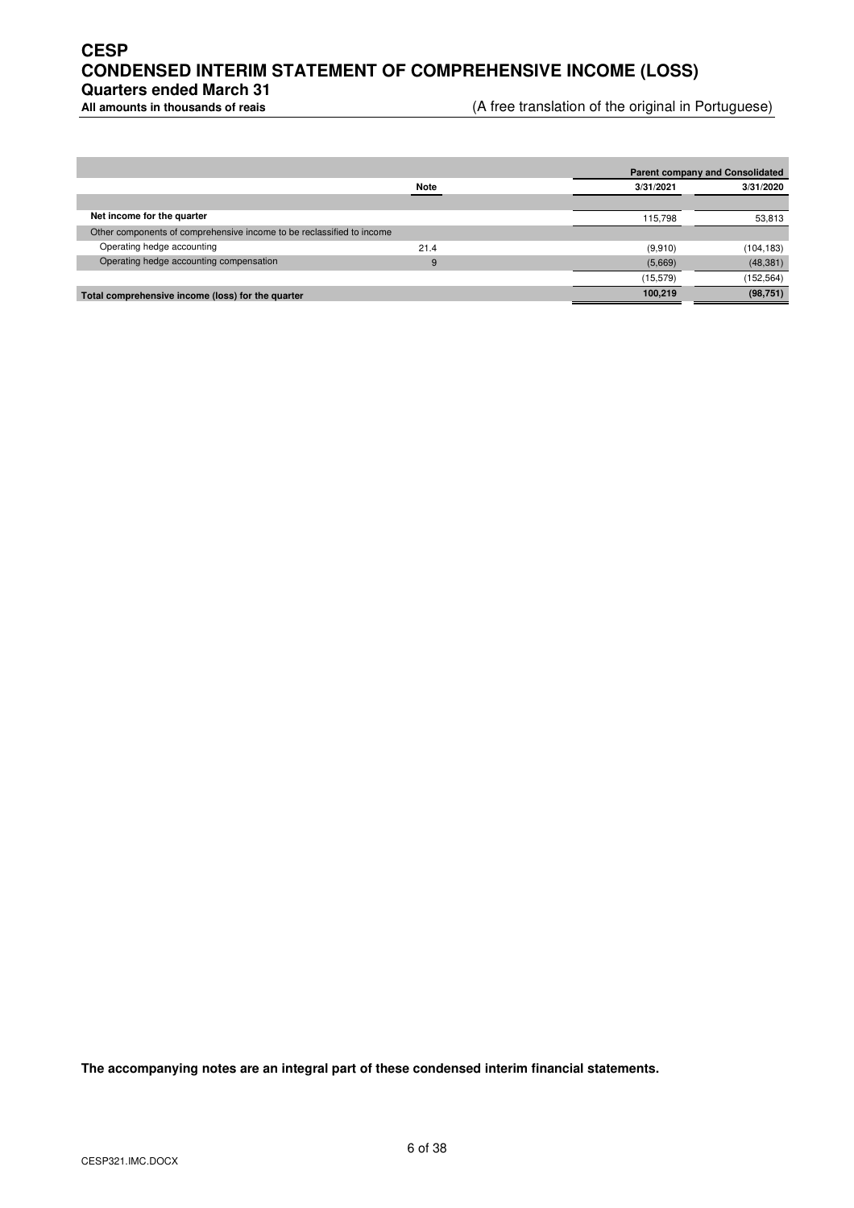# CESP

# CONDENSED INTERIM STATEMENT OF COMPREHENSIVE INCOME (LOSS)

## Quarters ended March 31

**All amounts in thousands of reais** (A free translation of the original in Portuguese)

| | Note | Parent company and Consolidated | |
|---|---|---|---|
| | | 3/31/2021 | 3/31/2020 |
| **Net income for the quarter** | | 115,798 | 53,813 |
| Other components of comprehensive income to be reclassified to income | | | |
| Operating hedge accounting | 21.4 | (9,910) | (104,183) |
| Operating hedge accounting compensation | 9 | (5,669) | (48,381) |
| | | (15,579) | (152,564) |
| **Total comprehensive income (loss) for the quarter** | | **100,219** | **(98,751)** |

**The accompanying notes are an integral part of these condensed interim financial statements.**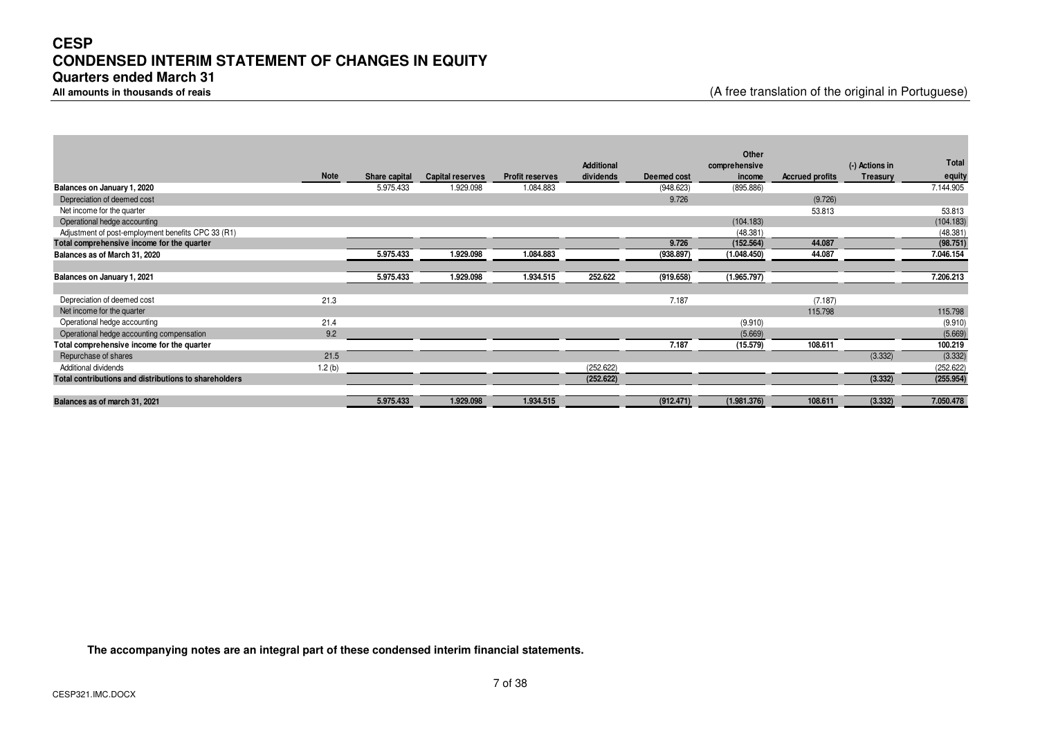# CESP

## CONDENSED INTERIM STATEMENT OF CHANGES IN EQUITY

### Quarters ended March 31

**All amounts in thousands of reais**

(A free translation of the original in Portuguese)

| | Note | Share capital | Capital reserves | Profit reserves | Additional dividends | Deemed cost | Other comprehensive income | Accrued profits | (-) Actions in Treasury | Total equity |
|---|---|---|---|---|---|---|---|---|---|---|
| **Balances on January 1, 2020** | | 5.975.433 | 1.929.098 | 1.084.883 | | (948.623) | (895.886) | | | 7.144.905 |
| Depreciation of deemed cost | | | | | | 9.726 | | (9.726) | | |
| Net income for the quarter | | | | | | | | 53.813 | | 53.813 |
| Operational hedge accounting | | | | | | | (104.183) | | | (104.183) |
| Adjustment of post-employment benefits CPC 33 (R1) | | | | | | | (48.381) | | | (48.381) |
| **Total comprehensive income for the quarter** | | | | | | **9.726** | **(152.564)** | **44.087** | | **(98.751)** |
| **Balances as of March 31, 2020** | | **5.975.433** | **1.929.098** | **1.084.883** | | **(938.897)** | **(1.048.450)** | **44.087** | | **7.046.154** |
| **Balances on January 1, 2021** | | **5.975.433** | **1.929.098** | **1.934.515** | **252.622** | **(919.658)** | **(1.965.797)** | | | **7.206.213** |
| Depreciation of deemed cost | 21.3 | | | | | 7.187 | | (7.187) | | |
| Net income for the quarter | | | | | | | | 115.798 | | 115.798 |
| Operational hedge accounting | 21.4 | | | | | | (9.910) | | | (9.910) |
| Operational hedge accounting compensation | 9.2 | | | | | | (5.669) | | | (5.669) |
| **Total comprehensive income for the quarter** | | | | | | **7.187** | **(15.579)** | **108.611** | | **100.219** |
| Repurchase of shares | 21.5 | | | | | | | | (3.332) | (3.332) |
| Additional dividends | 1.2 (b) | | | | (252.622) | | | | | (252.622) |
| **Total contributions and distributions to shareholders** | | | | | **(252.622)** | | | | **(3.332)** | **(255.954)** |
| **Balances as of march 31, 2021** | | **5.975.433** | **1.929.098** | **1.934.515** | | **(912.471)** | **(1.981.376)** | **108.611** | **(3.332)** | **7.050.478** |

**The accompanying notes are an integral part of these condensed interim financial statements.**

CESP321.IMC.DOCX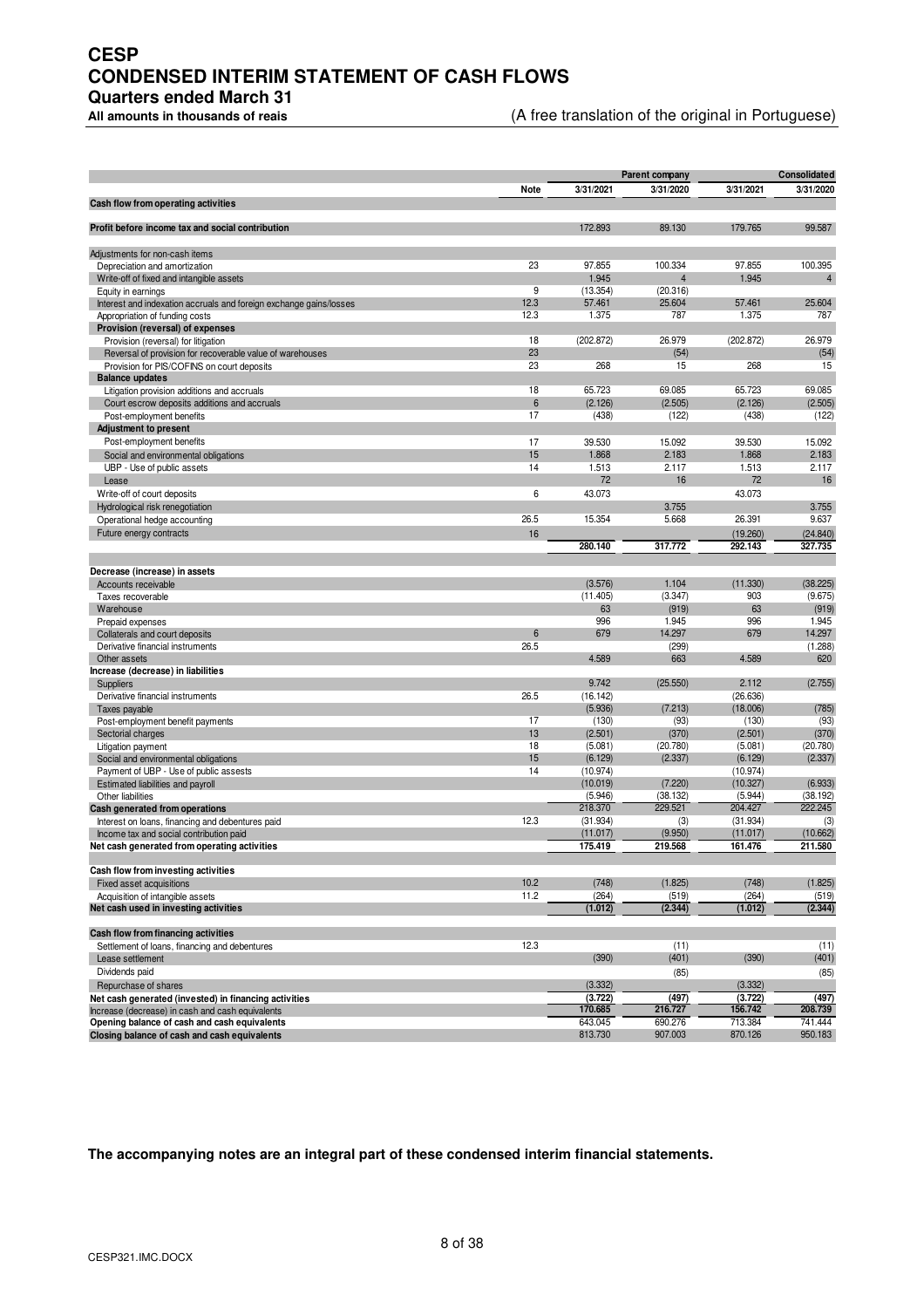# CESP
# CONDENSED INTERIM STATEMENT OF CASH FLOWS
## Quarters ended March 31

**All amounts in thousands of reais** (A free translation of the original in Portuguese)

| | | Parent company | | Consolidated | |
|---|---|---|---|---|---|
| | **Note** | **3/31/2021** | **3/31/2020** | **3/31/2021** | **3/31/2020** |
| **Cash flow from operating activities** | | | | | |
| **Profit before income tax and social contribution** | | 172.893 | 89.130 | 179.765 | 99.587 |
| Adjustments for non-cash items | | | | | |
| Depreciation and amortization | 23 | 97.855 | 100.334 | 97.855 | 100.395 |
| Write-off of fixed and intangible assets | | 1.945 | 4 | 1.945 | 4 |
| Equity in earnings | 9 | (13.354) | (20.316) | | |
| Interest and indexation accruals and foreign exchange gains/losses | 12.3 | 57.461 | 25.604 | 57.461 | 25.604 |
| Appropriation of funding costs | 12.3 | 1.375 | 787 | 1.375 | 787 |
| **Provision (reversal) of expenses** | | | | | |
| Provision (reversal) for litigation | 18 | (202.872) | 26.979 | (202.872) | 26.979 |
| Reversal of provision for recoverable value of warehouses | 23 | | (54) | | (54) |
| Provision for PIS/COFINS on court deposits | 23 | 268 | 15 | 268 | 15 |
| **Balance updates** | | | | | |
| Litigation provision additions and accruals | 18 | 65.723 | 69.085 | 65.723 | 69.085 |
| Court escrow deposits additions and accruals | 6 | (2.126) | (2.505) | (2.126) | (2.505) |
| Post-employment benefits | 17 | (438) | (122) | (438) | (122) |
| **Adjustment to present** | | | | | |
| Post-employment benefits | 17 | 39.530 | 15.092 | 39.530 | 15.092 |
| Social and environmental obligations | 15 | 1.868 | 2.183 | 1.868 | 2.183 |
| UBP - Use of public assets | 14 | 1.513 | 2.117 | 1.513 | 2.117 |
| Lease | | 72 | 16 | 72 | 16 |
| Write-off of court deposits | 6 | 43.073 | | 43.073 | |
| Hydrological risk renegotiation | | | 3.755 | | 3.755 |
| Operational hedge accounting | 26.5 | 15.354 | 5.668 | 26.391 | 9.637 |
| Future energy contracts | 16 | | | (19.260) | (24.840) |
| | | **280.140** | **317.772** | **292.143** | **327.735** |
| **Decrease (increase) in assets** | | | | | |
| Accounts receivable | | (3.576) | 1.104 | (11.330) | (38.225) |
| Taxes recoverable | | (11.405) | (3.347) | 903 | (9.675) |
| Warehouse | | 63 | (919) | 63 | (919) |
| Prepaid expenses | | 996 | 1.945 | 996 | 1.945 |
| Collaterals and court deposits | 6 | 679 | 14.297 | 679 | 14.297 |
| Derivative financial instruments | 26.5 | | (299) | | (1.288) |
| Other assets | | 4.589 | 663 | 4.589 | 620 |
| **Increase (decrease) in liabilities** | | | | | |
| Suppliers | | 9.742 | (25.550) | 2.112 | (2.755) |
| Derivative financial instruments | 26.5 | (16.142) | | (26.636) | |
| Taxes payable | | (5.936) | (7.213) | (18.006) | (785) |
| Post-employment benefit payments | 17 | (130) | (93) | (130) | (93) |
| Sectorial charges | 13 | (2.501) | (370) | (2.501) | (370) |
| Litigation payment | 18 | (5.081) | (20.780) | (5.081) | (20.780) |
| Social and environmental obligations | 15 | (6.129) | (2.337) | (6.129) | (2.337) |
| Payment of UBP - Use of public assests | 14 | (10.974) | | (10.974) | |
| Estimated liabilities and payroll | | (10.019) | (7.220) | (10.327) | (6.933) |
| Other liabilities | | (5.946) | (38.132) | (5.944) | (38.192) |
| **Cash generated from operations** | | 218.370 | 229.521 | 204.427 | 222.245 |
| Interest on loans, financing and debentures paid | 12.3 | (31.934) | (3) | (31.934) | (3) |
| Income tax and social contribution paid | | (11.017) | (9.950) | (11.017) | (10.662) |
| **Net cash generated from operating activities** | | **175.419** | **219.568** | **161.476** | **211.580** |
| **Cash flow from investing activities** | | | | | |
| Fixed asset acquisitions | 10.2 | (748) | (1.825) | (748) | (1.825) |
| Acquisition of intangible assets | 11.2 | (264) | (519) | (264) | (519) |
| **Net cash used in investing activities** | | **(1.012)** | **(2.344)** | **(1.012)** | **(2.344)** |
| **Cash flow from financing activities** | | | | | |
| Settlement of loans, financing and debentures | 12.3 | | (11) | | (11) |
| Lease settlement | | (390) | (401) | (390) | (401) |
| Dividends paid | | | (85) | | (85) |
| Repurchase of shares | | (3.332) | | (3.332) | |
| **Net cash generated (invested) in financing activities** | | **(3.722)** | **(497)** | **(3.722)** | **(497)** |
| Increase (decrease) in cash and cash equivalents | | **170.685** | **216.727** | **156.742** | **208.739** |
| **Opening balance of cash and cash equivalents** | | 643.045 | 690.276 | 713.384 | 741.444 |
| **Closing balance of cash and cash equivalents** | | 813.730 | 907.003 | 870.126 | 950.183 |

**The accompanying notes are an integral part of these condensed interim financial statements.**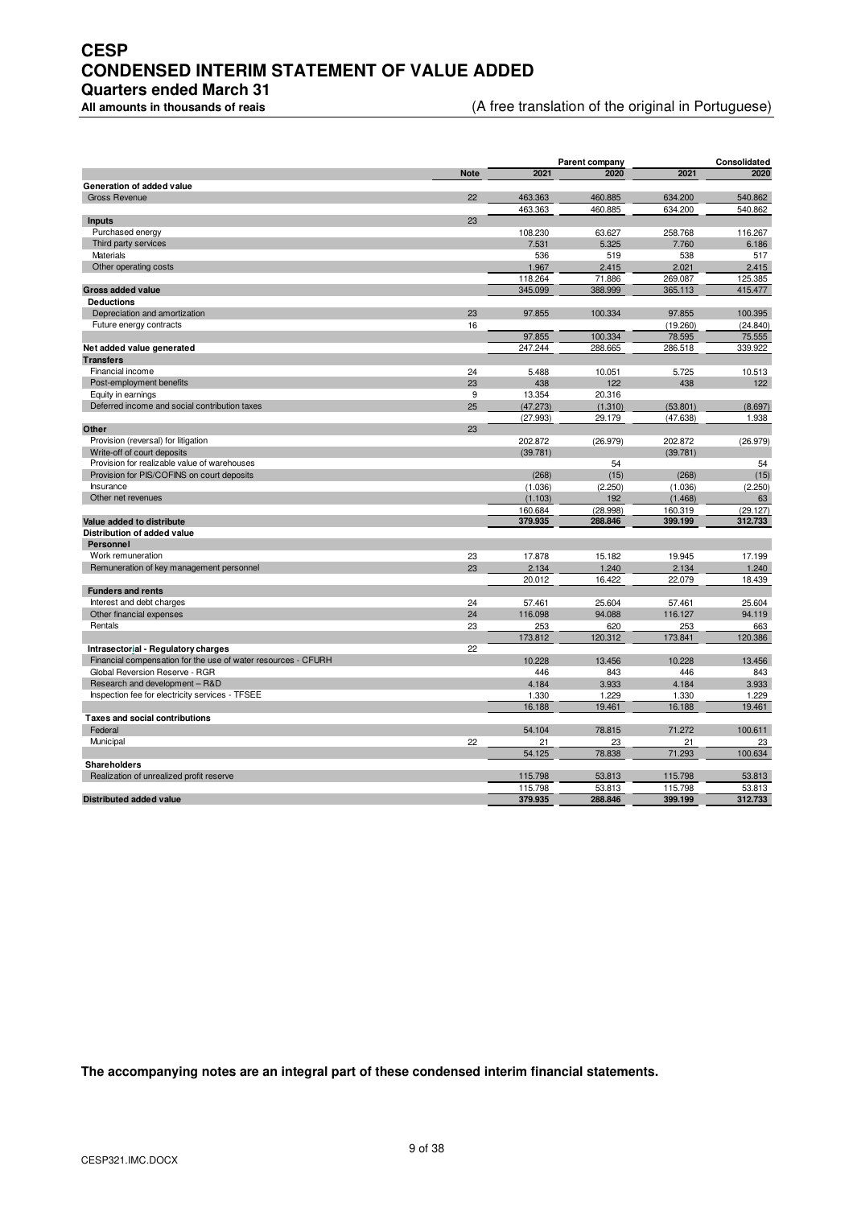# CESP
# CONDENSED INTERIM STATEMENT OF VALUE ADDED
## Quarters ended March 31
**All amounts in thousands of reais** (A free translation of the original in Portuguese)

| | Note | Parent company 2021 | Parent company 2020 | Consolidated 2021 | Consolidated 2020 |
|---|---|---|---|---|---|
| **Generation of added value** | | | | | |
| Gross Revenue | 22 | 463.363 | 460.885 | 634.200 | 540.862 |
| | | 463.363 | 460.885 | 634.200 | 540.862 |
| **Inputs** | 23 | | | | |
| Purchased energy | | 108.230 | 63.627 | 258.768 | 116.267 |
| Third party services | | 7.531 | 5.325 | 7.760 | 6.186 |
| Materials | | 536 | 519 | 538 | 517 |
| Other operating costs | | 1.967 | 2.415 | 2.021 | 2.415 |
| | | 118.264 | 71.886 | 269.087 | 125.385 |
| **Gross added value** | | 345.099 | 388.999 | 365.113 | 415.477 |
| **Deductions** | | | | | |
| Depreciation and amortization | 23 | 97.855 | 100.334 | 97.855 | 100.395 |
| Future energy contracts | 16 | | | (19.260) | (24.840) |
| | | 97.855 | 100.334 | 78.595 | 75.555 |
| **Net added value generated** | | 247.244 | 288.665 | 286.518 | 339.922 |
| **Transfers** | | | | | |
| Financial income | 24 | 5.488 | 10.051 | 5.725 | 10.513 |
| Post-employment benefits | 23 | 438 | 122 | 438 | 122 |
| Equity in earnings | 9 | 13.354 | 20.316 | | |
| Deferred income and social contribution taxes | 25 | (47.273) | (1.310) | (53.801) | (8.697) |
| | | (27.993) | 29.179 | (47.638) | 1.938 |
| **Other** | 23 | | | | |
| Provision (reversal) for litigation | | 202.872 | (26.979) | 202.872 | (26.979) |
| Write-off of court deposits | | (39.781) | | (39.781) | |
| Provision for realizable value of warehouses | | | 54 | | 54 |
| Provision for PIS/COFINS on court deposits | | (268) | (15) | (268) | (15) |
| Insurance | | (1.036) | (2.250) | (1.036) | (2.250) |
| Other net revenues | | (1.103) | 192 | (1.468) | 63 |
| | | 160.684 | (28.998) | 160.319 | (29.127) |
| **Value added to distribute** | | 379.935 | 288.846 | 399.199 | 312.733 |
| **Distribution of added value** | | | | | |
| **Personnel** | | | | | |
| Work remuneration | 23 | 17.878 | 15.182 | 19.945 | 17.199 |
| Remuneration of key management personnel | 23 | 2.134 | 1.240 | 2.134 | 1.240 |
| | | 20.012 | 16.422 | 22.079 | 18.439 |
| **Funders and rents** | | | | | |
| Interest and debt charges | 24 | 57.461 | 25.604 | 57.461 | 25.604 |
| Other financial expenses | 24 | 116.098 | 94.088 | 116.127 | 94.119 |
| Rentals | 23 | 253 | 620 | 253 | 663 |
| | | 173.812 | 120.312 | 173.841 | 120.386 |
| **Intrasectorial - Regulatory charges** | 22 | | | | |
| Financial compensation for the use of water resources - CFURH | | 10.228 | 13.456 | 10.228 | 13.456 |
| Global Reversion Reserve - RGR | | 446 | 843 | 446 | 843 |
| Research and development – R&D | | 4.184 | 3.933 | 4.184 | 3.933 |
| Inspection fee for electricity services - TFSEE | | 1.330 | 1.229 | 1.330 | 1.229 |
| | | 16.188 | 19.461 | 16.188 | 19.461 |
| **Taxes and social contributions** | | | | | |
| Federal | | 54.104 | 78.815 | 71.272 | 100.611 |
| Municipal | 22 | 21 | 23 | 21 | 23 |
| | | 54.125 | 78.838 | 71.293 | 100.634 |
| **Shareholders** | | | | | |
| Realization of unrealized profit reserve | | 115.798 | 53.813 | 115.798 | 53.813 |
| | | 115.798 | 53.813 | 115.798 | 53.813 |
| **Distributed added value** | | 379.935 | 288.846 | 399.199 | 312.733 |

**The accompanying notes are an integral part of these condensed interim financial statements.**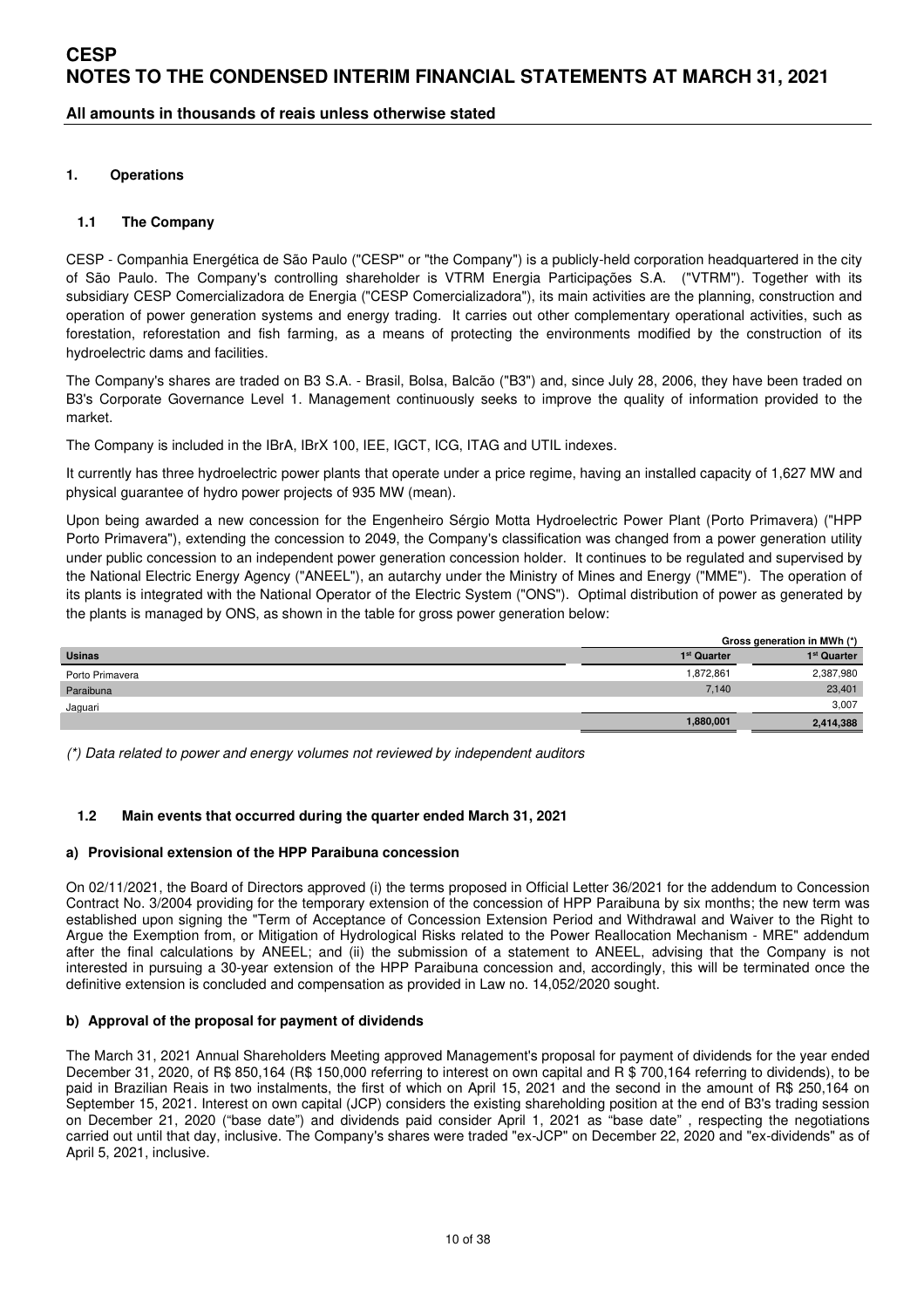# CESP
# NOTES TO THE CONDENSED INTERIM FINANCIAL STATEMENTS AT MARCH 31, 2021

**All amounts in thousands of reais unless otherwise stated**

## 1. Operations

### 1.1 The Company

CESP - Companhia Energética de São Paulo ("CESP" or "the Company") is a publicly-held corporation headquartered in the city of São Paulo. The Company's controlling shareholder is VTRM Energia Participações S.A. ("VTRM"). Together with its subsidiary CESP Comercializadora de Energia ("CESP Comercializadora"), its main activities are the planning, construction and operation of power generation systems and energy trading. It carries out other complementary operational activities, such as forestation, reforestation and fish farming, as a means of protecting the environments modified by the construction of its hydroelectric dams and facilities.

The Company's shares are traded on B3 S.A. - Brasil, Bolsa, Balcão ("B3") and, since July 28, 2006, they have been traded on B3's Corporate Governance Level 1. Management continuously seeks to improve the quality of information provided to the market.

The Company is included in the IBrA, IBrX 100, IEE, IGCT, ICG, ITAG and UTIL indexes.

It currently has three hydroelectric power plants that operate under a price regime, having an installed capacity of 1,627 MW and physical guarantee of hydro power projects of 935 MW (mean).

Upon being awarded a new concession for the Engenheiro Sérgio Motta Hydroelectric Power Plant (Porto Primavera) ("HPP Porto Primavera"), extending the concession to 2049, the Company's classification was changed from a power generation utility under public concession to an independent power generation concession holder. It continues to be regulated and supervised by the National Electric Energy Agency ("ANEEL"), an autarchy under the Ministry of Mines and Energy ("MME"). The operation of its plants is integrated with the National Operator of the Electric System ("ONS"). Optimal distribution of power as generated by the plants is managed by ONS, as shown in the table for gross power generation below:

| | Gross generation in MWh (*) | |
|---|---|---|
| **Usinas** | **1st Quarter** | **1st Quarter** |
| Porto Primavera | 1,872,861 | 2,387,980 |
| Paraibuna | 7,140 | 23,401 |
| Jaguari | | 3,007 |
| | **1,880,001** | **2,414,388** |

*(\*) Data related to power and energy volumes not reviewed by independent auditors*

### 1.2 Main events that occurred during the quarter ended March 31, 2021

#### a) Provisional extension of the HPP Paraibuna concession

On 02/11/2021, the Board of Directors approved (i) the terms proposed in Official Letter 36/2021 for the addendum to Concession Contract No. 3/2004 providing for the temporary extension of the concession of HPP Paraibuna by six months; the new term was established upon signing the "Term of Acceptance of Concession Extension Period and Withdrawal and Waiver to the Right to Argue the Exemption from, or Mitigation of Hydrological Risks related to the Power Reallocation Mechanism - MRE" addendum after the final calculations by ANEEL; and (ii) the submission of a statement to ANEEL, advising that the Company is not interested in pursuing a 30-year extension of the HPP Paraibuna concession and, accordingly, this will be terminated once the definitive extension is concluded and compensation as provided in Law no. 14,052/2020 sought.

#### b) Approval of the proposal for payment of dividends

The March 31, 2021 Annual Shareholders Meeting approved Management's proposal for payment of dividends for the year ended December 31, 2020, of R$ 850,164 (R$ 150,000 referring to interest on own capital and R $ 700,164 referring to dividends), to be paid in Brazilian Reais in two instalments, the first of which on April 15, 2021 and the second in the amount of R$ 250,164 on September 15, 2021. Interest on own capital (JCP) considers the existing shareholding position at the end of B3's trading session on December 21, 2020 ("base date") and dividends paid consider April 1, 2021 as "base date" , respecting the negotiations carried out until that day, inclusive. The Company's shares were traded "ex-JCP" on December 22, 2020 and "ex-dividends" as of April 5, 2021, inclusive.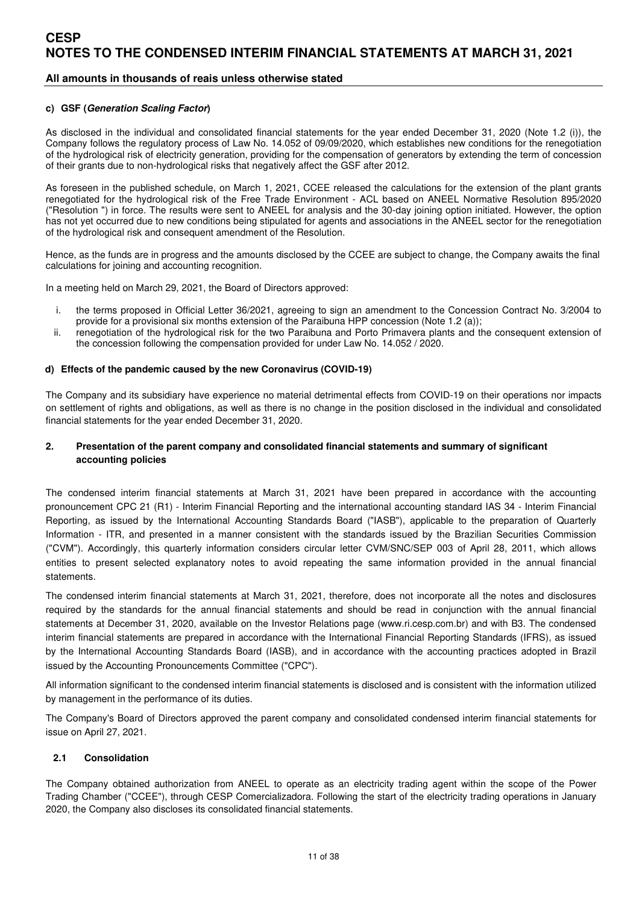#### c) GSF (*Generation Scaling Factor*)

As disclosed in the individual and consolidated financial statements for the year ended December 31, 2020 (Note 1.2 (i)), the Company follows the regulatory process of Law No. 14.052 of 09/09/2020, which establishes new conditions for the renegotiation of the hydrological risk of electricity generation, providing for the compensation of generators by extending the term of concession of their grants due to non-hydrological risks that negatively affect the GSF after 2012.

As foreseen in the published schedule, on March 1, 2021, CCEE released the calculations for the extension of the plant grants renegotiated for the hydrological risk of the Free Trade Environment - ACL based on ANEEL Normative Resolution 895/2020 ("Resolution ") in force. The results were sent to ANEEL for analysis and the 30-day joining option initiated. However, the option has not yet occurred due to new conditions being stipulated for agents and associations in the ANEEL sector for the renegotiation of the hydrological risk and consequent amendment of the Resolution.

Hence, as the funds are in progress and the amounts disclosed by the CCEE are subject to change, the Company awaits the final calculations for joining and accounting recognition.

In a meeting held on March 29, 2021, the Board of Directors approved:

i. the terms proposed in Official Letter 36/2021, agreeing to sign an amendment to the Concession Contract No. 3/2004 to provide for a provisional six months extension of the Paraibuna HPP concession (Note 1.2 (a));
ii. renegotiation of the hydrological risk for the two Paraibuna and Porto Primavera plants and the consequent extension of the concession following the compensation provided for under Law No. 14.052 / 2020.

#### d) Effects of the pandemic caused by the new Coronavirus (COVID-19)

The Company and its subsidiary have experience no material detrimental effects from COVID-19 on their operations nor impacts on settlement of rights and obligations, as well as there is no change in the position disclosed in the individual and consolidated financial statements for the year ended December 31, 2020.

## 2. Presentation of the parent company and consolidated financial statements and summary of significant accounting policies

The condensed interim financial statements at March 31, 2021 have been prepared in accordance with the accounting pronouncement CPC 21 (R1) - Interim Financial Reporting and the international accounting standard IAS 34 - Interim Financial Reporting, as issued by the International Accounting Standards Board ("IASB"), applicable to the preparation of Quarterly Information - ITR, and presented in a manner consistent with the standards issued by the Brazilian Securities Commission ("CVM"). Accordingly, this quarterly information considers circular letter CVM/SNC/SEP 003 of April 28, 2011, which allows entities to present selected explanatory notes to avoid repeating the same information provided in the annual financial statements.

The condensed interim financial statements at March 31, 2021, therefore, does not incorporate all the notes and disclosures required by the standards for the annual financial statements and should be read in conjunction with the annual financial statements at December 31, 2020, available on the Investor Relations page (www.ri.cesp.com.br) and with B3. The condensed interim financial statements are prepared in accordance with the International Financial Reporting Standards (IFRS), as issued by the International Accounting Standards Board (IASB), and in accordance with the accounting practices adopted in Brazil issued by the Accounting Pronouncements Committee ("CPC").

All information significant to the condensed interim financial statements is disclosed and is consistent with the information utilized by management in the performance of its duties.

The Company's Board of Directors approved the parent company and consolidated condensed interim financial statements for issue on April 27, 2021.

### 2.1 Consolidation

The Company obtained authorization from ANEEL to operate as an electricity trading agent within the scope of the Power Trading Chamber ("CCEE"), through CESP Comercializadora. Following the start of the electricity trading operations in January 2020, the Company also discloses its consolidated financial statements.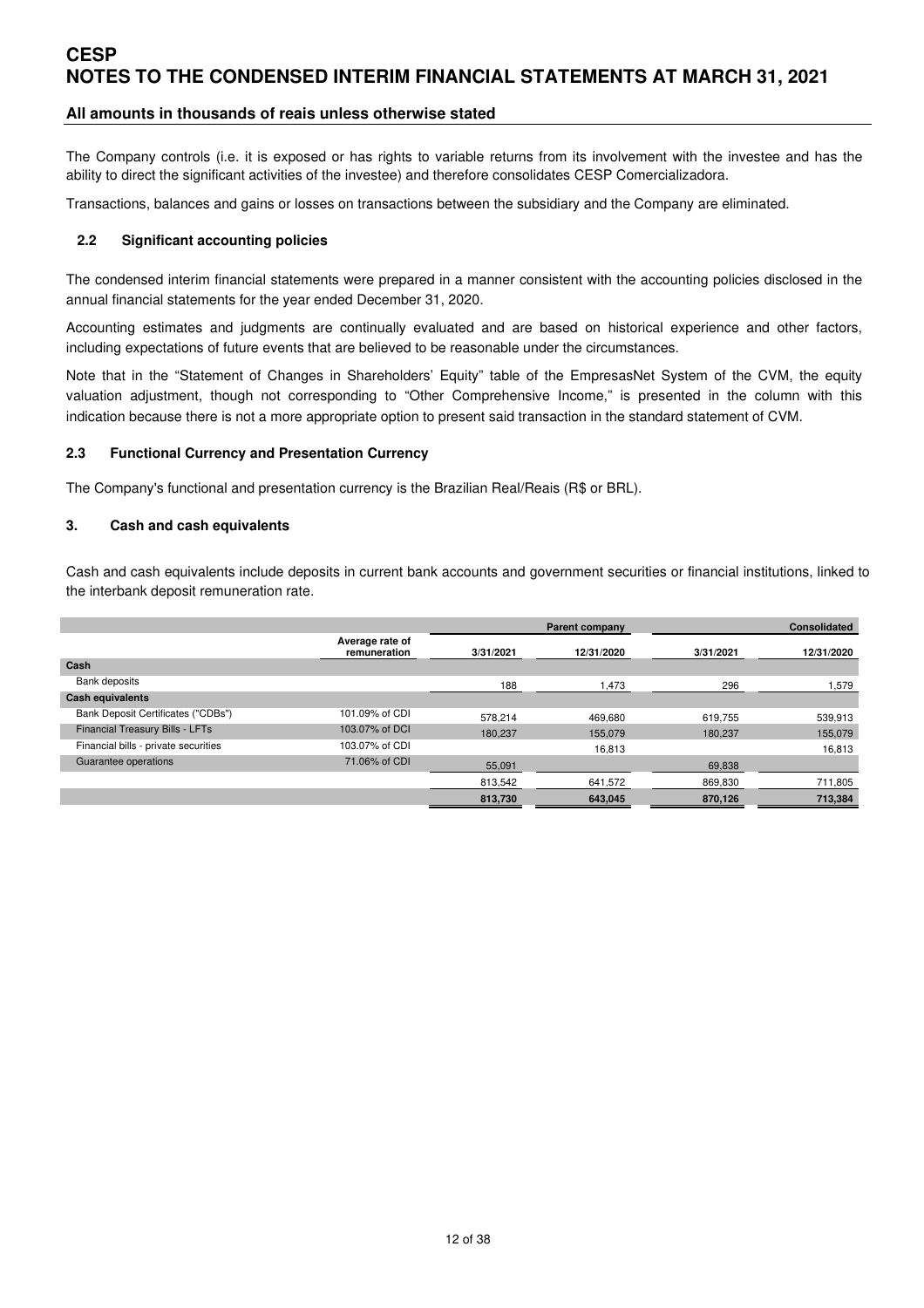The Company controls (i.e. it is exposed or has rights to variable returns from its involvement with the investee and has the ability to direct the significant activities of the investee) and therefore consolidates CESP Comercializadora.

Transactions, balances and gains or losses on transactions between the subsidiary and the Company are eliminated.

### 2.2 Significant accounting policies

The condensed interim financial statements were prepared in a manner consistent with the accounting policies disclosed in the annual financial statements for the year ended December 31, 2020.

Accounting estimates and judgments are continually evaluated and are based on historical experience and other factors, including expectations of future events that are believed to be reasonable under the circumstances.

Note that in the "Statement of Changes in Shareholders' Equity" table of the EmpresasNet System of the CVM, the equity valuation adjustment, though not corresponding to "Other Comprehensive Income," is presented in the column with this indication because there is not a more appropriate option to present said transaction in the standard statement of CVM.

### 2.3 Functional Currency and Presentation Currency

The Company's functional and presentation currency is the Brazilian Real/Reais (R$ or BRL).

## 3. Cash and cash equivalents

Cash and cash equivalents include deposits in current bank accounts and government securities or financial institutions, linked to the interbank deposit remuneration rate.

| | | Parent company | | Consolidated | |
|---|---|---|---|---|---|
| | Average rate of remuneration | 3/31/2021 | 12/31/2020 | 3/31/2021 | 12/31/2020 |
| **Cash** | | | | | |
| Bank deposits | | 188 | 1,473 | 296 | 1,579 |
| **Cash equivalents** | | | | | |
| Bank Deposit Certificates ("CDBs") | 101.09% of CDI | 578,214 | 469,680 | 619,755 | 539,913 |
| Financial Treasury Bills - LFTs | 103.07% of DCI | 180,237 | 155,079 | 180,237 | 155,079 |
| Financial bills - private securities | 103.07% of CDI | | 16,813 | | 16,813 |
| Guarantee operations | 71.06% of CDI | 55,091 | | 69,838 | |
| | | 813,542 | 641,572 | 869,830 | 711,805 |
| | | **813,730** | **643,045** | **870,126** | **713,384** |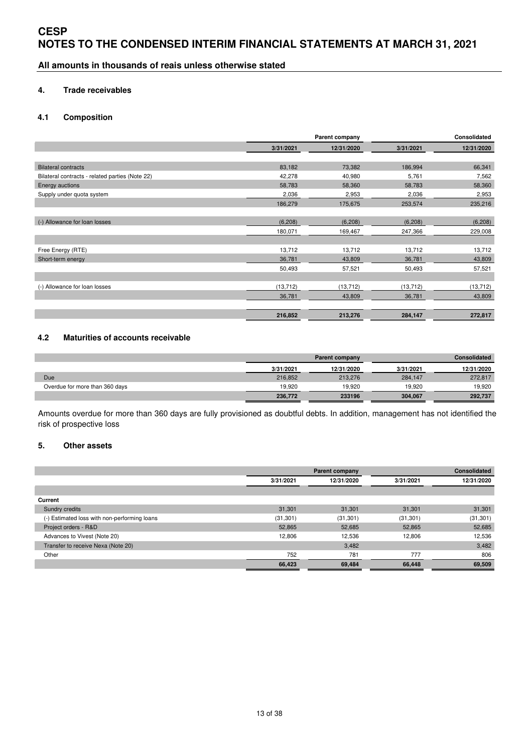# CESP
# NOTES TO THE CONDENSED INTERIM FINANCIAL STATEMENTS AT MARCH 31, 2021

**All amounts in thousands of reais unless otherwise stated**

## 4. Trade receivables

### 4.1 Composition

| | Parent company | | Consolidated | |
|---|---|---|---|---|
| | 3/31/2021 | 12/31/2020 | 3/31/2021 | 12/31/2020 |
| Bilateral contracts | 83,182 | 73,382 | 186,994 | 66,341 |
| Bilateral contracts - related parties (Note 22) | 42,278 | 40,980 | 5,761 | 7,562 |
| Energy auctions | 58,783 | 58,360 | 58,783 | 58,360 |
| Supply under quota system | 2,036 | 2,953 | 2,036 | 2,953 |
| | 186,279 | 175,675 | 253,574 | 235,216 |
| (-) Allowance for loan losses | (6,208) | (6,208) | (6,208) | (6,208) |
| | 180,071 | 169,467 | 247,366 | 229,008 |
| Free Energy (RTE) | 13,712 | 13,712 | 13,712 | 13,712 |
| Short-term energy | 36,781 | 43,809 | 36,781 | 43,809 |
| | 50,493 | 57,521 | 50,493 | 57,521 |
| (-) Allowance for loan losses | (13,712) | (13,712) | (13,712) | (13,712) |
| | 36,781 | 43,809 | 36,781 | 43,809 |
| | **216,852** | **213,276** | **284,147** | **272,817** |

### 4.2 Maturities of accounts receivable

| | Parent company | | Consolidated | |
|---|---|---|---|---|
| | 3/31/2021 | 12/31/2020 | 3/31/2021 | 12/31/2020 |
| Due | 216,852 | 213,276 | 284,147 | 272,817 |
| Overdue for more than 360 days | 19,920 | 19,920 | 19,920 | 19,920 |
| | **236,772** | **233196** | **304,067** | **292,737** |

Amounts overdue for more than 360 days are fully provisioned as doubtful debts. In addition, management has not identified the risk of prospective loss

## 5. Other assets

| | Parent company | | Consolidated | |
|---|---|---|---|---|
| | 3/31/2021 | 12/31/2020 | 3/31/2021 | 12/31/2020 |
| **Current** | | | | |
| Sundry credits | 31,301 | 31,301 | 31,301 | 31,301 |
| (-) Estimated loss with non-performing loans | (31,301) | (31,301) | (31,301) | (31,301) |
| Project orders - R&D | 52,865 | 52,685 | 52,865 | 52,685 |
| Advances to Vivest (Note 20) | 12,806 | 12,536 | 12,806 | 12,536 |
| Transfer to receive Nexa (Note 20) | | 3,482 | | 3,482 |
| Other | 752 | 781 | 777 | 806 |
| | **66,423** | **69,484** | **66,448** | **69,509** |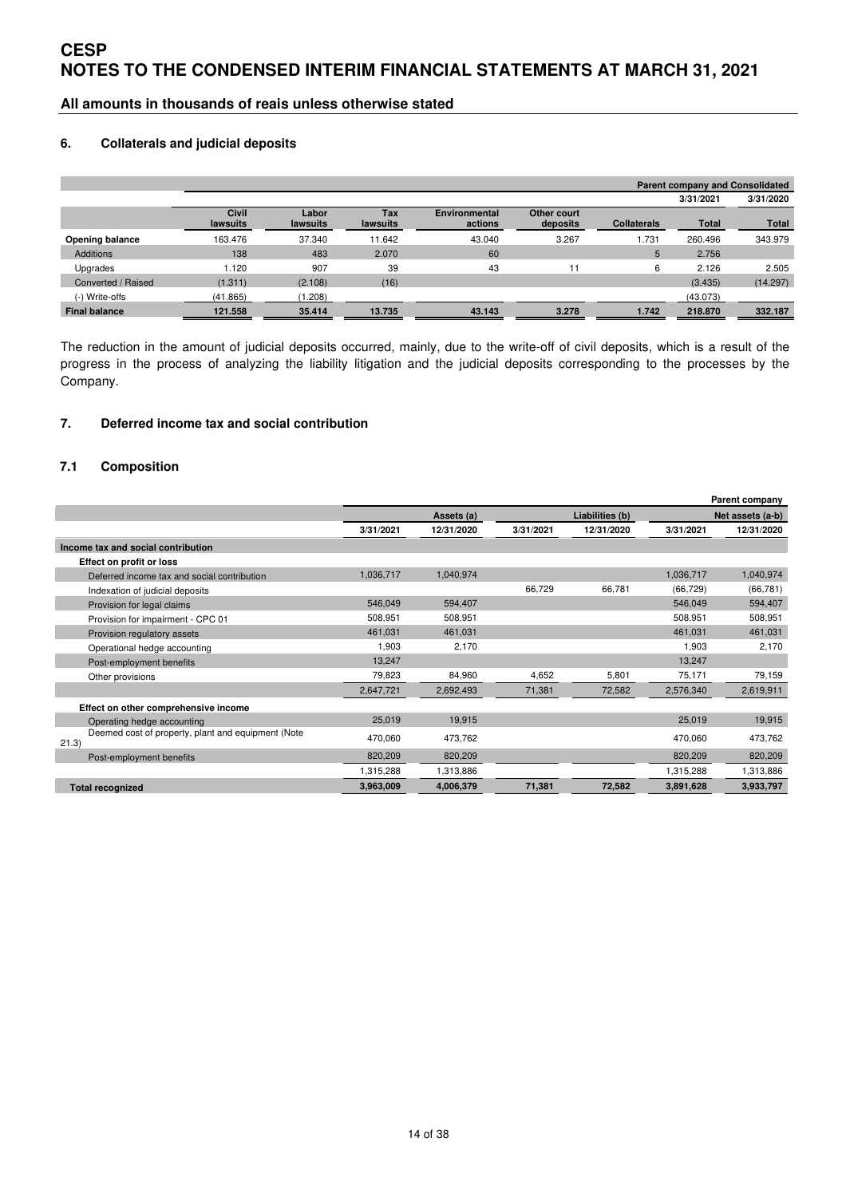# CESP
# NOTES TO THE CONDENSED INTERIM FINANCIAL STATEMENTS AT MARCH 31, 2021

**All amounts in thousands of reais unless otherwise stated**

## 6. Collaterals and judicial deposits

| | | | | | | | Parent company and Consolidated | |
|---|---|---|---|---|---|---|---|---|
| | | | | | | | 3/31/2021 | 3/31/2020 |
| | Civil lawsuits | Labor lawsuits | Tax lawsuits | Environmental actions | Other court deposits | Collaterals | Total | Total |
| **Opening balance** | 163.476 | 37.340 | 11.642 | 43.040 | 3.267 | 1.731 | 260.496 | 343.979 |
| Additions | 138 | 483 | 2.070 | 60 | | 5 | 2.756 | |
| Upgrades | 1.120 | 907 | 39 | 43 | 11 | 6 | 2.126 | 2.505 |
| Converted / Raised | (1.311) | (2.108) | (16) | | | | (3.435) | (14.297) |
| (-) Write-offs | (41.865) | (1.208) | | | | | (43.073) | |
| **Final balance** | **121.558** | **35.414** | **13.735** | **43.143** | **3.278** | **1.742** | **218.870** | **332.187** |

The reduction in the amount of judicial deposits occurred, mainly, due to the write-off of civil deposits, which is a result of the progress in the process of analyzing the liability litigation and the judicial deposits corresponding to the processes by the Company.

## 7. Deferred income tax and social contribution

### 7.1 Composition

| | | | | | | Parent company |
|---|---|---|---|---|---|---|
| | Assets (a) | | Liabilities (b) | | Net assets (a-b) | |
| | 3/31/2021 | 12/31/2020 | 3/31/2021 | 12/31/2020 | 3/31/2021 | 12/31/2020 |
| **Income tax and social contribution** | | | | | | |
| **Effect on profit or loss** | | | | | | |
| Deferred income tax and social contribution | 1,036,717 | 1,040,974 | | | 1,036,717 | 1,040,974 |
| Indexation of judicial deposits | | | 66,729 | 66,781 | (66,729) | (66,781) |
| Provision for legal claims | 546,049 | 594,407 | | | 546,049 | 594,407 |
| Provision for impairment - CPC 01 | 508,951 | 508,951 | | | 508,951 | 508,951 |
| Provision regulatory assets | 461,031 | 461,031 | | | 461,031 | 461,031 |
| Operational hedge accounting | 1,903 | 2,170 | | | 1,903 | 2,170 |
| Post-employment benefits | 13,247 | | | | 13,247 | |
| Other provisions | 79,823 | 84,960 | 4,652 | 5,801 | 75,171 | 79,159 |
| | 2,647,721 | 2,692,493 | 71,381 | 72,582 | 2,576,340 | 2,619,911 |
| **Effect on other comprehensive income** | | | | | | |
| Operating hedge accounting | 25,019 | 19,915 | | | 25,019 | 19,915 |
| Deemed cost of property, plant and equipment (Note 21.3) | 470,060 | 473,762 | | | 470,060 | 473,762 |
| Post-employment benefits | 820,209 | 820,209 | | | 820,209 | 820,209 |
| | 1,315,288 | 1,313,886 | | | 1,315,288 | 1,313,886 |
| **Total recognized** | **3,963,009** | **4,006,379** | **71,381** | **72,582** | **3,891,628** | **3,933,797** |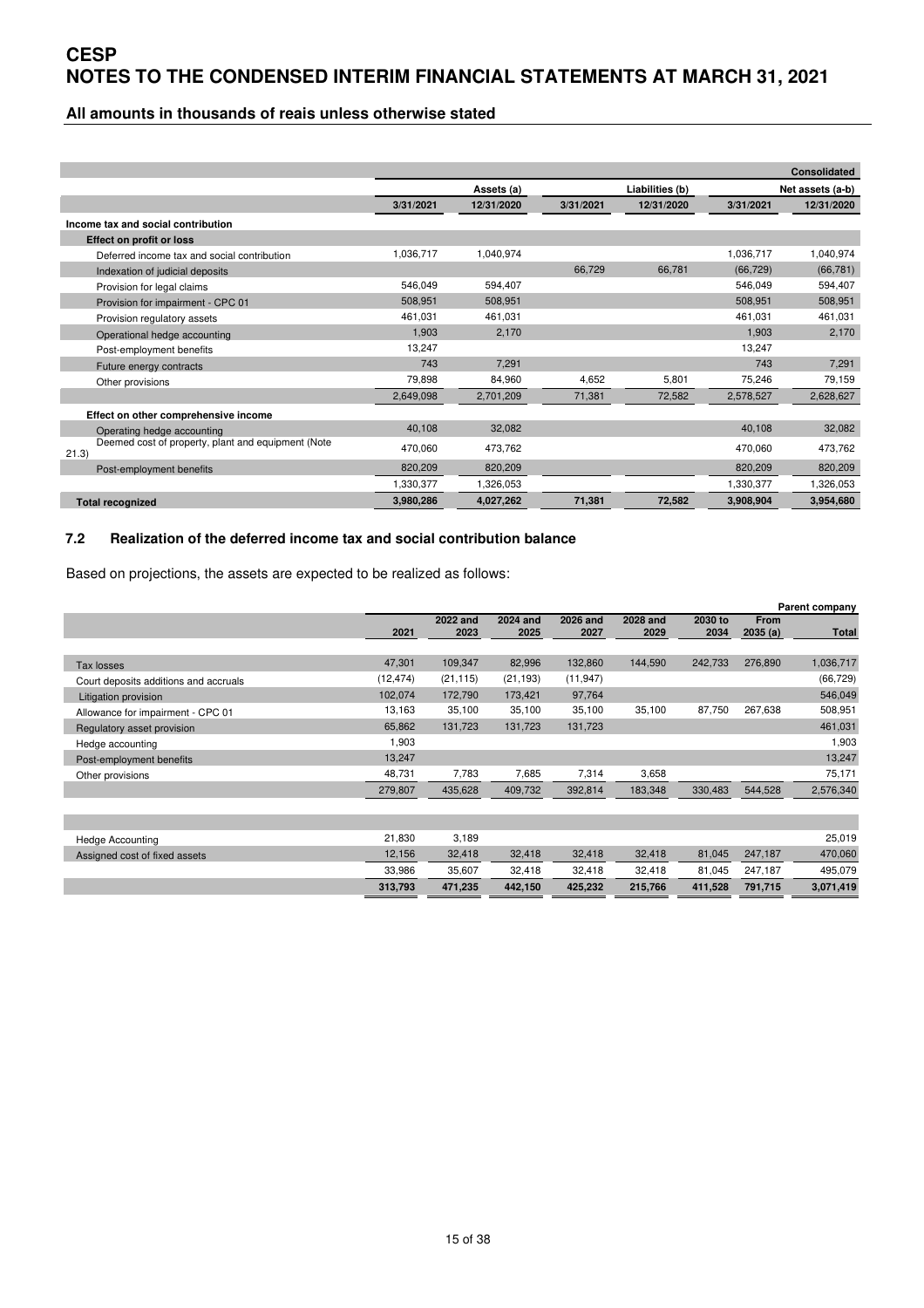# CESP
# NOTES TO THE CONDENSED INTERIM FINANCIAL STATEMENTS AT MARCH 31, 2021

## All amounts in thousands of reais unless otherwise stated

| | | | | | | Consolidated |
|---|---|---|---|---|---|---|
| | Assets (a) | | Liabilities (b) | | Net assets (a-b) | |
| | 3/31/2021 | 12/31/2020 | 3/31/2021 | 12/31/2020 | 3/31/2021 | 12/31/2020 |
| **Income tax and social contribution** | | | | | | |
| **Effect on profit or loss** | | | | | | |
| Deferred income tax and social contribution | 1,036,717 | 1,040,974 | | | 1,036,717 | 1,040,974 |
| Indexation of judicial deposits | | | 66,729 | 66,781 | (66,729) | (66,781) |
| Provision for legal claims | 546,049 | 594,407 | | | 546,049 | 594,407 |
| Provision for impairment - CPC 01 | 508,951 | 508,951 | | | 508,951 | 508,951 |
| Provision regulatory assets | 461,031 | 461,031 | | | 461,031 | 461,031 |
| Operational hedge accounting | 1,903 | 2,170 | | | 1,903 | 2,170 |
| Post-employment benefits | 13,247 | | | | 13,247 | |
| Future energy contracts | 743 | 7,291 | | | 743 | 7,291 |
| Other provisions | 79,898 | 84,960 | 4,652 | 5,801 | 75,246 | 79,159 |
| | 2,649,098 | 2,701,209 | 71,381 | 72,582 | 2,578,527 | 2,628,627 |
| **Effect on other comprehensive income** | | | | | | |
| Operating hedge accounting | 40,108 | 32,082 | | | 40,108 | 32,082 |
| Deemed cost of property, plant and equipment (Note 21.3) | 470,060 | 473,762 | | | 470,060 | 473,762 |
| Post-employment benefits | 820,209 | 820,209 | | | 820,209 | 820,209 |
| | 1,330,377 | 1,326,053 | | | 1,330,377 | 1,326,053 |
| **Total recognized** | **3,980,286** | **4,027,262** | **71,381** | **72,582** | **3,908,904** | **3,954,680** |

### 7.2 Realization of the deferred income tax and social contribution balance

Based on projections, the assets are expected to be realized as follows:

| | | | | | | | | Parent company |
|---|---|---|---|---|---|---|---|---|
| | 2021 | 2022 and 2023 | 2024 and 2025 | 2026 and 2027 | 2028 and 2029 | 2030 to 2034 | From 2035 (a) | Total |
| Tax losses | 47,301 | 109,347 | 82,996 | 132,860 | 144,590 | 242,733 | 276,890 | 1,036,717 |
| Court deposits additions and accruals | (12,474) | (21,115) | (21,193) | (11,947) | | | | (66,729) |
| Litigation provision | 102,074 | 172,790 | 173,421 | 97,764 | | | | 546,049 |
| Allowance for impairment - CPC 01 | 13,163 | 35,100 | 35,100 | 35,100 | 35,100 | 87,750 | 267,638 | 508,951 |
| Regulatory asset provision | 65,862 | 131,723 | 131,723 | 131,723 | | | | 461,031 |
| Hedge accounting | 1,903 | | | | | | | 1,903 |
| Post-employment benefits | 13,247 | | | | | | | 13,247 |
| Other provisions | 48,731 | 7,783 | 7,685 | 7,314 | 3,658 | | | 75,171 |
| | 279,807 | 435,628 | 409,732 | 392,814 | 183,348 | 330,483 | 544,528 | 2,576,340 |
| | | | | | | | | |
| Hedge Accounting | 21,830 | 3,189 | | | | | | 25,019 |
| Assigned cost of fixed assets | 12,156 | 32,418 | 32,418 | 32,418 | 32,418 | 81,045 | 247,187 | 470,060 |
| | 33,986 | 35,607 | 32,418 | 32,418 | 32,418 | 81,045 | 247,187 | 495,079 |
| | **313,793** | **471,235** | **442,150** | **425,232** | **215,766** | **411,528** | **791,715** | **3,071,419** |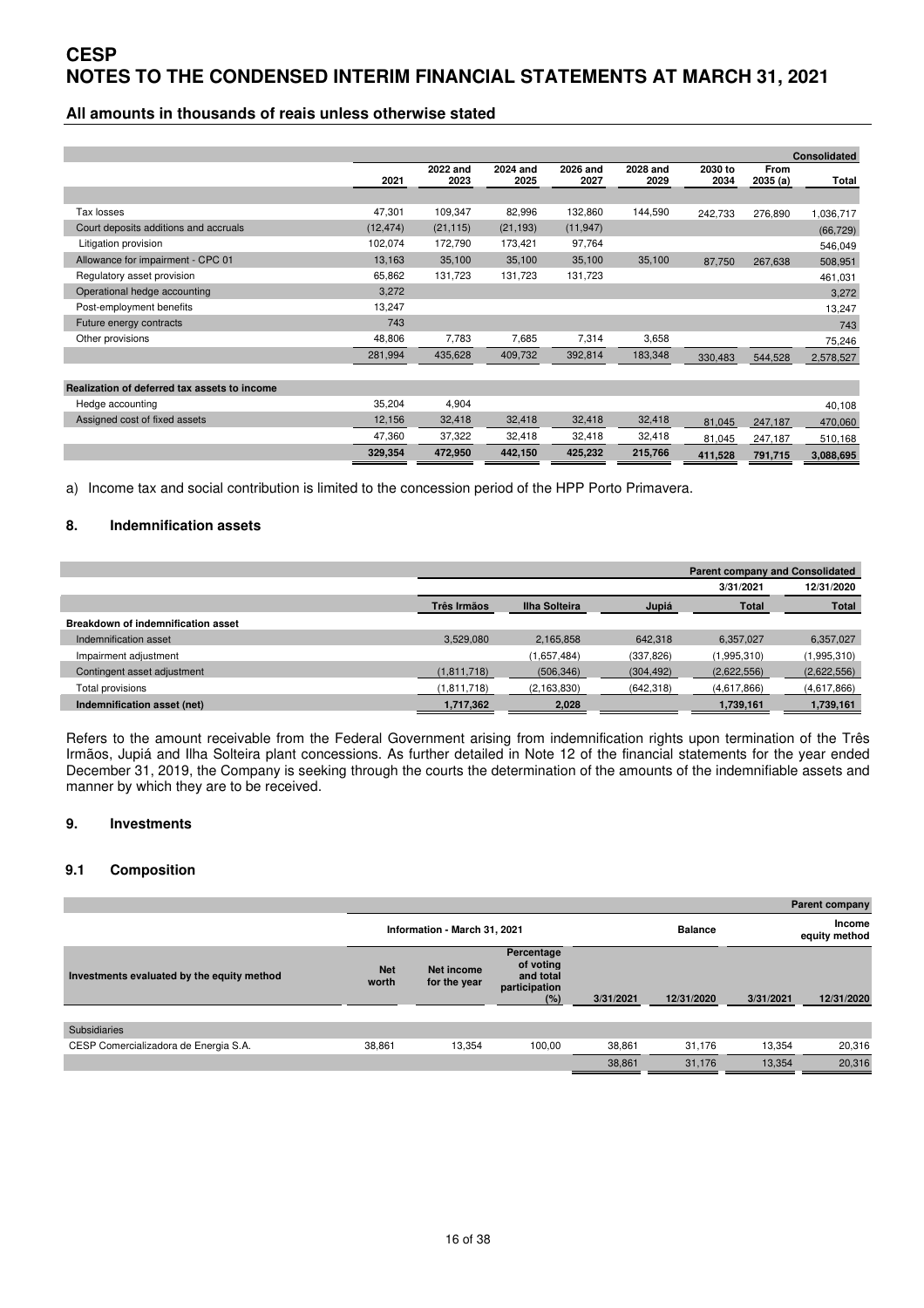# CESP
# NOTES TO THE CONDENSED INTERIM FINANCIAL STATEMENTS AT MARCH 31, 2021

**All amounts in thousands of reais unless otherwise stated**

| | | | | | | | | Consolidated |
|---|---|---|---|---|---|---|---|---|
| | 2021 | 2022 and 2023 | 2024 and 2025 | 2026 and 2027 | 2028 and 2029 | 2030 to 2034 | From 2035 (a) | Total |
| Tax losses | 47,301 | 109,347 | 82,996 | 132,860 | 144,590 | 242,733 | 276,890 | 1,036,717 |
| Court deposits additions and accruals | (12,474) | (21,115) | (21,193) | (11,947) | | | | (66,729) |
| Litigation provision | 102,074 | 172,790 | 173,421 | 97,764 | | | | 546,049 |
| Allowance for impairment - CPC 01 | 13,163 | 35,100 | 35,100 | 35,100 | 35,100 | 87,750 | 267,638 | 508,951 |
| Regulatory asset provision | 65,862 | 131,723 | 131,723 | 131,723 | | | | 461,031 |
| Operational hedge accounting | 3,272 | | | | | | | 3,272 |
| Post-employment benefits | 13,247 | | | | | | | 13,247 |
| Future energy contracts | 743 | | | | | | | 743 |
| Other provisions | 48,806 | 7,783 | 7,685 | 7,314 | 3,658 | | | 75,246 |
| | 281,994 | 435,628 | 409,732 | 392,814 | 183,348 | 330,483 | 544,528 | 2,578,527 |
| **Realization of deferred tax assets to income** | | | | | | | | |
| Hedge accounting | 35,204 | 4,904 | | | | | | 40,108 |
| Assigned cost of fixed assets | 12,156 | 32,418 | 32,418 | 32,418 | 32,418 | 81,045 | 247,187 | 470,060 |
| | 47,360 | 37,322 | 32,418 | 32,418 | 32,418 | 81,045 | 247,187 | 510,168 |
| | **329,354** | **472,950** | **442,150** | **425,232** | **215,766** | **411,528** | **791,715** | **3,088,695** |

a) Income tax and social contribution is limited to the concession period of the HPP Porto Primavera.

## 8. Indemnification assets

| | | | | Parent company and Consolidated | |
|---|---|---|---|---|---|
| | | | | 3/31/2021 | 12/31/2020 |
| | Três Irmãos | Ilha Solteira | Jupiá | Total | Total |
| **Breakdown of indemnification asset** | | | | | |
| Indemnification asset | 3,529,080 | 2,165,858 | 642,318 | 6,357,027 | 6,357,027 |
| Impairment adjustment | | (1,657,484) | (337,826) | (1,995,310) | (1,995,310) |
| Contingent asset adjustment | (1,811,718) | (506,346) | (304,492) | (2,622,556) | (2,622,556) |
| Total provisions | (1,811,718) | (2,163,830) | (642,318) | (4,617,866) | (4,617,866) |
| **Indemnification asset (net)** | **1,717,362** | **2,028** | | **1,739,161** | **1,739,161** |

Refers to the amount receivable from the Federal Government arising from indemnification rights upon termination of the Três Irmãos, Jupiá and Ilha Solteira plant concessions. As further detailed in Note 12 of the financial statements for the year ended December 31, 2019, the Company is seeking through the courts the determination of the amounts of the indemnifiable assets and manner by which they are to be received.

## 9. Investments

### 9.1 Composition

| | | | | | | | Parent company |
|---|---|---|---|---|---|---|---|
| | Information - March 31, 2021 | | | Balance | | Income equity method | |
| Investments evaluated by the equity method | Net worth | Net income for the year | Percentage of voting and total participation (%) | 3/31/2021 | 12/31/2020 | 3/31/2021 | 12/31/2020 |
| Subsidiaries | | | | | | | |
| CESP Comercializadora de Energia S.A. | 38,861 | 13,354 | 100,00 | 38,861 | 31,176 | 13,354 | 20,316 |
| | | | | 38,861 | 31,176 | 13,354 | 20,316 |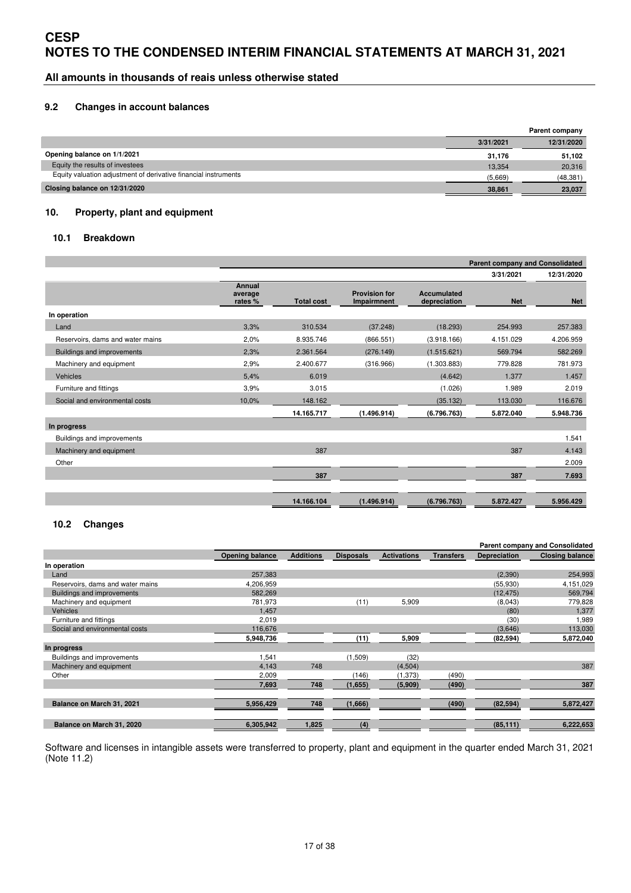# CESP
# NOTES TO THE CONDENSED INTERIM FINANCIAL STATEMENTS AT MARCH 31, 2021

## All amounts in thousands of reais unless otherwise stated

### 9.2 Changes in account balances

| | Parent company | |
|---|---|---|
| | 3/31/2021 | 12/31/2020 |
| **Opening balance on 1/1/2021** | **31,176** | **51,102** |
| Equity the results of investees | 13,354 | 20,316 |
| Equity valuation adjustment of derivative financial instruments | (5,669) | (48,381) |
| **Closing balance on 12/31/2020** | **38,861** | **23,037** |

## 10. Property, plant and equipment

### 10.1 Breakdown

| | | | | | Parent company and Consolidated | |
|---|---|---|---|---|---|---|
| | | | | | 3/31/2021 | 12/31/2020 |
| | Annual average rates % | Total cost | Provision for Impairmnent | Accumulated depreciation | Net | Net |
| **In operation** | | | | | | |
| Land | 3,3% | 310.534 | (37.248) | (18.293) | 254.993 | 257.383 |
| Reservoirs, dams and water mains | 2,0% | 8.935.746 | (866.551) | (3.918.166) | 4.151.029 | 4.206.959 |
| Buildings and improvements | 2,3% | 2.361.564 | (276.149) | (1.515.621) | 569.794 | 582.269 |
| Machinery and equipment | 2,9% | 2.400.677 | (316.966) | (1.303.883) | 779.828 | 781.973 |
| Vehicles | 5,4% | 6.019 | | (4.642) | 1.377 | 1.457 |
| Furniture and fittings | 3,9% | 3.015 | | (1.026) | 1.989 | 2.019 |
| Social and environmental costs | 10,0% | 148.162 | | (35.132) | 113.030 | 116.676 |
| | | **14.165.717** | **(1.496.914)** | **(6.796.763)** | **5.872.040** | **5.948.736** |
| **In progress** | | | | | | |
| Buildings and improvements | | | | | | 1.541 |
| Machinery and equipment | | 387 | | | 387 | 4.143 |
| Other | | | | | | 2.009 |
| | | **387** | | | **387** | **7.693** |
| | | **14.166.104** | **(1.496.914)** | **(6.796.763)** | **5.872.427** | **5.956.429** |

### 10.2 Changes

| | Parent company and Consolidated | | | | | | |
|---|---|---|---|---|---|---|---|
| | Opening balance | Additions | Disposals | Activations | Transfers | Depreciation | Closing balance |
| **In operation** | | | | | | | |
| Land | 257,383 | | | | | (2,390) | 254,993 |
| Reservoirs, dams and water mains | 4,206,959 | | | | | (55,930) | 4,151,029 |
| Buildings and improvements | 582,269 | | | | | (12,475) | 569,794 |
| Machinery and equipment | 781,973 | | (11) | 5,909 | | (8,043) | 779,828 |
| Vehicles | 1,457 | | | | | (80) | 1,377 |
| Furniture and fittings | 2,019 | | | | | (30) | 1,989 |
| Social and environmental costs | 116,676 | | | | | (3,646) | 113,030 |
| | 5,948,736 | | (11) | 5,909 | | (82,594) | 5,872,040 |
| **In progress** | | | | | | | |
| Buildings and improvements | 1,541 | | (1,509) | (32) | | | |
| Machinery and equipment | 4,143 | 748 | | (4,504) | | | 387 |
| Other | 2,009 | | (146) | (1,373) | (490) | | |
| | 7,693 | 748 | (1,655) | (5,909) | (490) | | 387 |
| **Balance on March 31, 2021** | **5,956,429** | **748** | **(1,666)** | | **(490)** | **(82,594)** | **5,872,427** |
| **Balance on March 31, 2020** | **6,305,942** | **1,825** | **(4)** | | | **(85,111)** | **6,222,653** |

Software and licenses in intangible assets were transferred to property, plant and equipment in the quarter ended March 31, 2021 (Note 11.2)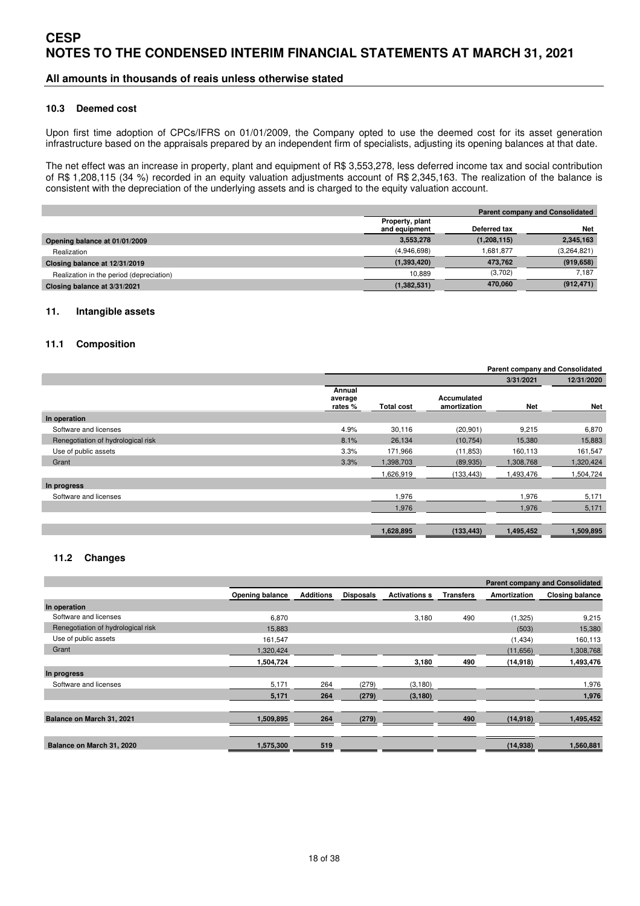### 10.3 Deemed cost

Upon first time adoption of CPCs/IFRS on 01/01/2009, the Company opted to use the deemed cost for its asset generation infrastructure based on the appraisals prepared by an independent firm of specialists, adjusting its opening balances at that date.

The net effect was an increase in property, plant and equipment of R$ 3,553,278, less deferred income tax and social contribution of R$ 1,208,115 (34 %) recorded in an equity valuation adjustments account of R$ 2,345,163. The realization of the balance is consistent with the depreciation of the underlying assets and is charged to the equity valuation account.

| | Parent company and Consolidated | | |
|---|---|---|---|
| | Property, plant and equipment | Deferred tax | Net |
| **Opening balance at 01/01/2009** | **3,553,278** | **(1,208,115)** | **2,345,163** |
| Realization | (4,946,698) | 1,681,877 | (3,264,821) |
| **Closing balance at 12/31/2019** | **(1,393,420)** | **473,762** | **(919,658)** |
| Realization in the period (depreciation) | 10,889 | (3,702) | 7,187 |
| **Closing balance at 3/31/2021** | **(1,382,531)** | **470,060** | **(912,471)** |

## 11. Intangible assets

### 11.1 Composition

| | Parent company and Consolidated | | | | |
|---|---|---|---|---|---|
| | | | | 3/31/2021 | 12/31/2020 |
| | Annual average rates % | Total cost | Accumulated amortization | Net | Net |
| **In operation** | | | | | |
| Software and licenses | 4.9% | 30,116 | (20,901) | 9,215 | 6,870 |
| Renegotiation of hydrological risk | 8.1% | 26,134 | (10,754) | 15,380 | 15,883 |
| Use of public assets | 3.3% | 171,966 | (11,853) | 160,113 | 161,547 |
| Grant | 3.3% | 1,398,703 | (89,935) | 1,308,768 | 1,320,424 |
| | | 1,626,919 | (133,443) | 1,493,476 | 1,504,724 |
| **In progress** | | | | | |
| Software and licenses | | 1,976 | | 1,976 | 5,171 |
| | | 1,976 | | 1,976 | 5,171 |
| | | **1,628,895** | **(133,443)** | **1,495,452** | **1,509,895** |

### 11.2 Changes

| | Parent company and Consolidated | | | | | | |
|---|---|---|---|---|---|---|---|
| | Opening balance | Additions | Disposals | Activations s | Transfers | Amortization | Closing balance |
| **In operation** | | | | | | | |
| Software and licenses | 6,870 | | | 3,180 | 490 | (1,325) | 9,215 |
| Renegotiation of hydrological risk | 15,883 | | | | | (503) | 15,380 |
| Use of public assets | 161,547 | | | | | (1,434) | 160,113 |
| Grant | 1,320,424 | | | | | (11,656) | 1,308,768 |
| | **1,504,724** | | | **3,180** | **490** | **(14,918)** | **1,493,476** |
| **In progress** | | | | | | | |
| Software and licenses | 5,171 | 264 | (279) | (3,180) | | | 1,976 |
| | **5,171** | **264** | **(279)** | **(3,180)** | | | **1,976** |
| **Balance on March 31, 2021** | **1,509,895** | **264** | **(279)** | | **490** | **(14,918)** | **1,495,452** |
| **Balance on March 31, 2020** | **1,575,300** | **519** | | | | **(14,938)** | **1,560,881** |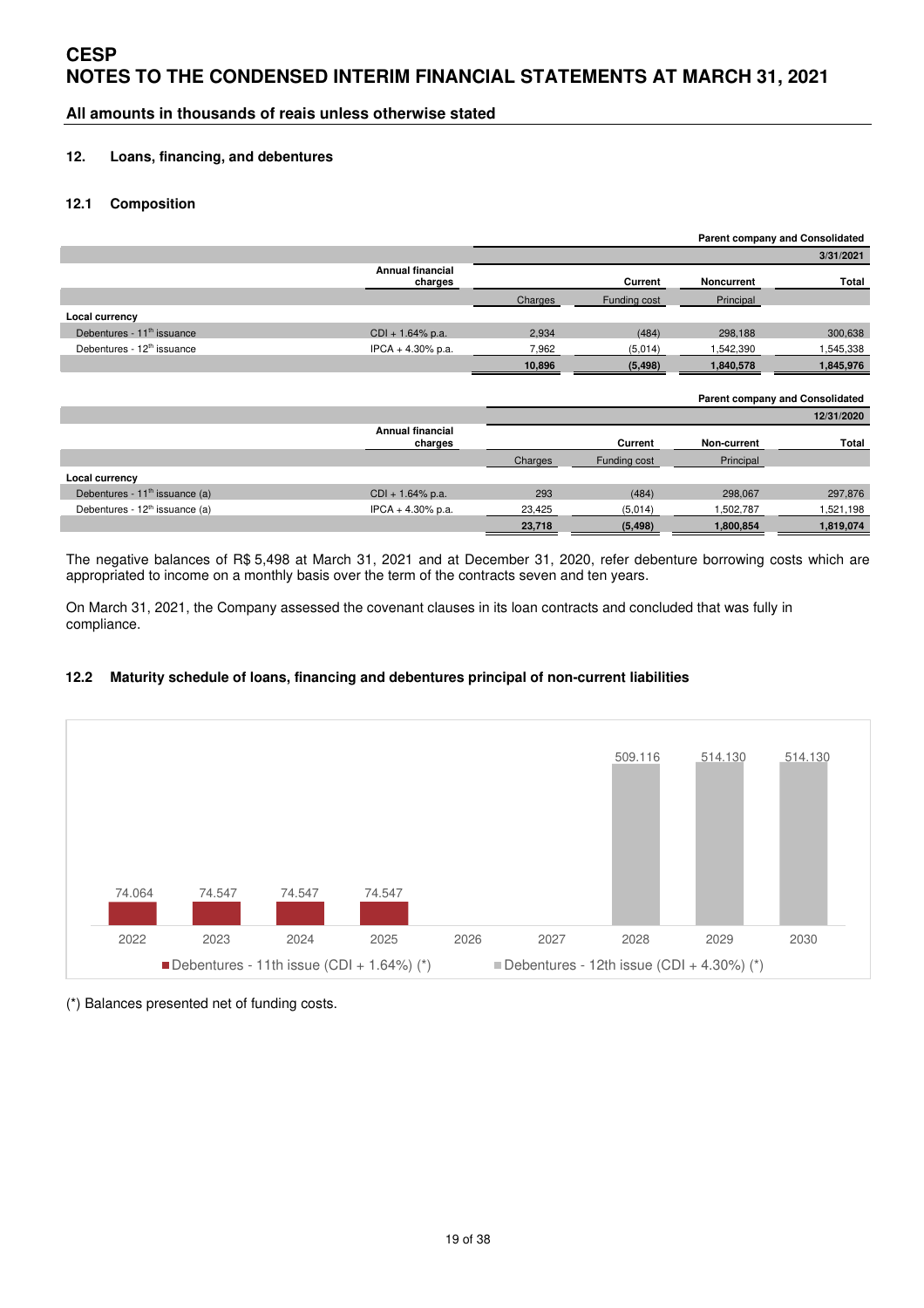## 12. Loans, financing, and debentures

### 12.1 Composition

| | | Parent company and Consolidated | | | |
|---|---|---|---|---|---|
| | | 3/31/2021 | | | |
| | Annual financial charges | Current | | Noncurrent | Total |
| | | Charges | Funding cost | Principal | |
| **Local currency** | | | | | |
| Debentures - 11th issuance | CDI + 1.64% p.a. | 2,934 | (484) | 298,188 | 300,638 |
| Debentures - 12th issuance | IPCA + 4.30% p.a. | 7,962 | (5,014) | 1,542,390 | 1,545,338 |
| | | **10,896** | **(5,498)** | **1,840,578** | **1,845,976** |

| | | Parent company and Consolidated | | | |
|---|---|---|---|---|---|
| | | 12/31/2020 | | | |
| | Annual financial charges | Current | | Non-current | Total |
| | | Charges | Funding cost | Principal | |
| **Local currency** | | | | | |
| Debentures - 11th issuance (a) | CDI + 1.64% p.a. | 293 | (484) | 298,067 | 297,876 |
| Debentures - 12th issuance (a) | IPCA + 4.30% p.a. | 23,425 | (5,014) | 1,502,787 | 1,521,198 |
| | | **23,718** | **(5,498)** | **1,800,854** | **1,819,074** |

The negative balances of R$ 5,498 at March 31, 2021 and at December 31, 2020, refer debenture borrowing costs which are appropriated to income on a monthly basis over the term of the contracts seven and ten years.

On March 31, 2021, the Company assessed the covenant clauses in its loan contracts and concluded that was fully in compliance.

### 12.2 Maturity schedule of loans, financing and debentures principal of non-current liabilities

| Year | Debentures - 11th issue (CDI + 1.64%) (*) | Debentures - 12th issue (CDI + 4.30%) (*) |
|---|---|---|
| 2022 | 74.064 | |
| 2023 | 74.547 | |
| 2024 | 74.547 | |
| 2025 | 74.547 | |
| 2026 | | |
| 2027 | | |
| 2028 | | 509.116 |
| 2029 | | 514.130 |
| 2030 | | 514.130 |

(*) Balances presented net of funding costs.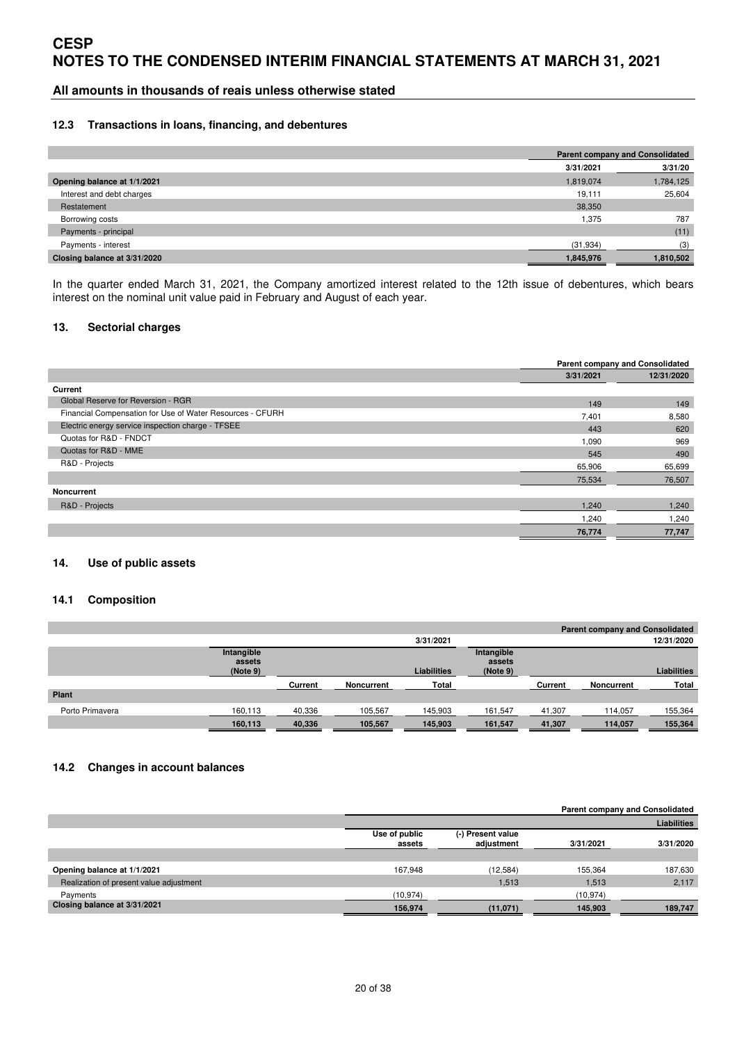## 12.3 Transactions in loans, financing, and debentures

| | Parent company and Consolidated | |
|---|---|---|
| | 3/31/2021 | 3/31/20 |
| **Opening balance at 1/1/2021** | 1,819,074 | 1,784,125 |
| Interest and debt charges | 19,111 | 25,604 |
| Restatement | 38,350 | |
| Borrowing costs | 1,375 | 787 |
| Payments - principal | | (11) |
| Payments - interest | (31,934) | (3) |
| **Closing balance at 3/31/2020** | **1,845,976** | **1,810,502** |

In the quarter ended March 31, 2021, the Company amortized interest related to the 12th issue of debentures, which bears interest on the nominal unit value paid in February and August of each year.

## 13. Sectorial charges

| | Parent company and Consolidated | |
|---|---|---|
| | 3/31/2021 | 12/31/2020 |
| **Current** | | |
| Global Reserve for Reversion - RGR | 149 | 149 |
| Financial Compensation for Use of Water Resources - CFURH | 7,401 | 8,580 |
| Electric energy service inspection charge - TFSEE | 443 | 620 |
| Quotas for R&D - FNDCT | 1,090 | 969 |
| Quotas for R&D - MME | 545 | 490 |
| R&D - Projects | 65,906 | 65,699 |
| | 75,534 | 76,507 |
| **Noncurrent** | | |
| R&D - Projects | 1,240 | 1,240 |
| | 1,240 | 1,240 |
| | **76,774** | **77,747** |

## 14. Use of public assets

### 14.1 Composition

| | Parent company and Consolidated | | | | | | | |
|---|---|---|---|---|---|---|---|---|
| | 3/31/2021 | | | | 12/31/2020 | | | |
| | Intangible assets (Note 9) | | | Liabilities | Intangible assets (Note 9) | | | Liabilities |
| | | Current | Noncurrent | Total | | Current | Noncurrent | Total |
| **Plant** | | | | | | | | |
| Porto Primavera | 160,113 | 40,336 | 105,567 | 145,903 | 161,547 | 41,307 | 114,057 | 155,364 |
| | **160,113** | **40,336** | **105,567** | **145,903** | **161,547** | **41,307** | **114,057** | **155,364** |

### 14.2 Changes in account balances

| | Parent company and Consolidated | | | |
|---|---|---|---|---|
| | | | | Liabilities |
| | Use of public assets | (-) Present value adjustment | 3/31/2021 | 3/31/2020 |
| **Opening balance at 1/1/2021** | 167,948 | (12,584) | 155,364 | 187,630 |
| Realization of present value adjustment | | 1,513 | 1,513 | 2,117 |
| Payments | (10,974) | | (10,974) | |
| **Closing balance at 3/31/2021** | **156,974** | **(11,071)** | **145,903** | **189,747** |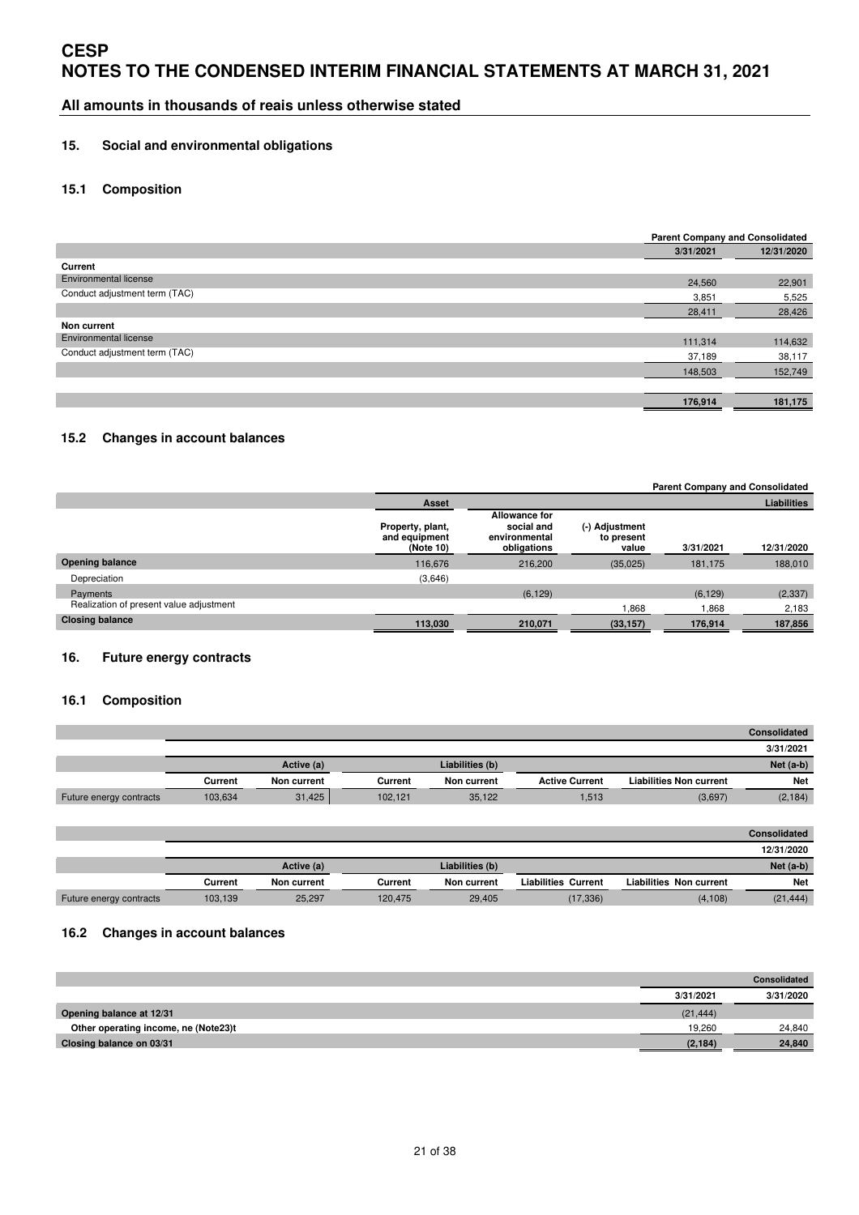# CESP
# NOTES TO THE CONDENSED INTERIM FINANCIAL STATEMENTS AT MARCH 31, 2021

**All amounts in thousands of reais unless otherwise stated**

## 15. Social and environmental obligations

### 15.1 Composition

| | Parent Company and Consolidated | |
|---|---|---|
| | 3/31/2021 | 12/31/2020 |
| **Current** | | |
| Environmental license | 24,560 | 22,901 |
| Conduct adjustment term (TAC) | 3,851 | 5,525 |
| | 28,411 | 28,426 |
| **Non current** | | |
| Environmental license | 111,314 | 114,632 |
| Conduct adjustment term (TAC) | 37,189 | 38,117 |
| | 148,503 | 152,749 |
| | | |
| | 176,914 | 181,175 |

### 15.2 Changes in account balances

| | Parent Company and Consolidated | | | | |
|---|---|---|---|---|---|
| | Asset | | | | Liabilities |
| | Property, plant, and equipment (Note 10) | Allowance for social and environmental obligations | (-) Adjustment to present value | 3/31/2021 | 12/31/2020 |
| **Opening balance** | 116,676 | 216,200 | (35,025) | 181,175 | 188,010 |
| Depreciation | (3,646) | | | | |
| Payments | | (6,129) | | (6,129) | (2,337) |
| Realization of present value adjustment | | | 1,868 | 1,868 | 2,183 |
| **Closing balance** | 113,030 | 210,071 | (33,157) | 176,914 | 187,856 |

## 16. Future energy contracts

### 16.1 Composition

| | | | | | | | Consolidated |
|---|---|---|---|---|---|---|---|
| | | | | | | | 3/31/2021 |
| | Active (a) | | Liabilities (b) | | | | Net (a-b) |
| | Current | Non current | Current | Non current | Active Current | Liabilities Non current | Net |
| Future energy contracts | 103,634 | 31,425 | 102,121 | 35,122 | 1,513 | (3,697) | (2,184) |

| | | | | | | | Consolidated |
|---|---|---|---|---|---|---|---|
| | | | | | | | 12/31/2020 |
| | Active (a) | | Liabilities (b) | | | | Net (a-b) |
| | Current | Non current | Current | Non current | Liabilities Current | Liabilities Non current | Net |
| Future energy contracts | 103,139 | 25,297 | 120,475 | 29,405 | (17,336) | (4,108) | (21,444) |

### 16.2 Changes in account balances

| | Consolidated | |
|---|---|---|
| | 3/31/2021 | 3/31/2020 |
| **Opening balance at 12/31** | (21,444) | |
| **Other operating income, ne (Note23)t** | 19,260 | 24,840 |
| **Closing balance on 03/31** | (2,184) | 24,840 |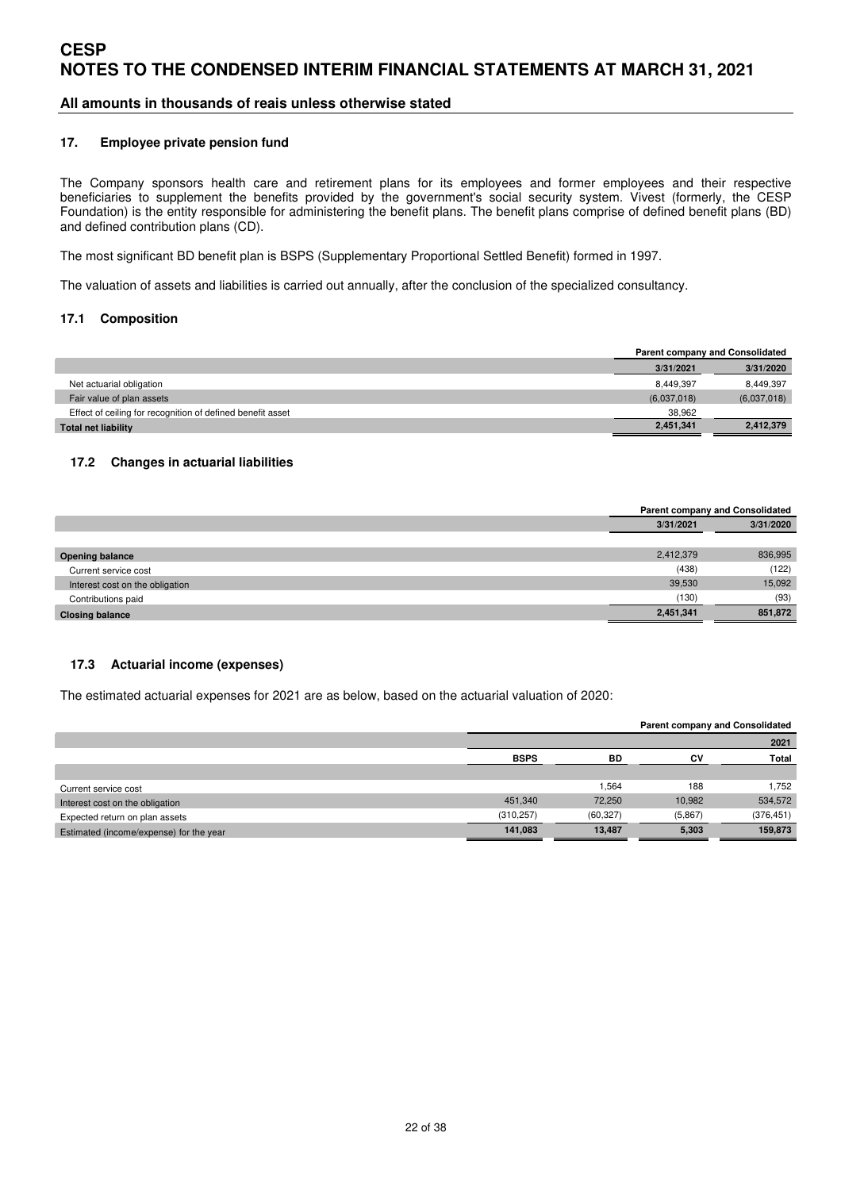# CESP
# NOTES TO THE CONDENSED INTERIM FINANCIAL STATEMENTS AT MARCH 31, 2021

**All amounts in thousands of reais unless otherwise stated**

## 17. Employee private pension fund

The Company sponsors health care and retirement plans for its employees and former employees and their respective beneficiaries to supplement the benefits provided by the government's social security system. Vivest (formerly, the CESP Foundation) is the entity responsible for administering the benefit plans. The benefit plans comprise of defined benefit plans (BD) and defined contribution plans (CD).

The most significant BD benefit plan is BSPS (Supplementary Proportional Settled Benefit) formed in 1997.

The valuation of assets and liabilities is carried out annually, after the conclusion of the specialized consultancy.

### 17.1 Composition

| | Parent company and Consolidated | |
|---|---|---|
| | 3/31/2021 | 3/31/2020 |
| Net actuarial obligation | 8,449,397 | 8,449,397 |
| Fair value of plan assets | (6,037,018) | (6,037,018) |
| Effect of ceiling for recognition of defined benefit asset | 38,962 | |
| **Total net liability** | **2,451,341** | **2,412,379** |

### 17.2 Changes in actuarial liabilities

| | Parent company and Consolidated | |
|---|---|---|
| | 3/31/2021 | 3/31/2020 |
| **Opening balance** | 2,412,379 | 836,995 |
| Current service cost | (438) | (122) |
| Interest cost on the obligation | 39,530 | 15,092 |
| Contributions paid | (130) | (93) |
| **Closing balance** | **2,451,341** | **851,872** |

### 17.3 Actuarial income (expenses)

The estimated actuarial expenses for 2021 are as below, based on the actuarial valuation of 2020:

| | Parent company and Consolidated | | | |
|---|---|---|---|---|
| | | | | 2021 |
| | BSPS | BD | CV | Total |
| Current service cost | | 1,564 | 188 | 1,752 |
| Interest cost on the obligation | 451,340 | 72,250 | 10,982 | 534,572 |
| Expected return on plan assets | (310,257) | (60,327) | (5,867) | (376,451) |
| Estimated (income/expense) for the year | 141,083 | 13,487 | 5,303 | 159,873 |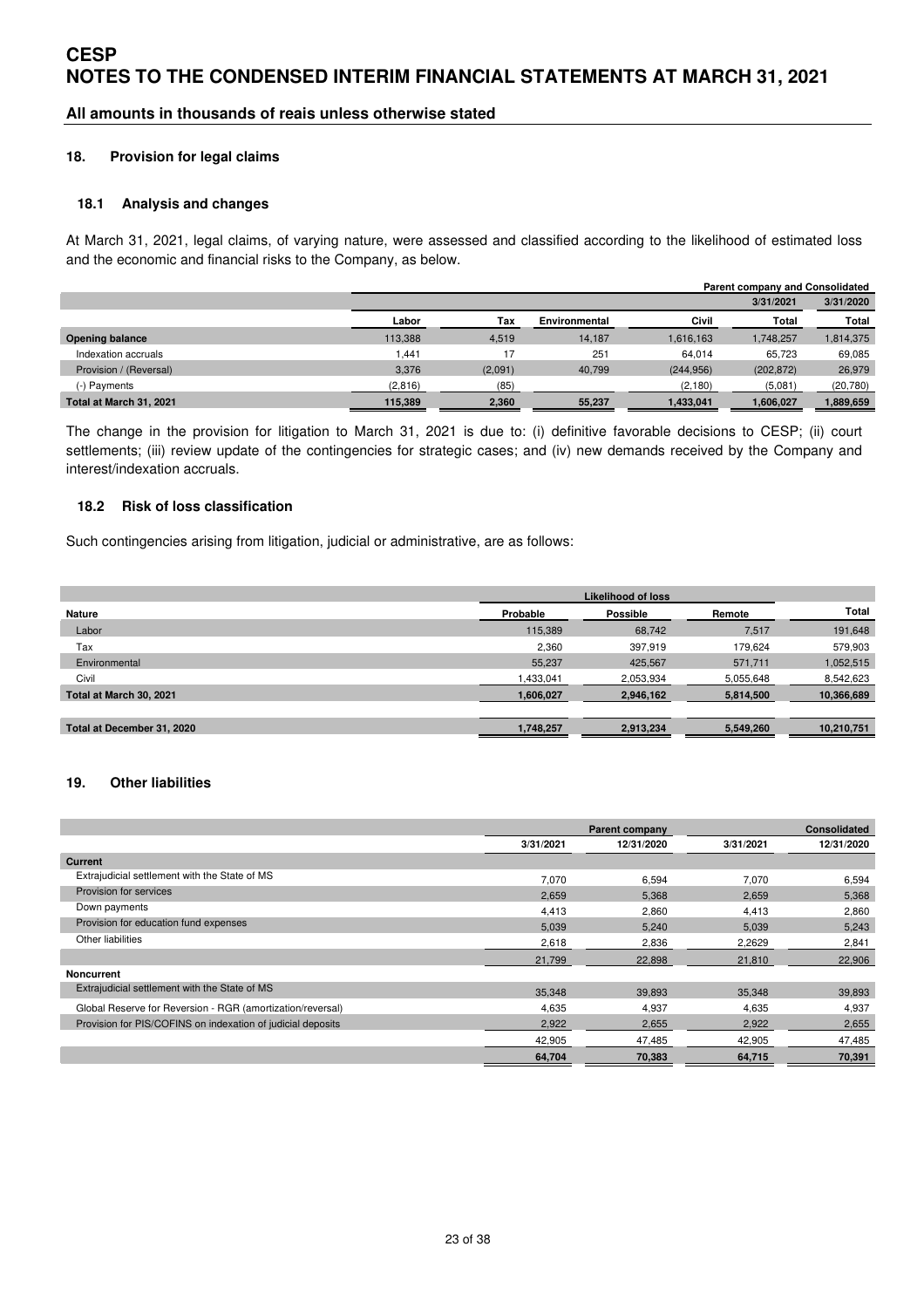# CESP
# NOTES TO THE CONDENSED INTERIM FINANCIAL STATEMENTS AT MARCH 31, 2021

**All amounts in thousands of reais unless otherwise stated**

## 18. Provision for legal claims

### 18.1 Analysis and changes

At March 31, 2021, legal claims, of varying nature, were assessed and classified according to the likelihood of estimated loss and the economic and financial risks to the Company, as below.

| | | | | | Parent company and Consolidated | |
|---|---|---|---|---|---|---|
| | | | | | 3/31/2021 | 3/31/2020 |
| | Labor | Tax | Environmental | Civil | Total | Total |
| **Opening balance** | 113,388 | 4,519 | 14,187 | 1,616,163 | 1,748,257 | 1,814,375 |
| Indexation accruals | 1,441 | 17 | 251 | 64,014 | 65,723 | 69,085 |
| Provision / (Reversal) | 3,376 | (2,091) | 40,799 | (244,956) | (202,872) | 26,979 |
| (-) Payments | (2,816) | (85) | | (2,180) | (5,081) | (20,780) |
| **Total at March 31, 2021** | **115,389** | **2,360** | **55,237** | **1,433,041** | **1,606,027** | **1,889,659** |

The change in the provision for litigation to March 31, 2021 is due to: (i) definitive favorable decisions to CESP; (ii) court settlements; (iii) review update of the contingencies for strategic cases; and (iv) new demands received by the Company and interest/indexation accruals.

### 18.2 Risk of loss classification

Such contingencies arising from litigation, judicial or administrative, are as follows:

| | Likelihood of loss | | | |
|---|---|---|---|---|
| **Nature** | **Probable** | **Possible** | **Remote** | **Total** |
| Labor | 115,389 | 68,742 | 7,517 | 191,648 |
| Tax | 2,360 | 397,919 | 179,624 | 579,903 |
| Environmental | 55,237 | 425,567 | 571,711 | 1,052,515 |
| Civil | 1,433,041 | 2,053,934 | 5,055,648 | 8,542,623 |
| **Total at March 30, 2021** | **1,606,027** | **2,946,162** | **5,814,500** | **10,366,689** |
| | | | | |
| **Total at December 31, 2020** | **1,748,257** | **2,913,234** | **5,549,260** | **10,210,751** |

## 19. Other liabilities

| | Parent company | | Consolidated | |
|---|---|---|---|---|
| | 3/31/2021 | 12/31/2020 | 3/31/2021 | 12/31/2020 |
| **Current** | | | | |
| Extrajudicial settlement with the State of MS | 7,070 | 6,594 | 7,070 | 6,594 |
| Provision for services | 2,659 | 5,368 | 2,659 | 5,368 |
| Down payments | 4,413 | 2,860 | 4,413 | 2,860 |
| Provision for education fund expenses | 5,039 | 5,240 | 5,039 | 5,243 |
| Other liabilities | 2,618 | 2,836 | 2,2629 | 2,841 |
| | 21,799 | 22,898 | 21,810 | 22,906 |
| **Noncurrent** | | | | |
| Extrajudicial settlement with the State of MS | 35,348 | 39,893 | 35,348 | 39,893 |
| Global Reserve for Reversion - RGR (amortization/reversal) | 4,635 | 4,937 | 4,635 | 4,937 |
| Provision for PIS/COFINS on indexation of judicial deposits | 2,922 | 2,655 | 2,922 | 2,655 |
| | 42,905 | 47,485 | 42,905 | 47,485 |
| | **64,704** | **70,383** | **64,715** | **70,391** |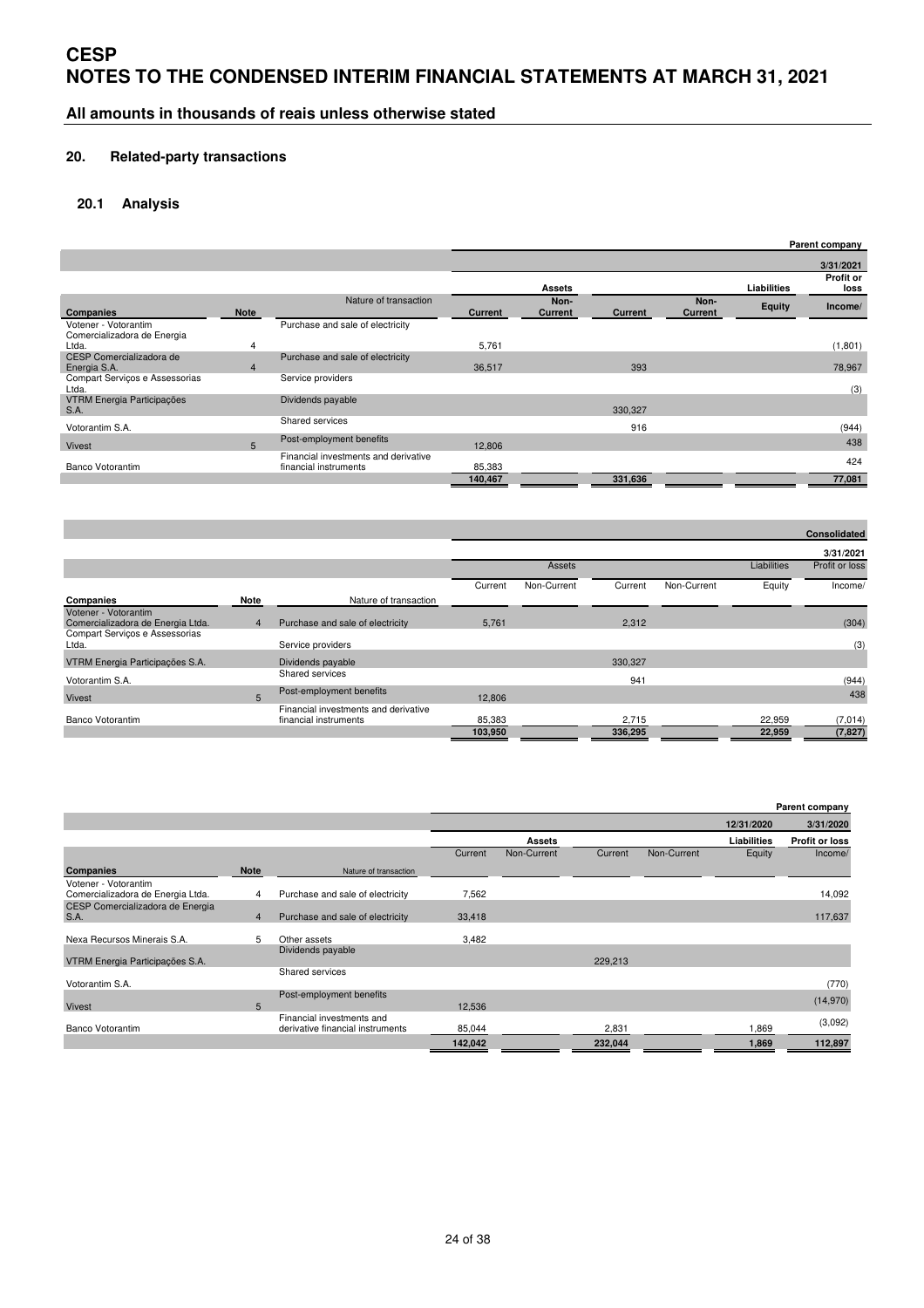## 20. Related-party transactions

### 20.1 Analysis

| | | | Parent company | | | | | |
|---|---|---|---|---|---|---|---|---|
| | | | 3/31/2021 | | | | | |
| | | | Assets | | | | Liabilities | Profit or loss |
| Companies | Note | Nature of transaction | Current | Non-Current | Current | Non-Current | Equity | Income/ |
| Votener - Votorantim Comercializadora de Energia Ltda. | 4 | Purchase and sale of electricity | 5,761 | | | | | (1,801) |
| CESP Comercializadora de Energia S.A. | 4 | Purchase and sale of electricity | 36,517 | | 393 | | | 78,967 |
| Compart Serviços e Assessorias Ltda. | | Service providers | | | | | | (3) |
| VTRM Energia Participações S.A. | | Dividends payable | | | 330,327 | | | |
| Votorantim S.A. | | Shared services | | | 916 | | | (944) |
| Vivest | 5 | Post-employment benefits | 12,806 | | | | | 438 |
| Banco Votorantim | | Financial investments and derivative financial instruments | 85,383 | | | | | 424 |
| | | | 140,467 | | 331,636 | | | 77,081 |

| | | | Consolidated | | | | | |
|---|---|---|---|---|---|---|---|---|
| | | | 3/31/2021 | | | | | |
| | | | Assets | | | | Liabilities | Profit or loss |
| Companies | Note | Nature of transaction | Current | Non-Current | Current | Non-Current | Equity | Income/ |
| Votener - Votorantim Comercializadora de Energia Ltda. | 4 | Purchase and sale of electricity | 5,761 | | 2,312 | | | (304) |
| Compart Serviços e Assessorias Ltda. | | Service providers | | | | | | (3) |
| VTRM Energia Participações S.A. | | Dividends payable | | | 330,327 | | | |
| Votorantim S.A. | | Shared services | | | 941 | | | (944) |
| Vivest | 5 | Post-employment benefits | 12,806 | | | | | 438 |
| Banco Votorantim | | Financial investments and derivative financial instruments | 85,383 | | 2,715 | | 22,959 | (7,014) |
| | | | 103,950 | | 336,295 | | 22,959 | (7,827) |

| | | | Parent company | | | | | |
|---|---|---|---|---|---|---|---|---|
| | | | 12/31/2020 | | | | | 3/31/2020 |
| | | | Assets | | | | Liabilities | Profit or loss |
| Companies | Note | Nature of transaction | Current | Non-Current | Current | Non-Current | Equity | Income/ |
| Votener - Votorantim Comercializadora de Energia Ltda. | 4 | Purchase and sale of electricity | 7,562 | | | | | 14,092 |
| CESP Comercializadora de Energia S.A. | 4 | Purchase and sale of electricity | 33,418 | | | | | 117,637 |
| Nexa Recursos Minerais S.A. | 5 | Other assets | 3,482 | | | | | |
| VTRM Energia Participações S.A. | | Dividends payable | | | 229,213 | | | |
| Votorantim S.A. | | Shared services | | | | | | (770) |
| Vivest | 5 | Post-employment benefits | 12,536 | | | | | (14,970) |
| Banco Votorantim | | Financial investments and derivative financial instruments | 85,044 | | 2,831 | | 1,869 | (3,092) |
| | | | 142,042 | | 232,044 | | 1,869 | 112,897 |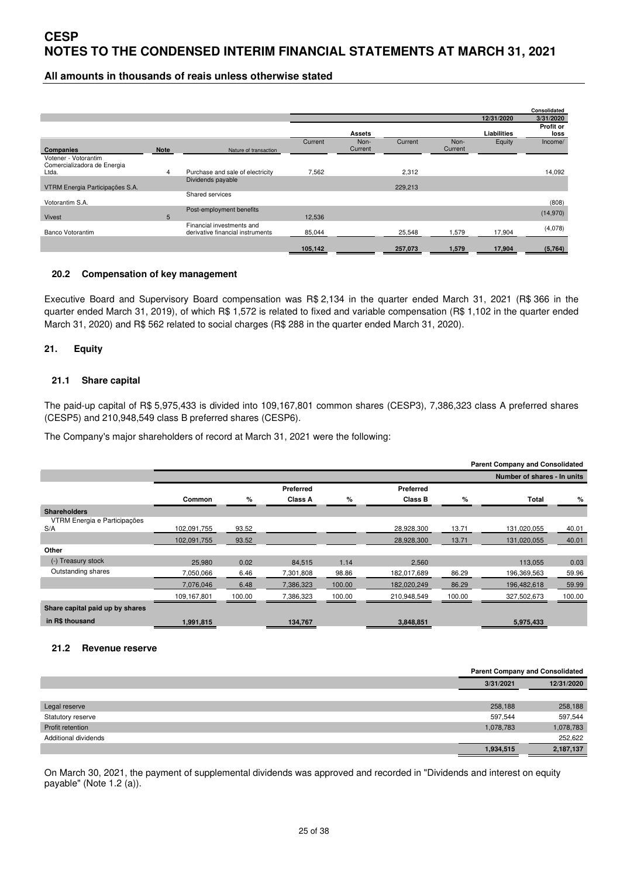# CESP
# NOTES TO THE CONDENSED INTERIM FINANCIAL STATEMENTS AT MARCH 31, 2021

**All amounts in thousands of reais unless otherwise stated**

| | | | | | | | | Consolidated |
|---|---|---|---|---|---|---|---|---|
| | | | | | | | 12/31/2020 | 3/31/2020 |
| | | | Assets | | | | Liabilities | Profit or loss |
| Companies | Note | Nature of transaction | Current | Non-Current | Current | Non-Current | Equity | Income/ |
| Votener - Votorantim Comercializadora de Energia Ltda. | 4 | Purchase and sale of electricity | 7,562 | | 2,312 | | | 14,092 |
| VTRM Energia Participações S.A. | | Dividends payable | | | 229,213 | | | |
| Votorantim S.A. | | Shared services | | | | | | (808) |
| Vivest | 5 | Post-employment benefits | 12,536 | | | | | (14,970) |
| Banco Votorantim | | Financial investments and derivative financial instruments | 85,044 | | 25,548 | 1,579 | 17,904 | (4,078) |
| | | | 105,142 | | 257,073 | 1,579 | 17,904 | (5,764) |

### 20.2 Compensation of key management

Executive Board and Supervisory Board compensation was R$ 2,134 in the quarter ended March 31, 2021 (R$ 366 in the quarter ended March 31, 2019), of which R$ 1,572 is related to fixed and variable compensation (R$ 1,102 in the quarter ended March 31, 2020) and R$ 562 related to social charges (R$ 288 in the quarter ended March 31, 2020).

## 21. Equity

### 21.1 Share capital

The paid-up capital of R$ 5,975,433 is divided into 109,167,801 common shares (CESP3), 7,386,323 class A preferred shares (CESP5) and 210,948,549 class B preferred shares (CESP6).

The Company's major shareholders of record at March 31, 2021 were the following:

| | | | | | | | Parent Company and Consolidated | |
|---|---|---|---|---|---|---|---|---|
| | | | | | | | Number of shares - In units | |
| | Common | % | Preferred Class A | % | Preferred Class B | % | Total | % |
| **Shareholders** | | | | | | | | |
| VTRM Energia e Participações S/A | 102,091,755 | 93.52 | | | 28,928,300 | 13.71 | 131,020,055 | 40.01 |
| | 102,091,755 | 93.52 | | | 28,928,300 | 13.71 | 131,020,055 | 40.01 |
| **Other** | | | | | | | | |
| (-) Treasury stock | 25,980 | 0.02 | 84,515 | 1.14 | 2,560 | | 113,055 | 0.03 |
| Outstanding shares | 7,050,066 | 6.46 | 7,301,808 | 98.86 | 182,017,689 | 86.29 | 196,369,563 | 59.96 |
| | 7,076,046 | 6.48 | 7,386,323 | 100.00 | 182,020,249 | 86.29 | 196,482,618 | 59.99 |
| | 109,167,801 | 100.00 | 7,386,323 | 100.00 | 210,948,549 | 100.00 | 327,502,673 | 100.00 |
| **Share capital paid up by shares in R$ thousand** | 1,991,815 | | 134,767 | | 3,848,851 | | 5,975,433 | |

### 21.2 Revenue reserve

| | Parent Company and Consolidated | |
|---|---|---|
| | 3/31/2021 | 12/31/2020 |
| Legal reserve | 258,188 | 258,188 |
| Statutory reserve | 597,544 | 597,544 |
| Profit retention | 1,078,783 | 1,078,783 |
| Additional dividends | | 252,622 |
| | 1,934,515 | 2,187,137 |

On March 30, 2021, the payment of supplemental dividends was approved and recorded in "Dividends and interest on equity payable" (Note 1.2 (a)).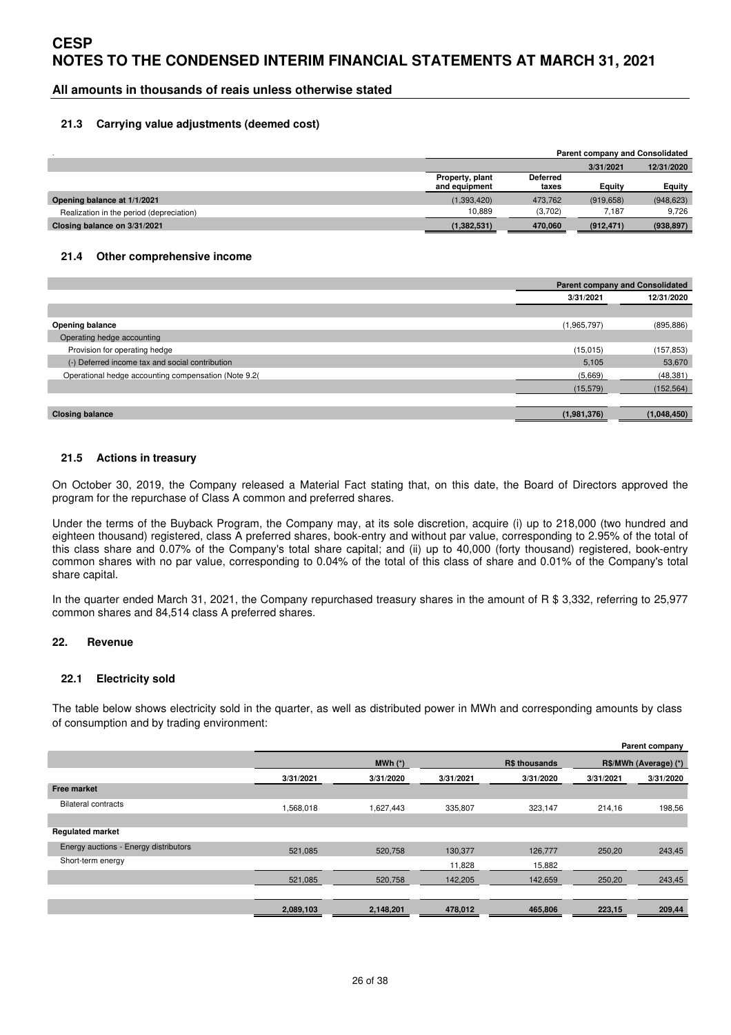# CESP
# NOTES TO THE CONDENSED INTERIM FINANCIAL STATEMENTS AT MARCH 31, 2021

**All amounts in thousands of reais unless otherwise stated**

### 21.3 Carrying value adjustments (deemed cost)

| | Parent company and Consolidated | | | |
|---|---|---|---|---|
| | | | 3/31/2021 | 12/31/2020 |
| | Property, plant and equipment | Deferred taxes | Equity | Equity |
| **Opening balance at 1/1/2021** | (1,393,420) | 473,762 | (919,658) | (948,623) |
| Realization in the period (depreciation) | 10,889 | (3,702) | 7,187 | 9,726 |
| **Closing balance on 3/31/2021** | **(1,382,531)** | **470,060** | **(912,471)** | **(938,897)** |

### 21.4 Other comprehensive income

| | Parent company and Consolidated | |
|---|---|---|
| | 3/31/2021 | 12/31/2020 |
| **Opening balance** | (1,965,797) | (895,886) |
| Operating hedge accounting | | |
| Provision for operating hedge | (15,015) | (157,853) |
| (-) Deferred income tax and social contribution | 5,105 | 53,670 |
| Operational hedge accounting compensation (Note 9.2( | (5,669) | (48,381) |
| | (15,579) | (152,564) |
| **Closing balance** | **(1,981,376)** | **(1,048,450)** |

### 21.5 Actions in treasury

On October 30, 2019, the Company released a Material Fact stating that, on this date, the Board of Directors approved the program for the repurchase of Class A common and preferred shares.

Under the terms of the Buyback Program, the Company may, at its sole discretion, acquire (i) up to 218,000 (two hundred and eighteen thousand) registered, class A preferred shares, book-entry and without par value, corresponding to 2.95% of the total of this class share and 0.07% of the Company's total share capital; and (ii) up to 40,000 (forty thousand) registered, book-entry common shares with no par value, corresponding to 0.04% of the total of this class of share and 0.01% of the Company's total share capital.

In the quarter ended March 31, 2021, the Company repurchased treasury shares in the amount of R $ 3,332, referring to 25,977 common shares and 84,514 class A preferred shares.

## 22. Revenue

### 22.1 Electricity sold

The table below shows electricity sold in the quarter, as well as distributed power in MWh and corresponding amounts by class of consumption and by trading environment:

| | Parent company | | | | | |
|---|---|---|---|---|---|---|
| | MWh (*) | | R$ thousands | | R$/MWh (Average) (*) | |
| | 3/31/2021 | 3/31/2020 | 3/31/2021 | 3/31/2020 | 3/31/2021 | 3/31/2020 |
| **Free market** | | | | | | |
| Bilateral contracts | 1,568,018 | 1,627,443 | 335,807 | 323,147 | 214,16 | 198,56 |
| **Regulated market** | | | | | | |
| Energy auctions - Energy distributors | 521,085 | 520,758 | 130,377 | 126,777 | 250,20 | 243,45 |
| Short-term energy | | | 11,828 | 15,882 | | |
| | 521,085 | 520,758 | 142,205 | 142,659 | 250,20 | 243,45 |
| | 2,089,103 | 2,148,201 | 478,012 | 465,806 | 223,15 | 209,44 |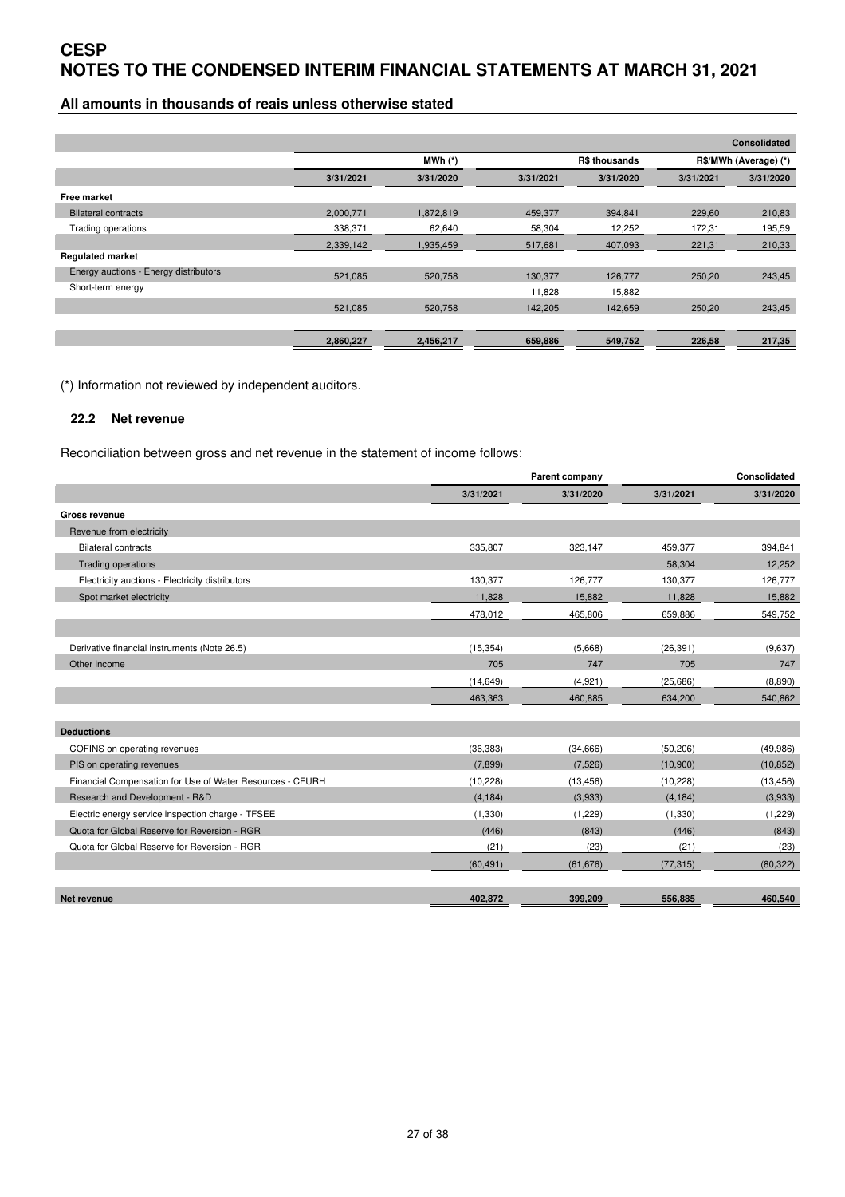# CESP
# NOTES TO THE CONDENSED INTERIM FINANCIAL STATEMENTS AT MARCH 31, 2021

## All amounts in thousands of reais unless otherwise stated

| | | | | | | Consolidated |
|---|---|---|---|---|---|---|
| | MWh (*) | | R$ thousands | | R$/MWh (Average) (*) | |
| | 3/31/2021 | 3/31/2020 | 3/31/2021 | 3/31/2020 | 3/31/2021 | 3/31/2020 |
| **Free market** | | | | | | |
| Bilateral contracts | 2,000,771 | 1,872,819 | 459,377 | 394,841 | 229,60 | 210,83 |
| Trading operations | 338,371 | 62,640 | 58,304 | 12,252 | 172,31 | 195,59 |
| | 2,339,142 | 1,935,459 | 517,681 | 407,093 | 221,31 | 210,33 |
| **Regulated market** | | | | | | |
| Energy auctions - Energy distributors | 521,085 | 520,758 | 130,377 | 126,777 | 250,20 | 243,45 |
| Short-term energy | | | 11,828 | 15,882 | | |
| | 521,085 | 520,758 | 142,205 | 142,659 | 250,20 | 243,45 |
| | 2,860,227 | 2,456,217 | 659,886 | 549,752 | 226,58 | 217,35 |

(*) Information not reviewed by independent auditors.

### 22.2 Net revenue

Reconciliation between gross and net revenue in the statement of income follows:

| | Parent company | | Consolidated | |
|---|---|---|---|---|
| | 3/31/2021 | 3/31/2020 | 3/31/2021 | 3/31/2020 |
| **Gross revenue** | | | | |
| Revenue from electricity | | | | |
| Bilateral contracts | 335,807 | 323,147 | 459,377 | 394,841 |
| Trading operations | | | 58,304 | 12,252 |
| Electricity auctions - Electricity distributors | 130,377 | 126,777 | 130,377 | 126,777 |
| Spot market electricity | 11,828 | 15,882 | 11,828 | 15,882 |
| | 478,012 | 465,806 | 659,886 | 549,752 |
| | | | | |
| Derivative financial instruments (Note 26.5) | (15,354) | (5,668) | (26,391) | (9,637) |
| Other income | 705 | 747 | 705 | 747 |
| | (14,649) | (4,921) | (25,686) | (8,890) |
| | 463,363 | 460,885 | 634,200 | 540,862 |
| | | | | |
| **Deductions** | | | | |
| COFINS on operating revenues | (36,383) | (34,666) | (50,206) | (49,986) |
| PIS on operating revenues | (7,899) | (7,526) | (10,900) | (10,852) |
| Financial Compensation for Use of Water Resources - CFURH | (10,228) | (13,456) | (10,228) | (13,456) |
| Research and Development - R&D | (4,184) | (3,933) | (4,184) | (3,933) |
| Electric energy service inspection charge - TFSEE | (1,330) | (1,229) | (1,330) | (1,229) |
| Quota for Global Reserve for Reversion - RGR | (446) | (843) | (446) | (843) |
| Quota for Global Reserve for Reversion - RGR | (21) | (23) | (21) | (23) |
| | (60,491) | (61,676) | (77,315) | (80,322) |
| | | | | |
| **Net revenue** | 402,872 | 399,209 | 556,885 | 460,540 |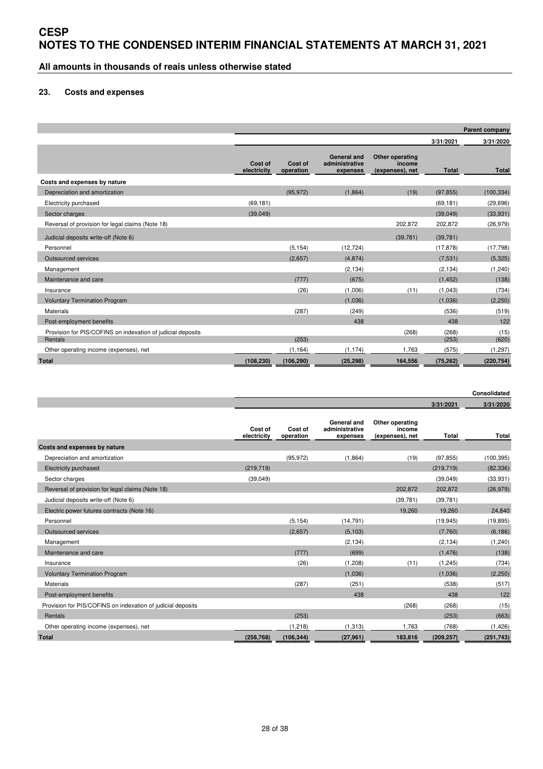# CESP
# NOTES TO THE CONDENSED INTERIM FINANCIAL STATEMENTS AT MARCH 31, 2021

## All amounts in thousands of reais unless otherwise stated

### 23. Costs and expenses

| | | | | | | Parent company |
|---|---|---|---|---|---|---|
| | | | | | 3/31/2021 | 3/31/2020 |
| | Cost of electricity | Cost of operation | General and administrative expenses | Other operating income (expenses), net | Total | Total |
| **Costs and expenses by nature** | | | | | | |
| Depreciation and amortization | | (95,972) | (1,864) | (19) | (97,855) | (100,334) |
| Electricity purchased | (69,181) | | | | (69,181) | (29,696) |
| Sector charges | (39,049) | | | | (39,049) | (33,931) |
| Reversal of provision for legal claims (Note 18) | | | | 202,872 | 202,872 | (26,979) |
| Judicial deposits write-off (Note 6) | | | | (39,781) | (39,781) | |
| Personnel | | (5,154) | (12,724) | | (17,878) | (17,798) |
| Outsourced services | | (2,657) | (4,874) | | (7,531) | (5,325) |
| Management | | | (2,134) | | (2,134) | (1,240) |
| Maintenance and care | | (777) | (675) | | (1,452) | (138) |
| Insurance | | (26) | (1,006) | (11) | (1,043) | (734) |
| Voluntary Termination Program | | | (1,036) | | (1,036) | (2,250) |
| Materials | | (287) | (249) | | (536) | (519) |
| Post-employment benefits | | | 438 | | 438 | 122 |
| Provision for PIS/COFINS on indexation of judicial deposits | | | | (268) | (268) | (15) |
| Rentals | | (253) | | | (253) | (620) |
| Other operating income (expenses), net | | (1,164) | (1,174) | 1,763 | (575) | (1,297) |
| **Total** | **(108,230)** | **(106,290)** | **(25,298)** | **164,556** | **(75,262)** | **(220,754)** |

| | | | | | | Consolidated |
|---|---|---|---|---|---|---|
| | | | | | 3/31/2021 | 3/31/2020 |
| | Cost of electricity | Cost of operation | General and administrative expenses | Other operating income (expenses), net | Total | Total |
| **Costs and expenses by nature** | | | | | | |
| Depreciation and amortization | | (95,972) | (1,864) | (19) | (97,855) | (100,395) |
| Electricity purchased | (219,719) | | | | (219,719) | (82,336) |
| Sector charges | (39,049) | | | | (39,049) | (33,931) |
| Reversal of provision for legal claims (Note 18) | | | | 202,872 | 202,872 | (26,979) |
| Judicial deposits write-off (Note 6) | | | | (39,781) | (39,781) | |
| Electric power futures contracts (Note 16) | | | | 19,260 | 19,260 | 24,840 |
| Personnel | | (5,154) | (14,791) | | (19,945) | (19,895) |
| Outsourced services | | (2,657) | (5,103) | | (7,760) | (6,186) |
| Management | | | (2,134) | | (2,134) | (1,240) |
| Maintenance and care | | (777) | (699) | | (1,476) | (138) |
| Insurance | | (26) | (1,208) | (11) | (1,245) | (734) |
| Voluntary Termination Program | | | (1,036) | | (1,036) | (2,250) |
| Materials | | (287) | (251) | | (538) | (517) |
| Post-employment benefits | | | 438 | | 438 | 122 |
| Provision for PIS/COFINS on indexation of judicial deposits | | | | (268) | (268) | (15) |
| Rentals | | (253) | | | (253) | (663) |
| Other operating income (expenses), net | | (1,218) | (1,313) | 1,763 | (768) | (1,426) |
| **Total** | **(258,768)** | **(106,344)** | **(27,961)** | **183,816** | **(209,257)** | **(251,743)** |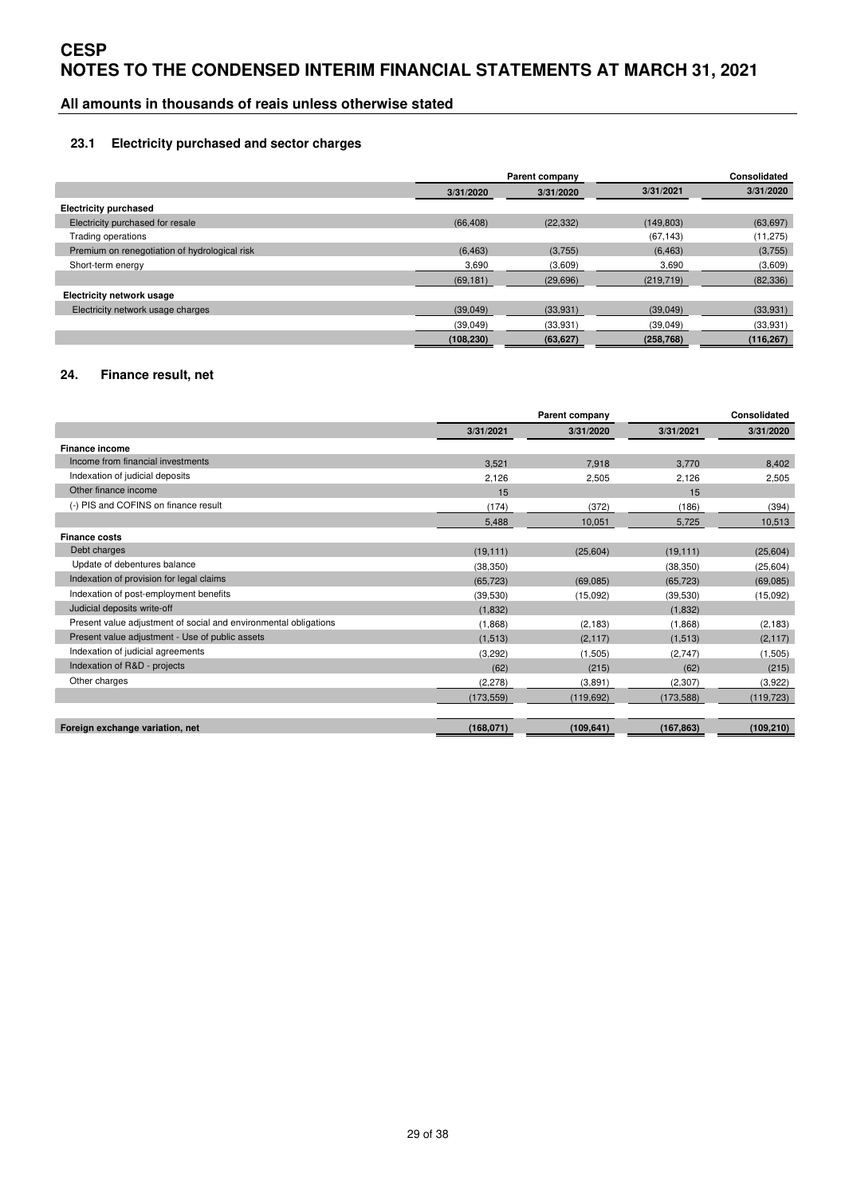# CESP
# NOTES TO THE CONDENSED INTERIM FINANCIAL STATEMENTS AT MARCH 31, 2021

## All amounts in thousands of reais unless otherwise stated

### 23.1 Electricity purchased and sector charges

| | Parent company | | Consolidated | |
|---|---|---|---|---|
| | 3/31/2020 | 3/31/2020 | 3/31/2021 | 3/31/2020 |
| **Electricity purchased** | | | | |
| Electricity purchased for resale | (66,408) | (22,332) | (149,803) | (63,697) |
| Trading operations | | | (67,143) | (11,275) |
| Premium on renegotiation of hydrological risk | (6,463) | (3,755) | (6,463) | (3,755) |
| Short-term energy | 3,690 | (3,609) | 3,690 | (3,609) |
| | (69,181) | (29,696) | (219,719) | (82,336) |
| **Electricity network usage** | | | | |
| Electricity network usage charges | (39,049) | (33,931) | (39,049) | (33,931) |
| | (39,049) | (33,931) | (39,049) | (33,931) |
| | (108,230) | (63,627) | (258,768) | (116,267) |

## 24. Finance result, net

| | Parent company | | Consolidated | |
|---|---|---|---|---|
| | 3/31/2021 | 3/31/2020 | 3/31/2021 | 3/31/2020 |
| **Finance income** | | | | |
| Income from financial investments | 3,521 | 7,918 | 3,770 | 8,402 |
| Indexation of judicial deposits | 2,126 | 2,505 | 2,126 | 2,505 |
| Other finance income | 15 | | 15 | |
| (-) PIS and COFINS on finance result | (174) | (372) | (186) | (394) |
| | 5,488 | 10,051 | 5,725 | 10,513 |
| **Finance costs** | | | | |
| Debt charges | (19,111) | (25,604) | (19,111) | (25,604) |
| Update of debentures balance | (38,350) | | (38,350) | (25,604) |
| Indexation of provision for legal claims | (65,723) | (69,085) | (65,723) | (69,085) |
| Indexation of post-employment benefits | (39,530) | (15,092) | (39,530) | (15,092) |
| Judicial deposits write-off | (1,832) | | (1,832) | |
| Present value adjustment of social and environmental obligations | (1,868) | (2,183) | (1,868) | (2,183) |
| Present value adjustment - Use of public assets | (1,513) | (2,117) | (1,513) | (2,117) |
| Indexation of judicial agreements | (3,292) | (1,505) | (2,747) | (1,505) |
| Indexation of R&D - projects | (62) | (215) | (62) | (215) |
| Other charges | (2,278) | (3,891) | (2,307) | (3,922) |
| | (173,559) | (119,692) | (173,588) | (119,723) |
| | | | | |
| **Foreign exchange variation, net** | (168,071) | (109,641) | (167,863) | (109,210) |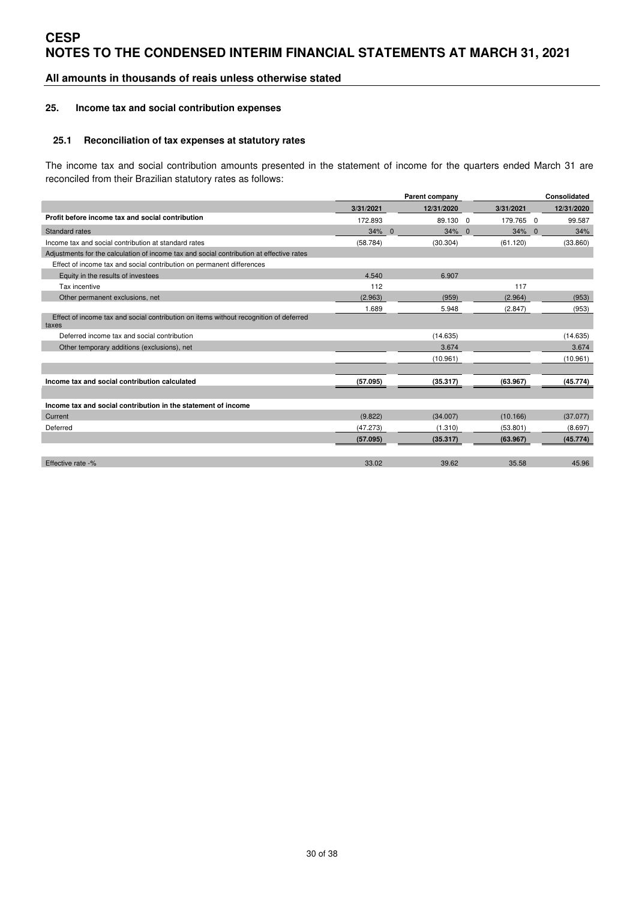# CESP
# NOTES TO THE CONDENSED INTERIM FINANCIAL STATEMENTS AT MARCH 31, 2021

**All amounts in thousands of reais unless otherwise stated**

## 25. Income tax and social contribution expenses

### 25.1 Reconciliation of tax expenses at statutory rates

The income tax and social contribution amounts presented in the statement of income for the quarters ended March 31 are reconciled from their Brazilian statutory rates as follows:

| | Parent company | | Consolidated | |
|---|---|---|---|---|
| | 3/31/2021 | 12/31/2020 | 3/31/2021 | 12/31/2020 |
| **Profit before income tax and social contribution** | 172.893 | 89.130 | 179.765 | 99.587 |
| Standard rates | 34% | 34% | 34% | 34% |
| Income tax and social contribution at standard rates | (58.784) | (30.304) | (61.120) | (33.860) |
| Adjustments for the calculation of income tax and social contribution at effective rates | | | | |
| Effect of income tax and social contribution on permanent differences | | | | |
| Equity in the results of investees | 4.540 | 6.907 | | |
| Tax incentive | 112 | | 117 | |
| Other permanent exclusions, net | (2.963) | (959) | (2.964) | (953) |
| | 1.689 | 5.948 | (2.847) | (953) |
| Effect of income tax and social contribution on items without recognition of deferred taxes | | | | |
| Deferred income tax and social contribution | | (14.635) | | (14.635) |
| Other temporary additions (exclusions), net | | 3.674 | | 3.674 |
| | | (10.961) | | (10.961) |
| **Income tax and social contribution calculated** | **(57.095)** | **(35.317)** | **(63.967)** | **(45.774)** |
| **Income tax and social contribution in the statement of income** | | | | |
| Current | (9.822) | (34.007) | (10.166) | (37.077) |
| Deferred | (47.273) | (1.310) | (53.801) | (8.697) |
| | **(57.095)** | **(35.317)** | **(63.967)** | **(45.774)** |
| Effective rate -% | 33.02 | 39.62 | 35.58 | 45.96 |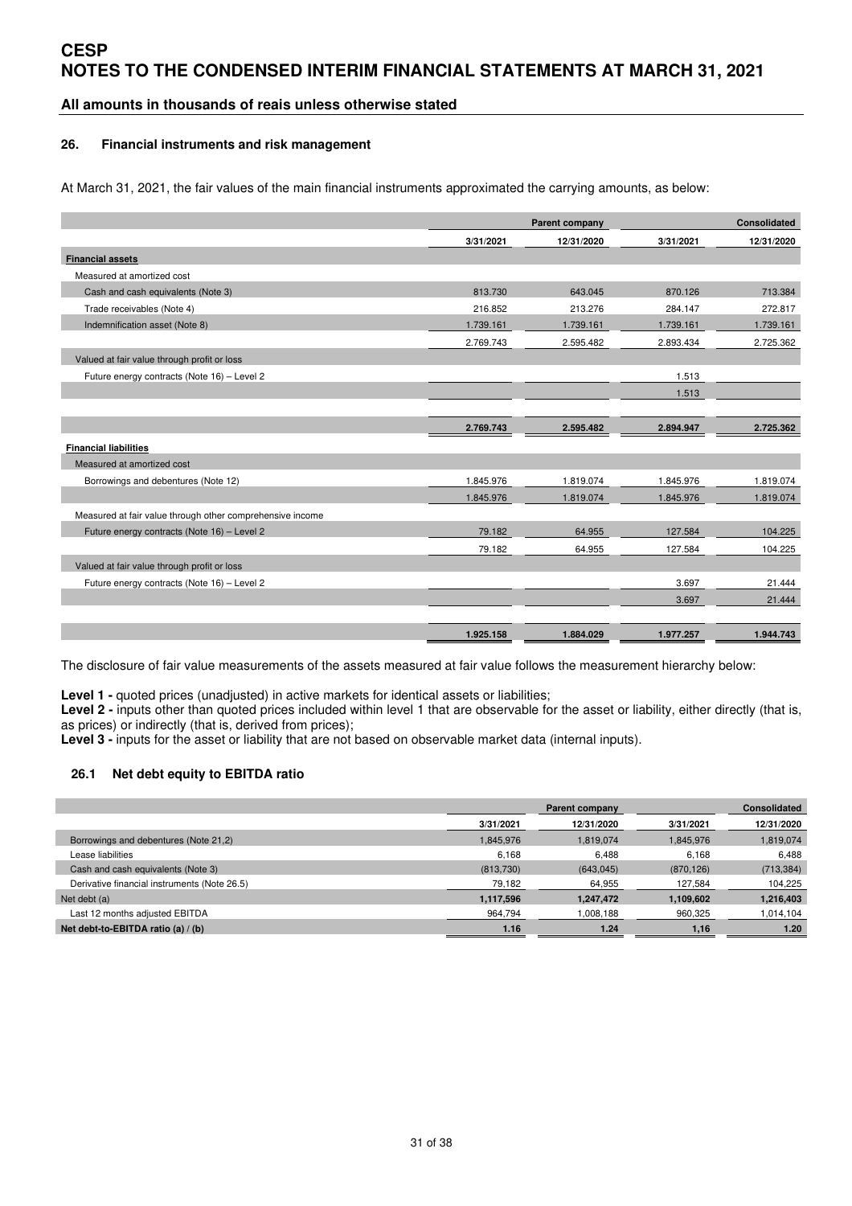## All amounts in thousands of reais unless otherwise stated

### 26. Financial instruments and risk management

At March 31, 2021, the fair values of the main financial instruments approximated the carrying amounts, as below:

| | Parent company | | Consolidated | |
|---|---|---|---|---|
| | 3/31/2021 | 12/31/2020 | 3/31/2021 | 12/31/2020 |
| **Financial assets** | | | | |
| Measured at amortized cost | | | | |
| Cash and cash equivalents (Note 3) | 813.730 | 643.045 | 870.126 | 713.384 |
| Trade receivables (Note 4) | 216.852 | 213.276 | 284.147 | 272.817 |
| Indemnification asset (Note 8) | 1.739.161 | 1.739.161 | 1.739.161 | 1.739.161 |
| | 2.769.743 | 2.595.482 | 2.893.434 | 2.725.362 |
| Valued at fair value through profit or loss | | | | |
| Future energy contracts (Note 16) – Level 2 | | | 1.513 | |
| | | | 1.513 | |
| | **2.769.743** | **2.595.482** | **2.894.947** | **2.725.362** |
| **Financial liabilities** | | | | |
| Measured at amortized cost | | | | |
| Borrowings and debentures (Note 12) | 1.845.976 | 1.819.074 | 1.845.976 | 1.819.074 |
| | 1.845.976 | 1.819.074 | 1.845.976 | 1.819.074 |
| Measured at fair value through other comprehensive income | | | | |
| Future energy contracts (Note 16) – Level 2 | 79.182 | 64.955 | 127.584 | 104.225 |
| | 79.182 | 64.955 | 127.584 | 104.225 |
| Valued at fair value through profit or loss | | | | |
| Future energy contracts (Note 16) – Level 2 | | | 3.697 | 21.444 |
| | | | 3.697 | 21.444 |
| | **1.925.158** | **1.884.029** | **1.977.257** | **1.944.743** |

The disclosure of fair value measurements of the assets measured at fair value follows the measurement hierarchy below:

**Level 1 -** quoted prices (unadjusted) in active markets for identical assets or liabilities;
**Level 2 -** inputs other than quoted prices included within level 1 that are observable for the asset or liability, either directly (that is, as prices) or indirectly (that is, derived from prices);
**Level 3 -** inputs for the asset or liability that are not based on observable market data (internal inputs).

### 26.1 Net debt equity to EBITDA ratio

| | Parent company | | Consolidated | |
|---|---|---|---|---|
| | 3/31/2021 | 12/31/2020 | 3/31/2021 | 12/31/2020 |
| Borrowings and debentures (Note 21,2) | 1,845,976 | 1,819,074 | 1,845,976 | 1,819,074 |
| Lease liabilities | 6,168 | 6,488 | 6,168 | 6,488 |
| Cash and cash equivalents (Note 3) | (813,730) | (643,045) | (870,126) | (713,384) |
| Derivative financial instruments (Note 26.5) | 79,182 | 64,955 | 127,584 | 104,225 |
| Net debt (a) | **1,117,596** | **1,247,472** | **1,109,602** | **1,216,403** |
| Last 12 months adjusted EBITDA | 964,794 | 1,008,188 | 960,325 | 1,014,104 |
| **Net debt-to-EBITDA ratio (a) / (b)** | **1.16** | **1.24** | **1,16** | **1.20** |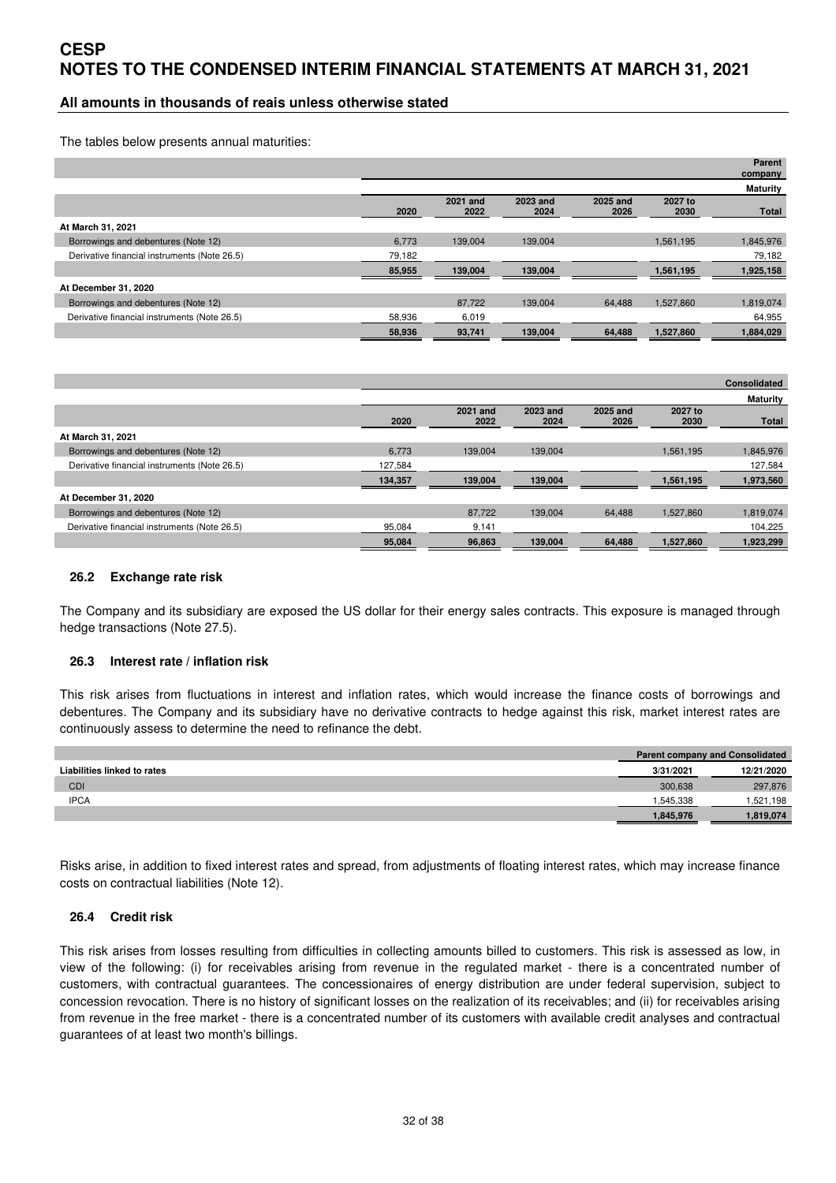The tables below presents annual maturities:

| | | | | | | Parent company |
|---|---|---|---|---|---|---|
| | | | | | | Maturity |
| | 2020 | 2021 and 2022 | 2023 and 2024 | 2025 and 2026 | 2027 to 2030 | Total |
| **At March 31, 2021** | | | | | | |
| Borrowings and debentures (Note 12) | 6,773 | 139,004 | 139,004 | | 1,561,195 | 1,845,976 |
| Derivative financial instruments (Note 26.5) | 79,182 | | | | | 79,182 |
| | 85,955 | 139,004 | 139,004 | | 1,561,195 | 1,925,158 |
| **At December 31, 2020** | | | | | | |
| Borrowings and debentures (Note 12) | | 87,722 | 139,004 | 64,488 | 1,527,860 | 1,819,074 |
| Derivative financial instruments (Note 26.5) | 58,936 | 6,019 | | | | 64,955 |
| | 58,936 | 93,741 | 139,004 | 64,488 | 1,527,860 | 1,884,029 |

| | | | | | | Consolidated |
|---|---|---|---|---|---|---|
| | | | | | | Maturity |
| | 2020 | 2021 and 2022 | 2023 and 2024 | 2025 and 2026 | 2027 to 2030 | Total |
| **At March 31, 2021** | | | | | | |
| Borrowings and debentures (Note 12) | 6,773 | 139,004 | 139,004 | | 1,561,195 | 1,845,976 |
| Derivative financial instruments (Note 26.5) | 127,584 | | | | | 127,584 |
| | 134,357 | 139,004 | 139,004 | | 1,561,195 | 1,973,560 |
| **At December 31, 2020** | | | | | | |
| Borrowings and debentures (Note 12) | | 87,722 | 139,004 | 64,488 | 1,527,860 | 1,819,074 |
| Derivative financial instruments (Note 26.5) | 95,084 | 9,141 | | | | 104,225 |
| | 95,084 | 96,863 | 139,004 | 64,488 | 1,527,860 | 1,923,299 |

### 26.2 Exchange rate risk

The Company and its subsidiary are exposed the US dollar for their energy sales contracts. This exposure is managed through hedge transactions (Note 27.5).

### 26.3 Interest rate / inflation risk

This risk arises from fluctuations in interest and inflation rates, which would increase the finance costs of borrowings and debentures. The Company and its subsidiary have no derivative contracts to hedge against this risk, market interest rates are continuously assess to determine the need to refinance the debt.

| | Parent company and Consolidated | |
|---|---|---|
| **Liabilities linked to rates** | 3/31/2021 | 12/21/2020 |
| CDI | 300,638 | 297,876 |
| IPCA | 1,545,338 | 1,521,198 |
| | 1,845,976 | 1,819,074 |

Risks arise, in addition to fixed interest rates and spread, from adjustments of floating interest rates, which may increase finance costs on contractual liabilities (Note 12).

### 26.4 Credit risk

This risk arises from losses resulting from difficulties in collecting amounts billed to customers. This risk is assessed as low, in view of the following: (i) for receivables arising from revenue in the regulated market - there is a concentrated number of customers, with contractual guarantees. The concessionaires of energy distribution are under federal supervision, subject to concession revocation. There is no history of significant losses on the realization of its receivables; and (ii) for receivables arising from revenue in the free market - there is a concentrated number of its customers with available credit analyses and contractual guarantees of at least two month's billings.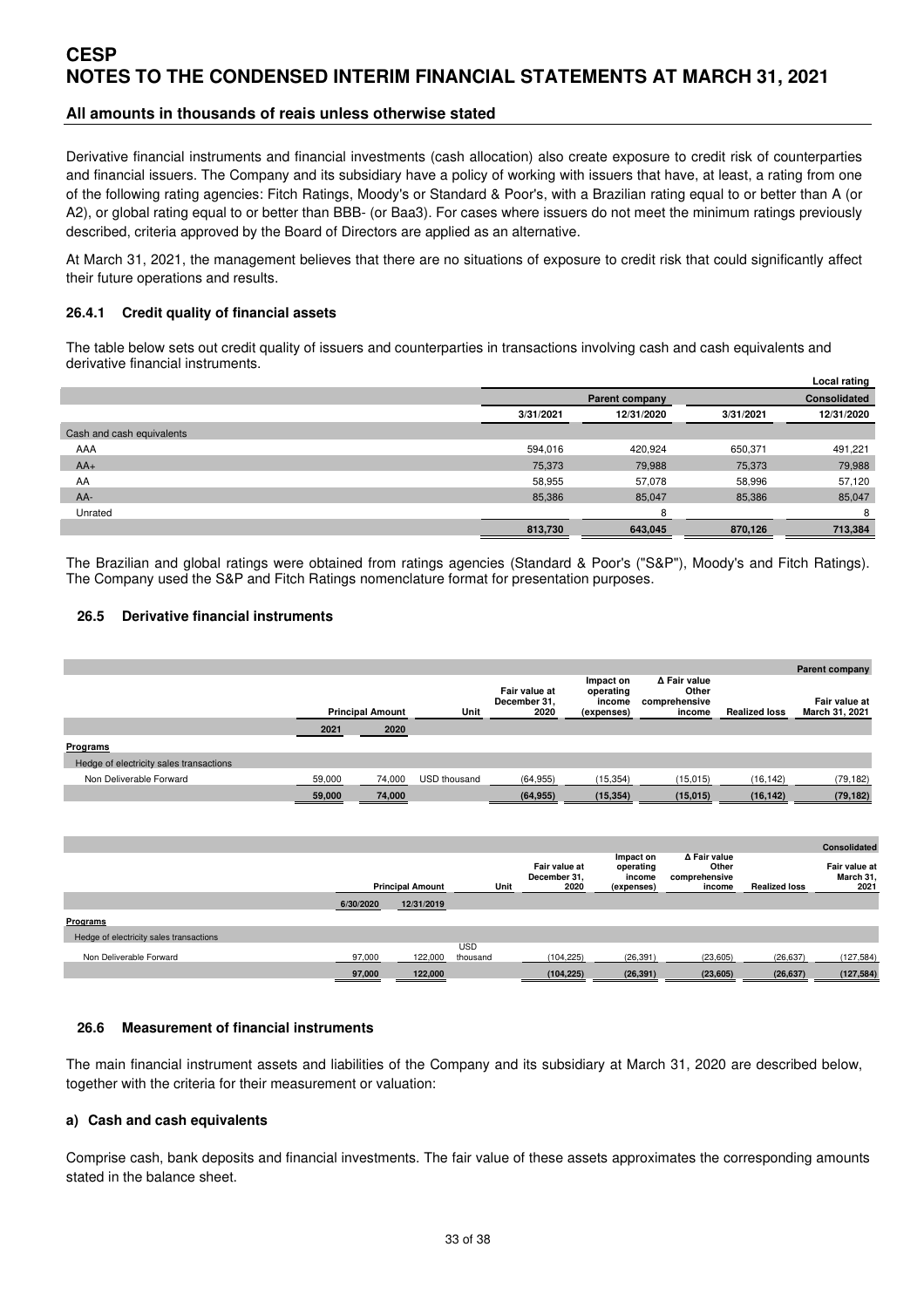Derivative financial instruments and financial investments (cash allocation) also create exposure to credit risk of counterparties and financial issuers. The Company and its subsidiary have a policy of working with issuers that have, at least, a rating from one of the following rating agencies: Fitch Ratings, Moody's or Standard & Poor's, with a Brazilian rating equal to or better than A (or A2), or global rating equal to or better than BBB- (or Baa3). For cases where issuers do not meet the minimum ratings previously described, criteria approved by the Board of Directors are applied as an alternative.

At March 31, 2021, the management believes that there are no situations of exposure to credit risk that could significantly affect their future operations and results.

### 26.4.1 Credit quality of financial assets

The table below sets out credit quality of issuers and counterparties in transactions involving cash and cash equivalents and derivative financial instruments.

| | | | | Local rating |
|---|---|---|---|---|
| | Parent company | | Consolidated | |
| | 3/31/2021 | 12/31/2020 | 3/31/2021 | 12/31/2020 |
| Cash and cash equivalents | | | | |
| AAA | 594,016 | 420,924 | 650,371 | 491,221 |
| AA+ | 75,373 | 79,988 | 75,373 | 79,988 |
| AA | 58,955 | 57,078 | 58,996 | 57,120 |
| AA- | 85,386 | 85,047 | 85,386 | 85,047 |
| Unrated | | 8 | | 8 |
| | 813,730 | 643,045 | 870,126 | 713,384 |

The Brazilian and global ratings were obtained from ratings agencies (Standard & Poor's ("S&P"), Moody's and Fitch Ratings). The Company used the S&P and Fitch Ratings nomenclature format for presentation purposes.

## 26.5 Derivative financial instruments

| | | | | | | | | Parent company |
|---|---|---|---|---|---|---|---|---|
| | Principal Amount | | Unit | Fair value at December 31, 2020 | Impact on operating income (expenses) | Δ Fair value Other comprehensive income | Realized loss | Fair value at March 31, 2021 |
| | 2021 | 2020 | | | | | | |
| **Programs** | | | | | | | | |
| Hedge of electricity sales transactions | | | | | | | | |
| Non Deliverable Forward | 59,000 | 74,000 | USD thousand | (64,955) | (15,354) | (15,015) | (16,142) | (79,182) |
| | 59,000 | 74,000 | | (64,955) | (15,354) | (15,015) | (16,142) | (79,182) |

| | | | | | | | | Consolidated |
|---|---|---|---|---|---|---|---|---|
| | Principal Amount | | Unit | Fair value at December 31, 2020 | Impact on operating income (expenses) | Δ Fair value Other comprehensive income | Realized loss | Fair value at March 31, 2021 |
| | 6/30/2020 | 12/31/2019 | | | | | | |
| **Programs** | | | | | | | | |
| Hedge of electricity sales transactions | | | | | | | | |
| Non Deliverable Forward | 97,000 | 122,000 | USD thousand | (104,225) | (26,391) | (23,605) | (26,637) | (127,584) |
| | 97,000 | 122,000 | | (104,225) | (26,391) | (23,605) | (26,637) | (127,584) |

## 26.6 Measurement of financial instruments

The main financial instrument assets and liabilities of the Company and its subsidiary at March 31, 2020 are described below, together with the criteria for their measurement or valuation:

### a) Cash and cash equivalents

Comprise cash, bank deposits and financial investments. The fair value of these assets approximates the corresponding amounts stated in the balance sheet.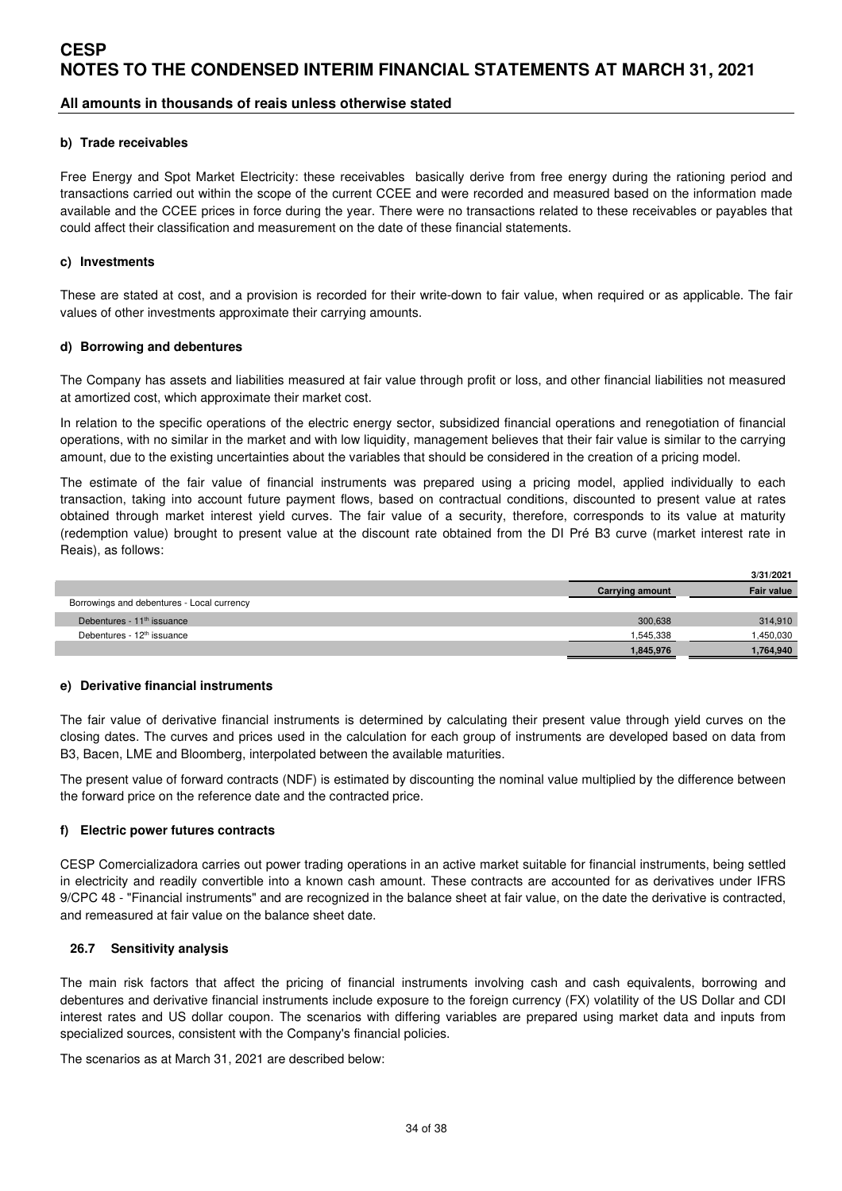#### b) Trade receivables

Free Energy and Spot Market Electricity: these receivables basically derive from free energy during the rationing period and transactions carried out within the scope of the current CCEE and were recorded and measured based on the information made available and the CCEE prices in force during the year. There were no transactions related to these receivables or payables that could affect their classification and measurement on the date of these financial statements.

#### c) Investments

These are stated at cost, and a provision is recorded for their write-down to fair value, when required or as applicable. The fair values of other investments approximate their carrying amounts.

#### d) Borrowing and debentures

The Company has assets and liabilities measured at fair value through profit or loss, and other financial liabilities not measured at amortized cost, which approximate their market cost.

In relation to the specific operations of the electric energy sector, subsidized financial operations and renegotiation of financial operations, with no similar in the market and with low liquidity, management believes that their fair value is similar to the carrying amount, due to the existing uncertainties about the variables that should be considered in the creation of a pricing model.

The estimate of the fair value of financial instruments was prepared using a pricing model, applied individually to each transaction, taking into account future payment flows, based on contractual conditions, discounted to present value at rates obtained through market interest yield curves. The fair value of a security, therefore, corresponds to its value at maturity (redemption value) brought to present value at the discount rate obtained from the DI Pré B3 curve (market interest rate in Reais), as follows:

| | | 3/31/2021 |
|---|---|---|
| | **Carrying amount** | **Fair value** |
| Borrowings and debentures - Local currency | | |
| Debentures - 11th issuance | 300,638 | 314,910 |
| Debentures - 12th issuance | 1,545,338 | 1,450,030 |
| | **1,845,976** | **1,764,940** |

#### e) Derivative financial instruments

The fair value of derivative financial instruments is determined by calculating their present value through yield curves on the closing dates. The curves and prices used in the calculation for each group of instruments are developed based on data from B3, Bacen, LME and Bloomberg, interpolated between the available maturities.

The present value of forward contracts (NDF) is estimated by discounting the nominal value multiplied by the difference between the forward price on the reference date and the contracted price.

#### f) Electric power futures contracts

CESP Comercializadora carries out power trading operations in an active market suitable for financial instruments, being settled in electricity and readily convertible into a known cash amount. These contracts are accounted for as derivatives under IFRS 9/CPC 48 - "Financial instruments" and are recognized in the balance sheet at fair value, on the date the derivative is contracted, and remeasured at fair value on the balance sheet date.

### 26.7 Sensitivity analysis

The main risk factors that affect the pricing of financial instruments involving cash and cash equivalents, borrowing and debentures and derivative financial instruments include exposure to the foreign currency (FX) volatility of the US Dollar and CDI interest rates and US dollar coupon. The scenarios with differing variables are prepared using market data and inputs from specialized sources, consistent with the Company's financial policies.

The scenarios as at March 31, 2021 are described below: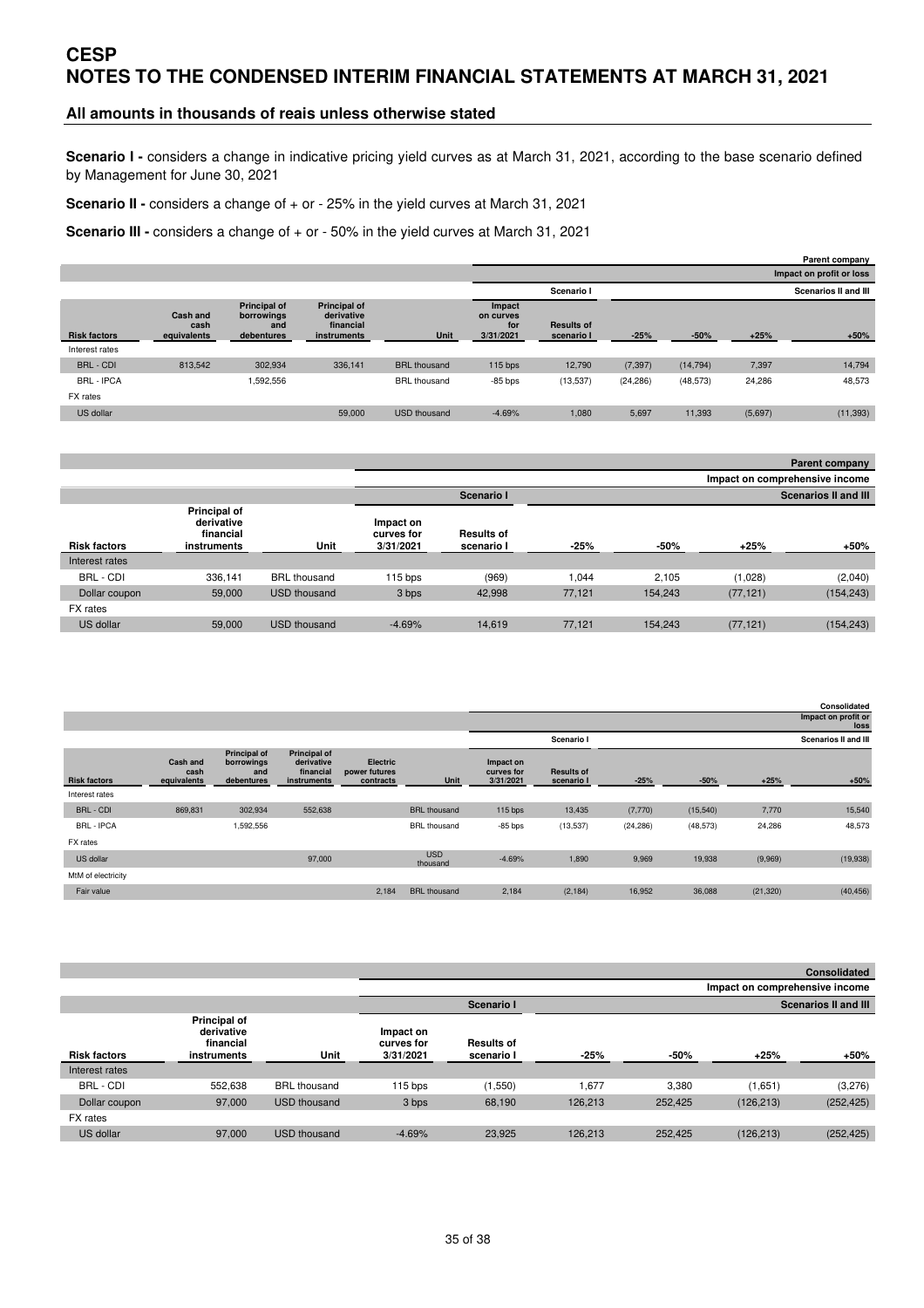**Scenario I -** considers a change in indicative pricing yield curves as at March 31, 2021, according to the base scenario defined by Management for June 30, 2021

**Scenario II -** considers a change of + or - 25% in the yield curves at March 31, 2021

**Scenario III -** considers a change of + or - 50% in the yield curves at March 31, 2021

| | | | | | Parent company | | | | | |
|---|---|---|---|---|---|---|---|---|---|---|
| | | | | | Impact on profit or loss | | | | | |
| | | | | | Scenario I | | Scenarios II and III | | | |
| Risk factors | Cash and cash equivalents | Principal of borrowings and debentures | Principal of derivative financial instruments | Unit | Impact on curves for 3/31/2021 | Results of scenario I | -25% | -50% | +25% | +50% |
| Interest rates | | | | | | | | | | |
| BRL - CDI | 813,542 | 302,934 | 336,141 | BRL thousand | 115 bps | 12,790 | (7,397) | (14,794) | 7,397 | 14,794 |
| BRL - IPCA | | 1,592,556 | | BRL thousand | -85 bps | (13,537) | (24,286) | (48,573) | 24,286 | 48,573 |
| FX rates | | | | | | | | | | |
| US dollar | | | 59,000 | USD thousand | -4.69% | 1,080 | 5,697 | 11,393 | (5,697) | (11,393) |

| | | | Parent company | | | | | |
|---|---|---|---|---|---|---|---|---|
| | | | Impact on comprehensive income | | | | | |
| | | | Scenario I | | Scenarios II and III | | | |
| Risk factors | Principal of derivative financial instruments | Unit | Impact on curves for 3/31/2021 | Results of scenario I | -25% | -50% | +25% | +50% |
| Interest rates | | | | | | | | |
| BRL - CDI | 336,141 | BRL thousand | 115 bps | (969) | 1,044 | 2,105 | (1,028) | (2,040) |
| Dollar coupon | 59,000 | USD thousand | 3 bps | 42,998 | 77,121 | 154,243 | (77,121) | (154,243) |
| FX rates | | | | | | | | |
| US dollar | 59,000 | USD thousand | -4.69% | 14,619 | 77,121 | 154,243 | (77,121) | (154,243) |

| | | | | | | Consolidated | | | | | |
|---|---|---|---|---|---|---|---|---|---|---|---|
| | | | | | | Impact on profit or loss | | | | | |
| | | | | | | Scenario I | | Scenarios II and III | | | |
| Risk factors | Cash and cash equivalents | Principal of borrowings and debentures | Principal of derivative financial instruments | Electric power futures contracts | Unit | Impact on curves for 3/31/2021 | Results of scenario I | -25% | -50% | +25% | +50% |
| Interest rates | | | | | | | | | | | |
| BRL - CDI | 869,831 | 302,934 | 552,638 | | BRL thousand | 115 bps | 13,435 | (7,770) | (15,540) | 7,770 | 15,540 |
| BRL - IPCA | | 1,592,556 | | | BRL thousand | -85 bps | (13,537) | (24,286) | (48,573) | 24,286 | 48,573 |
| FX rates | | | | | | | | | | | |
| US dollar | | | 97,000 | | USD thousand | -4.69% | 1,890 | 9,969 | 19,938 | (9,969) | (19,938) |
| MtM of electricity | | | | | | | | | | | |
| Fair value | | | | 2,184 | BRL thousand | 2,184 | (2,184) | 16,952 | 36,088 | (21,320) | (40,456) |

| | | | Consolidated | | | | | |
|---|---|---|---|---|---|---|---|---|
| | | | Impact on comprehensive income | | | | | |
| | | | Scenario I | | Scenarios II and III | | | |
| Risk factors | Principal of derivative financial instruments | Unit | Impact on curves for 3/31/2021 | Results of scenario I | -25% | -50% | +25% | +50% |
| Interest rates | | | | | | | | |
| BRL - CDI | 552,638 | BRL thousand | 115 bps | (1,550) | 1,677 | 3,380 | (1,651) | (3,276) |
| Dollar coupon | 97,000 | USD thousand | 3 bps | 68,190 | 126,213 | 252,425 | (126,213) | (252,425) |
| FX rates | | | | | | | | |
| US dollar | 97,000 | USD thousand | -4.69% | 23,925 | 126,213 | 252,425 | (126,213) | (252,425) |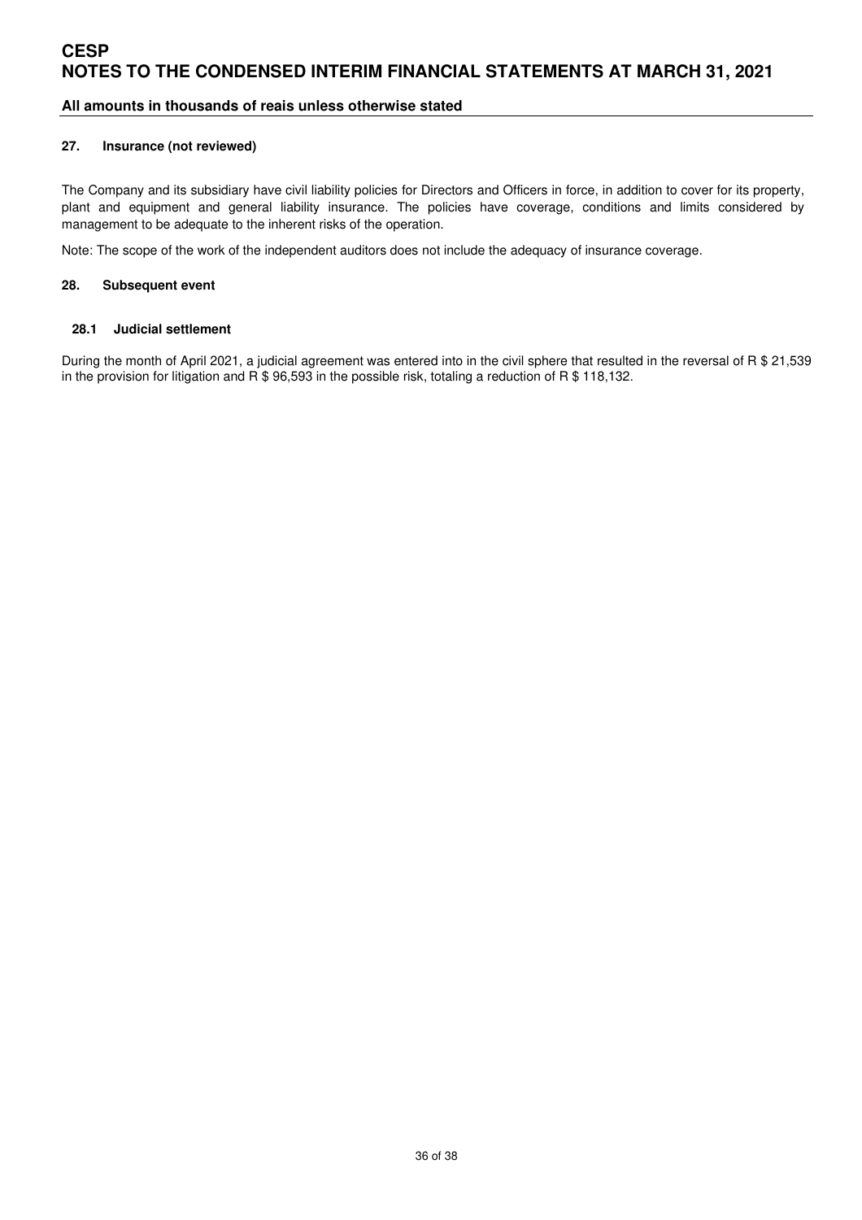## 27. Insurance (not reviewed)

The Company and its subsidiary have civil liability policies for Directors and Officers in force, in addition to cover for its property, plant and equipment and general liability insurance. The policies have coverage, conditions and limits considered by management to be adequate to the inherent risks of the operation.

Note: The scope of the work of the independent auditors does not include the adequacy of insurance coverage.

## 28. Subsequent event

### 28.1 Judicial settlement

During the month of April 2021, a judicial agreement was entered into in the civil sphere that resulted in the reversal of R $ 21,539 in the provision for litigation and R $ 96,593 in the possible risk, totaling a reduction of R $ 118,132.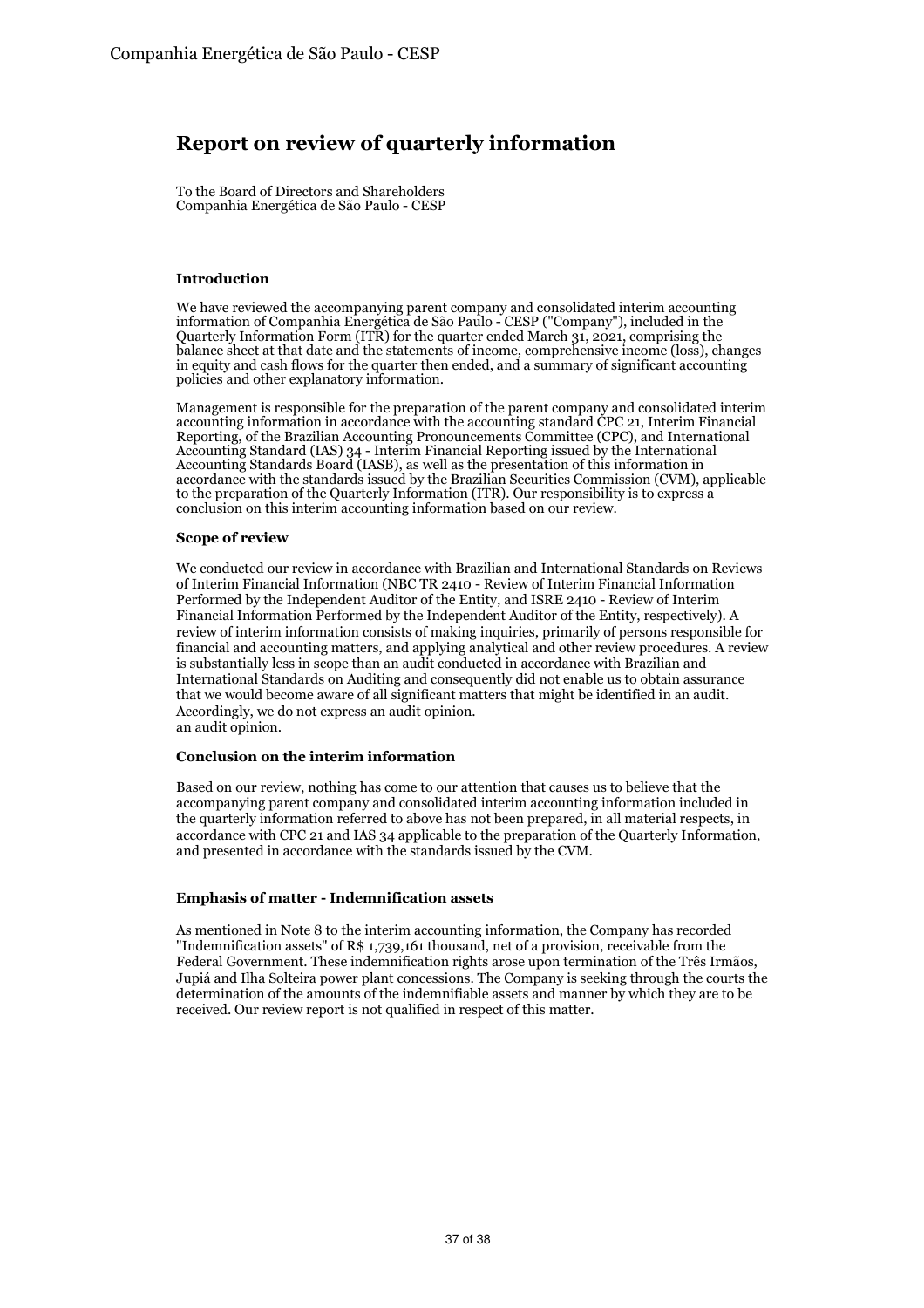# Report on review of quarterly information

To the Board of Directors and Shareholders
Companhia Energética de São Paulo - CESP

### Introduction

We have reviewed the accompanying parent company and consolidated interim accounting information of Companhia Energética de São Paulo - CESP ("Company"), included in the Quarterly Information Form (ITR) for the quarter ended March 31, 2021, comprising the balance sheet at that date and the statements of income, comprehensive income (loss), changes in equity and cash flows for the quarter then ended, and a summary of significant accounting policies and other explanatory information.

Management is responsible for the preparation of the parent company and consolidated interim accounting information in accordance with the accounting standard CPC 21, Interim Financial Reporting, of the Brazilian Accounting Pronouncements Committee (CPC), and International Accounting Standard (IAS) 34 - Interim Financial Reporting issued by the International Accounting Standards Board (IASB), as well as the presentation of this information in accordance with the standards issued by the Brazilian Securities Commission (CVM), applicable to the preparation of the Quarterly Information (ITR). Our responsibility is to express a conclusion on this interim accounting information based on our review.

### Scope of review

We conducted our review in accordance with Brazilian and International Standards on Reviews of Interim Financial Information (NBC TR 2410 - Review of Interim Financial Information Performed by the Independent Auditor of the Entity, and ISRE 2410 - Review of Interim Financial Information Performed by the Independent Auditor of the Entity, respectively). A review of interim information consists of making inquiries, primarily of persons responsible for financial and accounting matters, and applying analytical and other review procedures. A review is substantially less in scope than an audit conducted in accordance with Brazilian and International Standards on Auditing and consequently did not enable us to obtain assurance that we would become aware of all significant matters that might be identified in an audit. Accordingly, we do not express an audit opinion.
an audit opinion.

### Conclusion on the interim information

Based on our review, nothing has come to our attention that causes us to believe that the accompanying parent company and consolidated interim accounting information included in the quarterly information referred to above has not been prepared, in all material respects, in accordance with CPC 21 and IAS 34 applicable to the preparation of the Quarterly Information, and presented in accordance with the standards issued by the CVM.

### Emphasis of matter - Indemnification assets

As mentioned in Note 8 to the interim accounting information, the Company has recorded "Indemnification assets" of R$ 1,739,161 thousand, net of a provision, receivable from the Federal Government. These indemnification rights arose upon termination of the Três Irmãos, Jupiá and Ilha Solteira power plant concessions. The Company is seeking through the courts the determination of the amounts of the indemnifiable assets and manner by which they are to be received. Our review report is not qualified in respect of this matter.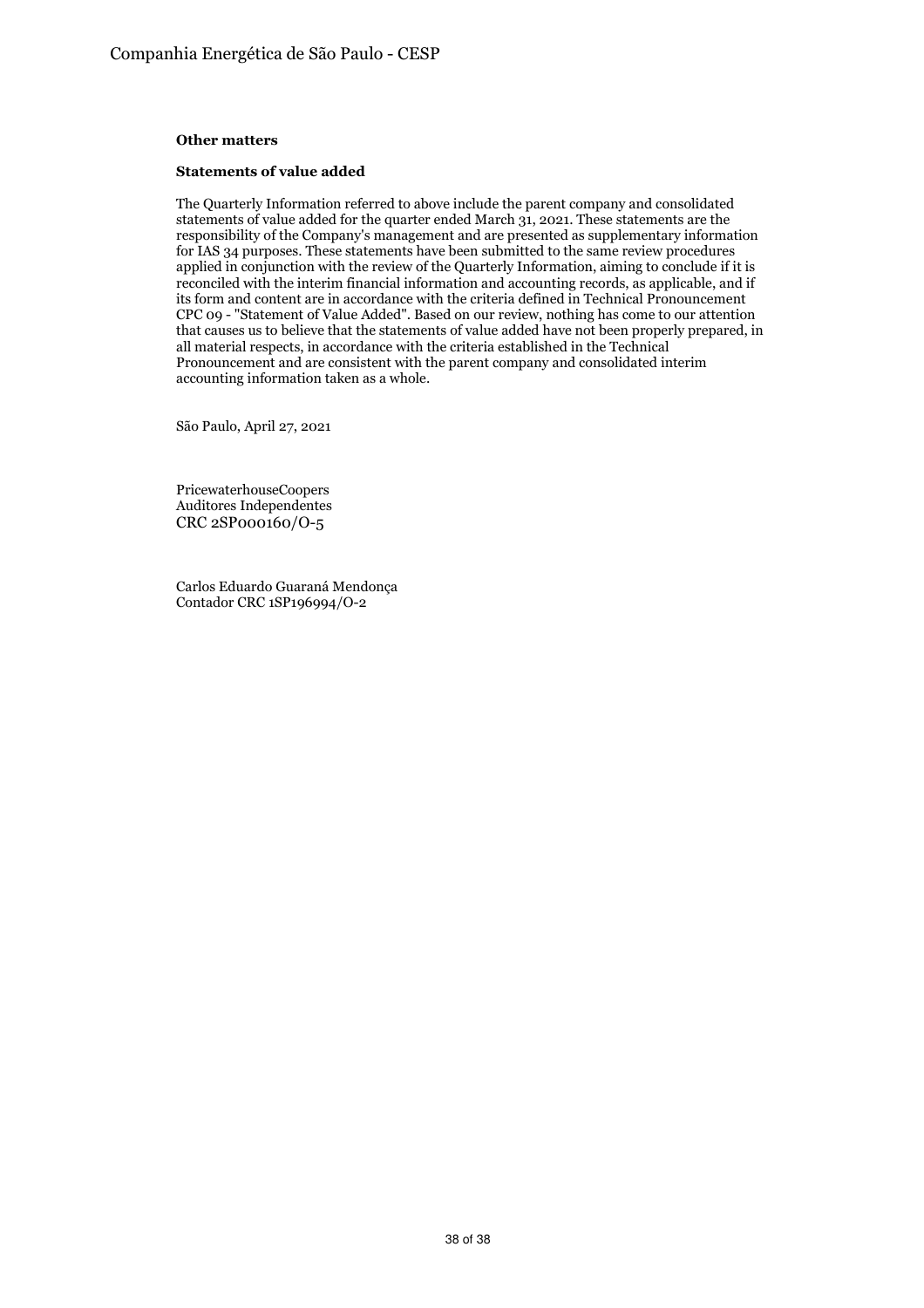**Other matters**

**Statements of value added**

The Quarterly Information referred to above include the parent company and consolidated statements of value added for the quarter ended March 31, 2021. These statements are the responsibility of the Company's management and are presented as supplementary information for IAS 34 purposes. These statements have been submitted to the same review procedures applied in conjunction with the review of the Quarterly Information, aiming to conclude if it is reconciled with the interim financial information and accounting records, as applicable, and if its form and content are in accordance with the criteria defined in Technical Pronouncement CPC 09 - "Statement of Value Added". Based on our review, nothing has come to our attention that causes us to believe that the statements of value added have not been properly prepared, in all material respects, in accordance with the criteria established in the Technical Pronouncement and are consistent with the parent company and consolidated interim accounting information taken as a whole.

São Paulo, April 27, 2021

PricewaterhouseCoopers
Auditores Independentes
CRC 2SP000160/O-5

Carlos Eduardo Guaraná Mendonça
Contador CRC 1SP196994/O-2